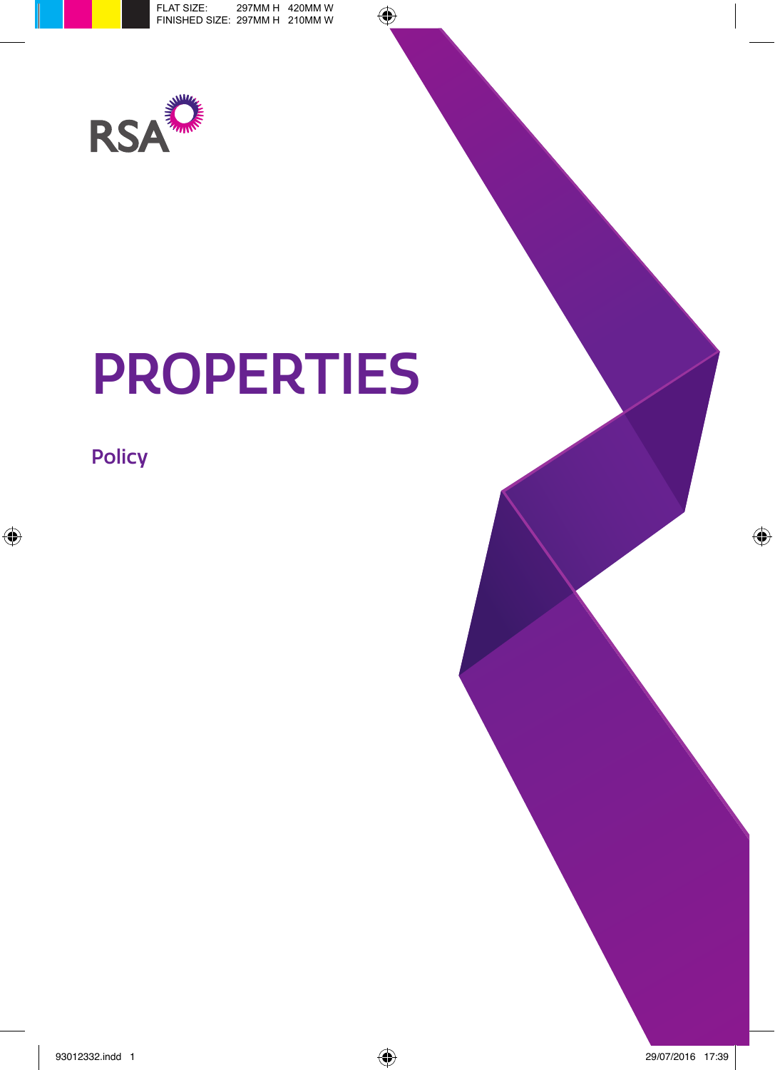RSA

# PROPERTIES

## Policy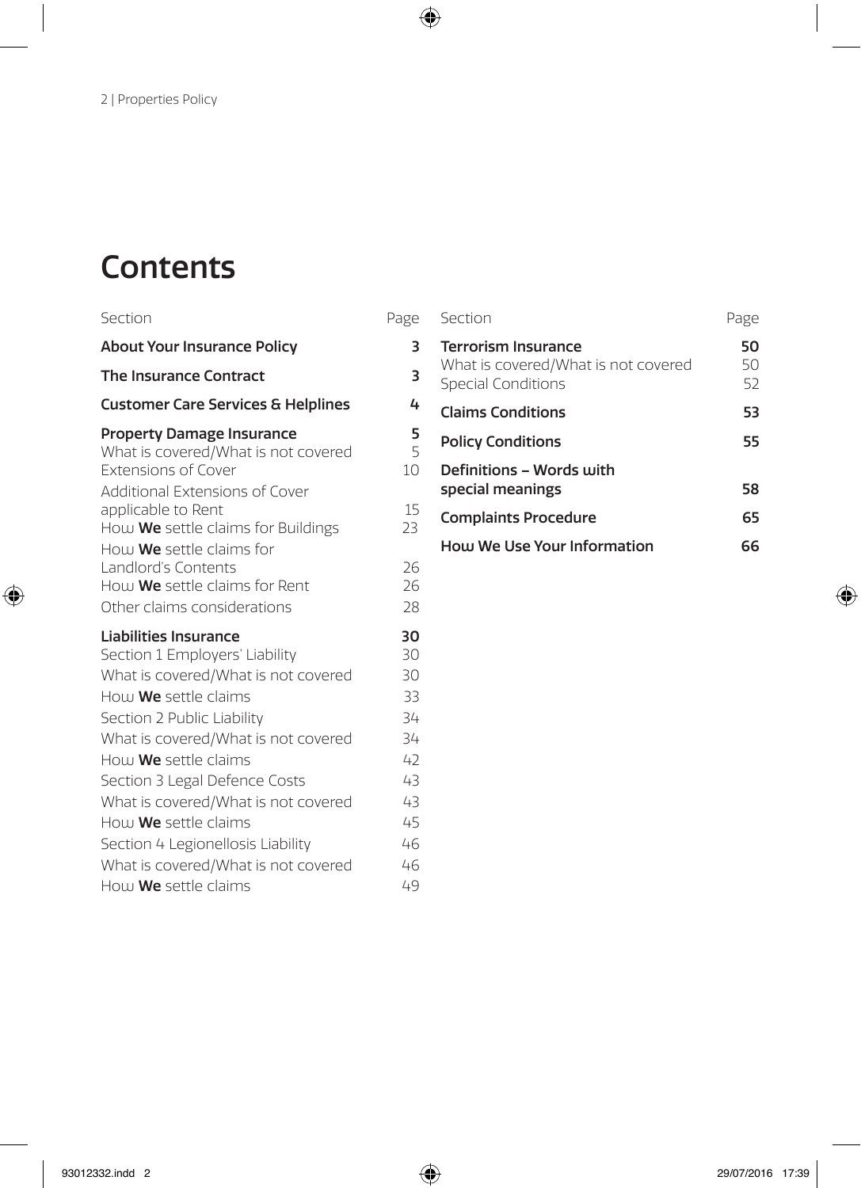# Contents

| Section | Page |
|---|---|
| **About Your Insurance Policy** | **3** |
| **The Insurance Contract** | **3** |
| **Customer Care Services & Helplines** | **4** |
| **Property Damage Insurance** | **5** |
| What is covered/What is not covered | 5 |
| Extensions of Cover | 10 |
| Additional Extensions of Cover applicable to Rent | 15 |
| How **We** settle claims for Buildings | 23 |
| How **We** settle claims for Landlord's Contents | 26 |
| How **We** settle claims for Rent | 26 |
| Other claims considerations | 28 |
| **Liabilities Insurance** | **30** |
| Section 1 Employers' Liability | 30 |
| What is covered/What is not covered | 30 |
| How **We** settle claims | 33 |
| Section 2 Public Liability | 34 |
| What is covered/What is not covered | 34 |
| How **We** settle claims | 42 |
| Section 3 Legal Defence Costs | 43 |
| What is covered/What is not covered | 43 |
| How **We** settle claims | 45 |
| Section 4 Legionellosis Liability | 46 |
| What is covered/What is not covered | 46 |
| How **We** settle claims | 49 |
| **Terrorism Insurance** | **50** |
| What is covered/What is not covered | 50 |
| Special Conditions | 52 |
| **Claims Conditions** | **53** |
| **Policy Conditions** | **55** |
| **Definitions – Words with special meanings** | **58** |
| **Complaints Procedure** | **65** |
| **How We Use Your Information** | **66** |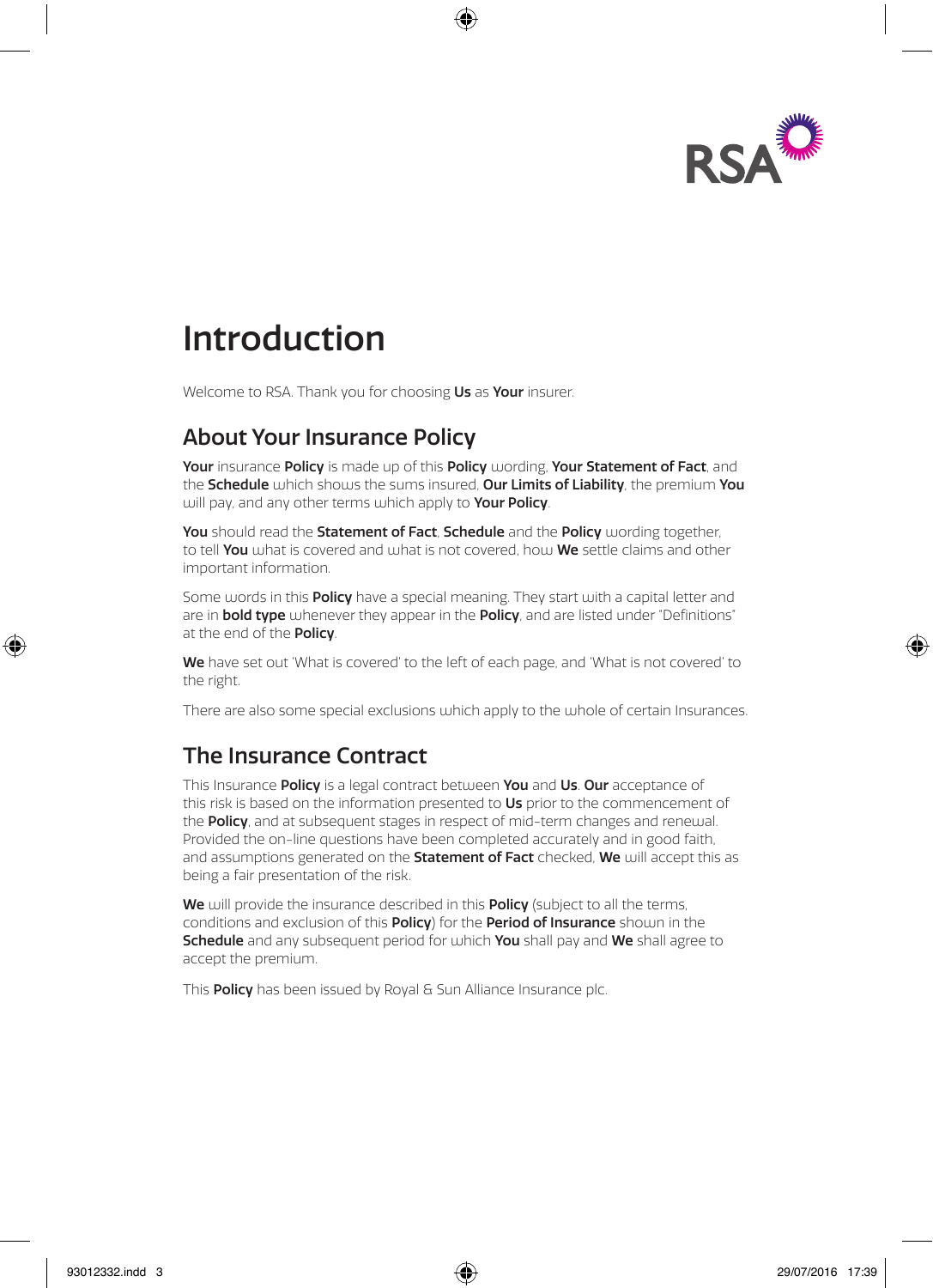# Introduction

Welcome to RSA. Thank you for choosing **Us** as **Your** insurer.

## About Your Insurance Policy

**Your** insurance **Policy** is made up of this **Policy** wording, **Your Statement of Fact**, and the **Schedule** which shows the sums insured, **Our Limits of Liability**, the premium **You** will pay, and any other terms which apply to **Your Policy**.

**You** should read the **Statement of Fact**, **Schedule** and the **Policy** wording together, to tell **You** what is covered and what is not covered, how **We** settle claims and other important information.

Some words in this **Policy** have a special meaning. They start with a capital letter and are in **bold type** whenever they appear in the **Policy**, and are listed under "Definitions" at the end of the **Policy**.

**We** have set out 'What is covered' to the left of each page, and 'What is not covered' to the right.

There are also some special exclusions which apply to the whole of certain Insurances.

## The Insurance Contract

This Insurance **Policy** is a legal contract between **You** and **Us**. **Our** acceptance of this risk is based on the information presented to **Us** prior to the commencement of the **Policy**, and at subsequent stages in respect of mid-term changes and renewal. Provided the on-line questions have been completed accurately and in good faith, and assumptions generated on the **Statement of Fact** checked, **We** will accept this as being a fair presentation of the risk.

**We** will provide the insurance described in this **Policy** (subject to all the terms, conditions and exclusion of this **Policy**) for the **Period of Insurance** shown in the **Schedule** and any subsequent period for which **You** shall pay and **We** shall agree to accept the premium.

This **Policy** has been issued by Royal & Sun Alliance Insurance plc.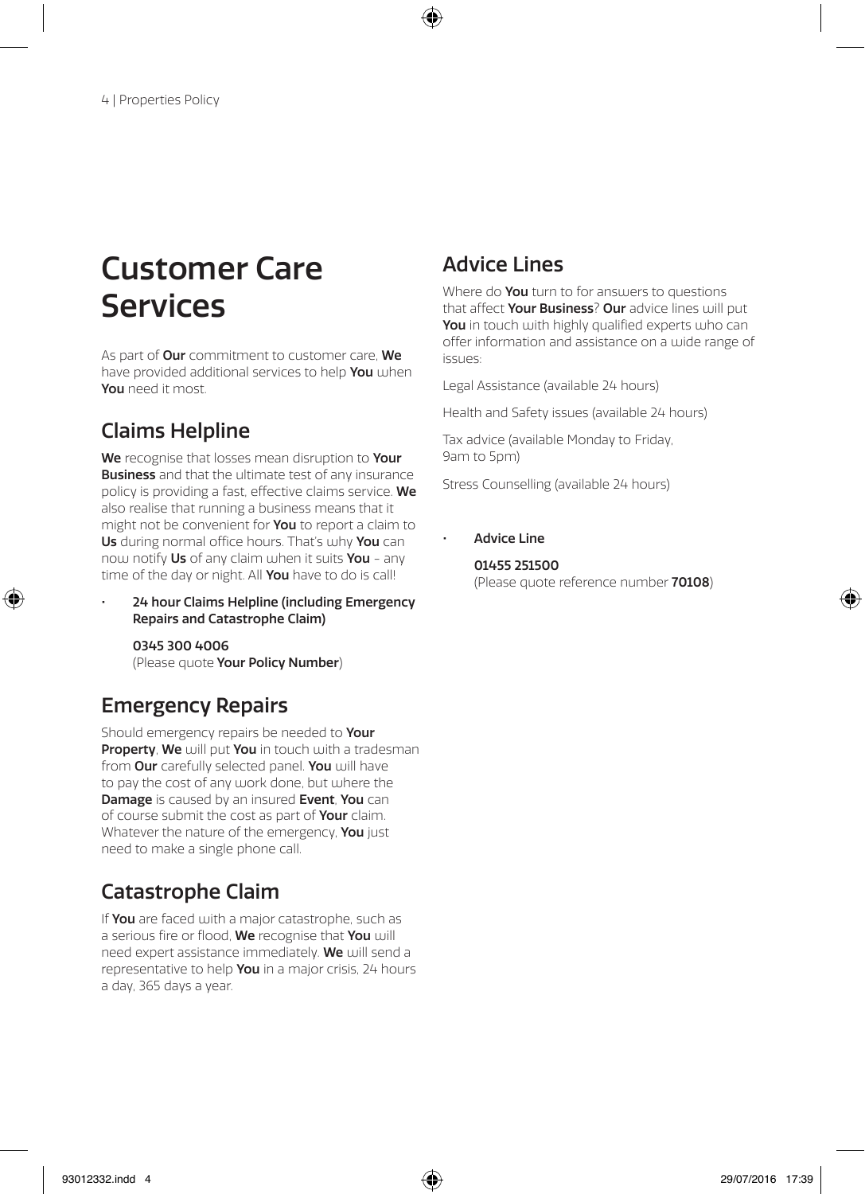# Customer Care Services

As part of **Our** commitment to customer care, **We** have provided additional services to help **You** when **You** need it most.

## Claims Helpline

**We** recognise that losses mean disruption to **Your Business** and that the ultimate test of any insurance policy is providing a fast, effective claims service. **We** also realise that running a business means that it might not be convenient for **You** to report a claim to **Us** during normal office hours. That's why **You** can now notify **Us** of any claim when it suits **You** - any time of the day or night. All **You** have to do is call!

- **24 hour Claims Helpline (including Emergency Repairs and Catastrophe Claim)**

  **0345 300 4006**
  (Please quote **Your Policy Number**)

## Emergency Repairs

Should emergency repairs be needed to **Your Property**, **We** will put **You** in touch with a tradesman from **Our** carefully selected panel. **You** will have to pay the cost of any work done, but where the **Damage** is caused by an insured **Event**, **You** can of course submit the cost as part of **Your** claim. Whatever the nature of the emergency, **You** just need to make a single phone call.

## Catastrophe Claim

If **You** are faced with a major catastrophe, such as a serious fire or flood, **We** recognise that **You** will need expert assistance immediately. **We** will send a representative to help **You** in a major crisis, 24 hours a day, 365 days a year.

## Advice Lines

Where do **You** turn to for answers to questions that affect **Your Business**? **Our** advice lines will put **You** in touch with highly qualified experts who can offer information and assistance on a wide range of issues:

Legal Assistance (available 24 hours)

Health and Safety issues (available 24 hours)

Tax advice (available Monday to Friday, 9am to 5pm)

Stress Counselling (available 24 hours)

- **Advice Line**

  **01455 251500**
  (Please quote reference number **70108**)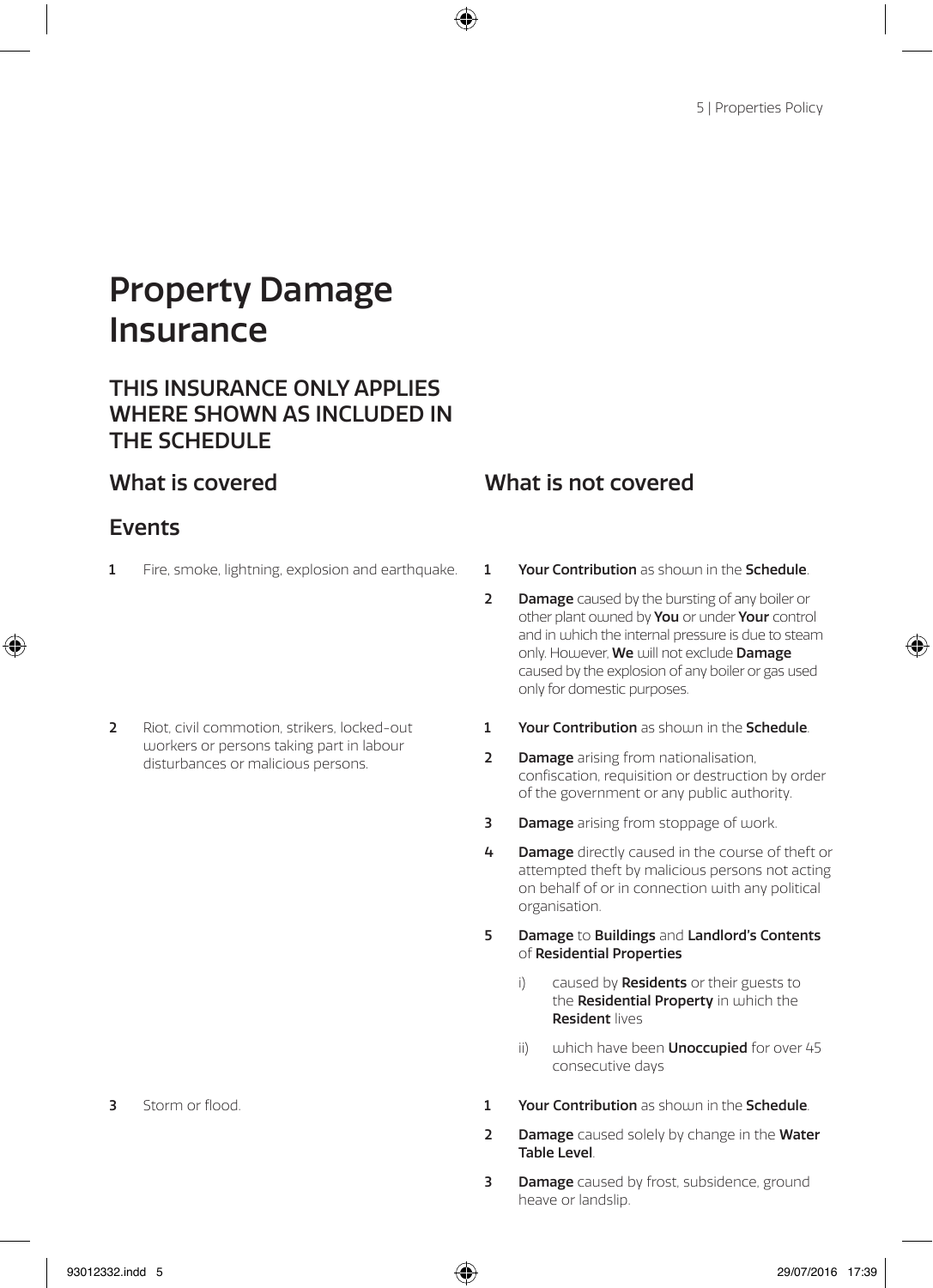# Property Damage Insurance

## THIS INSURANCE ONLY APPLIES WHERE SHOWN AS INCLUDED IN THE SCHEDULE

| What is covered | What is not covered |
|---|---|
| **Events** | |
| 1 Fire, smoke, lightning, explosion and earthquake. | 1 **Your Contribution** as shown in the **Schedule**.<br>2 **Damage** caused by the bursting of any boiler or other plant owned by **You** or under **Your** control and in which the internal pressure is due to steam only. However, **We** will not exclude **Damage** caused by the explosion of any boiler or gas used only for domestic purposes. |
| 2 Riot, civil commotion, strikers, locked-out workers or persons taking part in labour disturbances or malicious persons. | 1 **Your Contribution** as shown in the **Schedule**.<br>2 **Damage** arising from nationalisation, confiscation, requisition or destruction by order of the government or any public authority.<br>3 **Damage** arising from stoppage of work.<br>4 **Damage** directly caused in the course of theft or attempted theft by malicious persons not acting on behalf of or in connection with any political organisation.<br>5 **Damage** to **Buildings** and **Landlord's Contents** of **Residential Properties**<br>i) caused by **Residents** or their guests to the **Residential Property** in which the **Resident** lives<br>ii) which have been **Unoccupied** for over 45 consecutive days |
| 3 Storm or flood. | 1 **Your Contribution** as shown in the **Schedule**.<br>2 **Damage** caused solely by change in the **Water Table Level**.<br>3 **Damage** caused by frost, subsidence, ground heave or landslip. |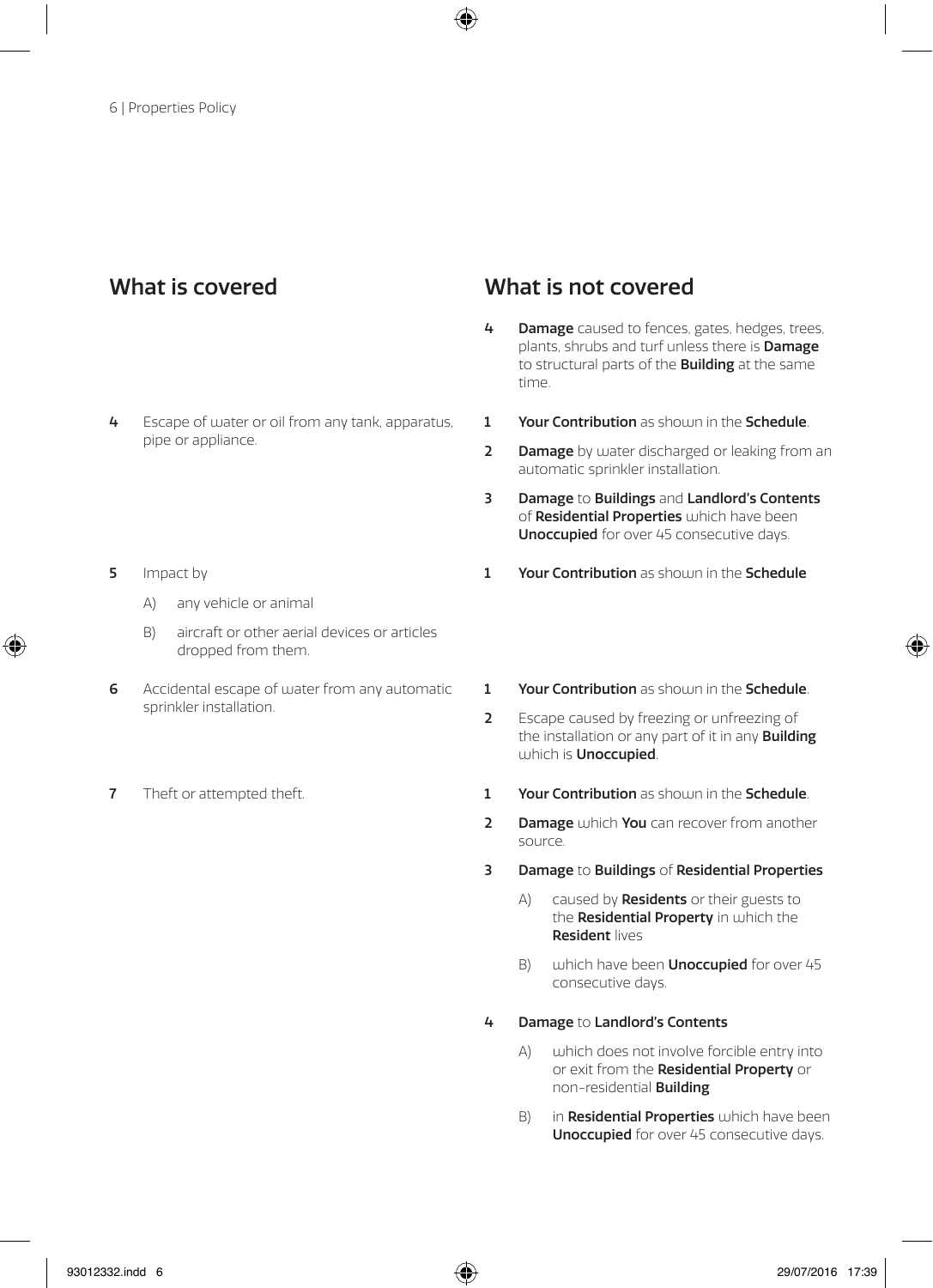| What is covered | What is not covered |
| --- | --- |
| | **4** **Damage** caused to fences, gates, hedges, trees, plants, shrubs and turf unless there is **Damage** to structural parts of the **Building** at the same time. |
| **4** Escape of water or oil from any tank, apparatus, pipe or appliance. | **1** **Your Contribution** as shown in the **Schedule**.<br>**2** **Damage** by water discharged or leaking from an automatic sprinkler installation.<br>**3** **Damage** to **Buildings** and **Landlord's Contents** of **Residential Properties** which have been **Unoccupied** for over 45 consecutive days. |
| **5** Impact by<br>A) any vehicle or animal<br>B) aircraft or other aerial devices or articles dropped from them. | **1** **Your Contribution** as shown in the **Schedule** |
| **6** Accidental escape of water from any automatic sprinkler installation. | **1** **Your Contribution** as shown in the **Schedule**.<br>**2** Escape caused by freezing or unfreezing of the installation or any part of it in any **Building** which is **Unoccupied**. |
| **7** Theft or attempted theft. | **1** **Your Contribution** as shown in the **Schedule**.<br>**2** **Damage** which **You** can recover from another source.<br>**3** **Damage** to **Buildings** of **Residential Properties**<br>A) caused by **Residents** or their guests to the **Residential Property** in which the **Resident** lives<br>B) which have been **Unoccupied** for over 45 consecutive days.<br>**4** **Damage** to **Landlord's Contents**<br>A) which does not involve forcible entry into or exit from the **Residential Property** or non-residential **Building**<br>B) in **Residential Properties** which have been **Unoccupied** for over 45 consecutive days. |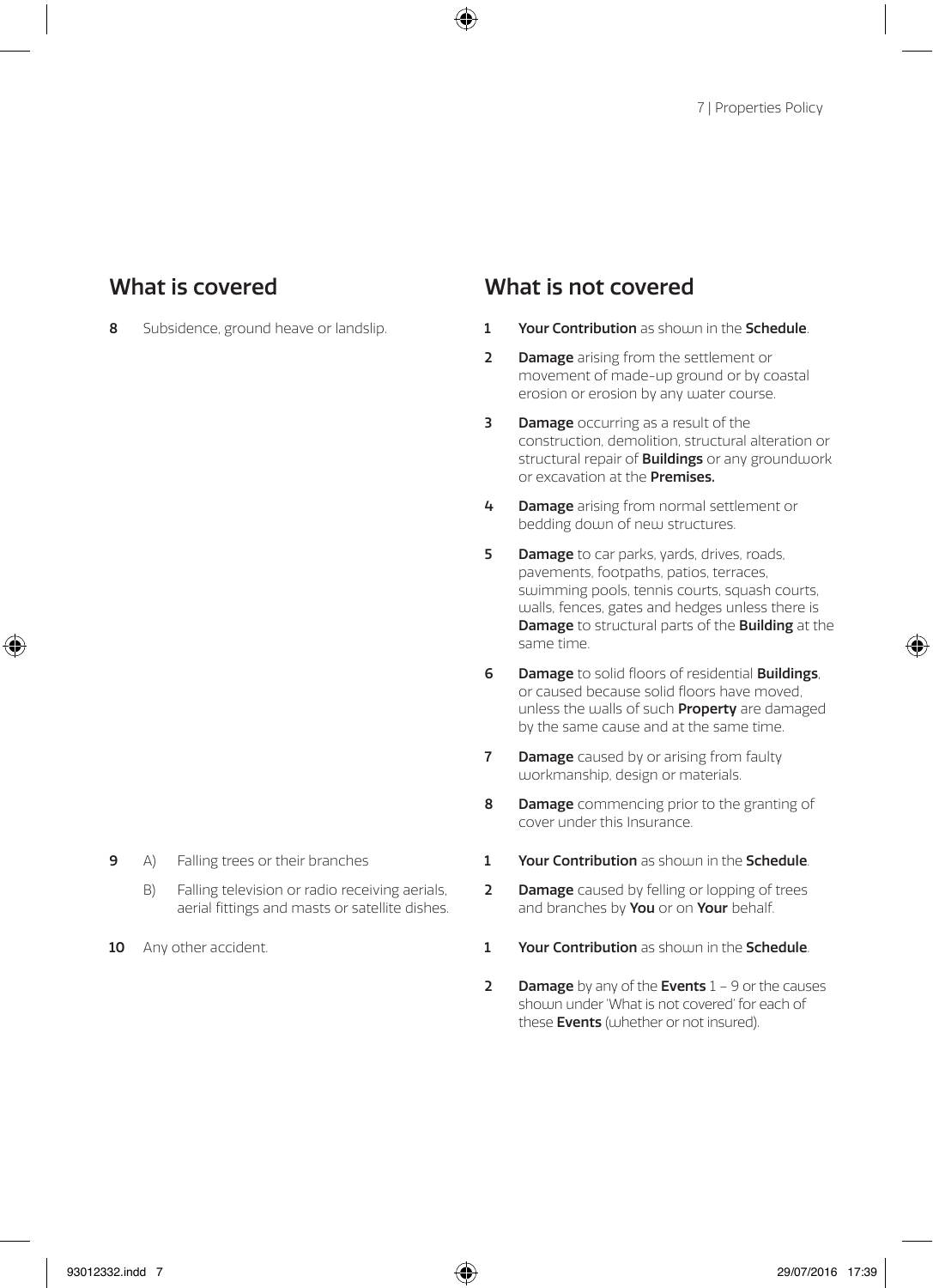| What is covered | What is not covered |
| --- | --- |
| **8** Subsidence, ground heave or landslip. | **1** **Your Contribution** as shown in the **Schedule**.<br>**2** **Damage** arising from the settlement or movement of made-up ground or by coastal erosion or erosion by any water course.<br>**3** **Damage** occurring as a result of the construction, demolition, structural alteration or structural repair of **Buildings** or any groundwork or excavation at the **Premises.**<br>**4** **Damage** arising from normal settlement or bedding down of new structures.<br>**5** **Damage** to car parks, yards, drives, roads, pavements, footpaths, patios, terraces, swimming pools, tennis courts, squash courts, walls, fences, gates and hedges unless there is **Damage** to structural parts of the **Building** at the same time.<br>**6** **Damage** to solid floors of residential **Buildings**, or caused because solid floors have moved, unless the walls of such **Property** are damaged by the same cause and at the same time.<br>**7** **Damage** caused by or arising from faulty workmanship, design or materials.<br>**8** **Damage** commencing prior to the granting of cover under this Insurance. |
| **9** A) Falling trees or their branches<br>B) Falling television or radio receiving aerials, aerial fittings and masts or satellite dishes. | **1** **Your Contribution** as shown in the **Schedule**.<br>**2** **Damage** caused by felling or lopping of trees and branches by **You** or on **Your** behalf. |
| **10** Any other accident. | **1** **Your Contribution** as shown in the **Schedule**.<br>**2** **Damage** by any of the **Events** 1 – 9 or the causes shown under 'What is not covered' for each of these **Events** (whether or not insured). |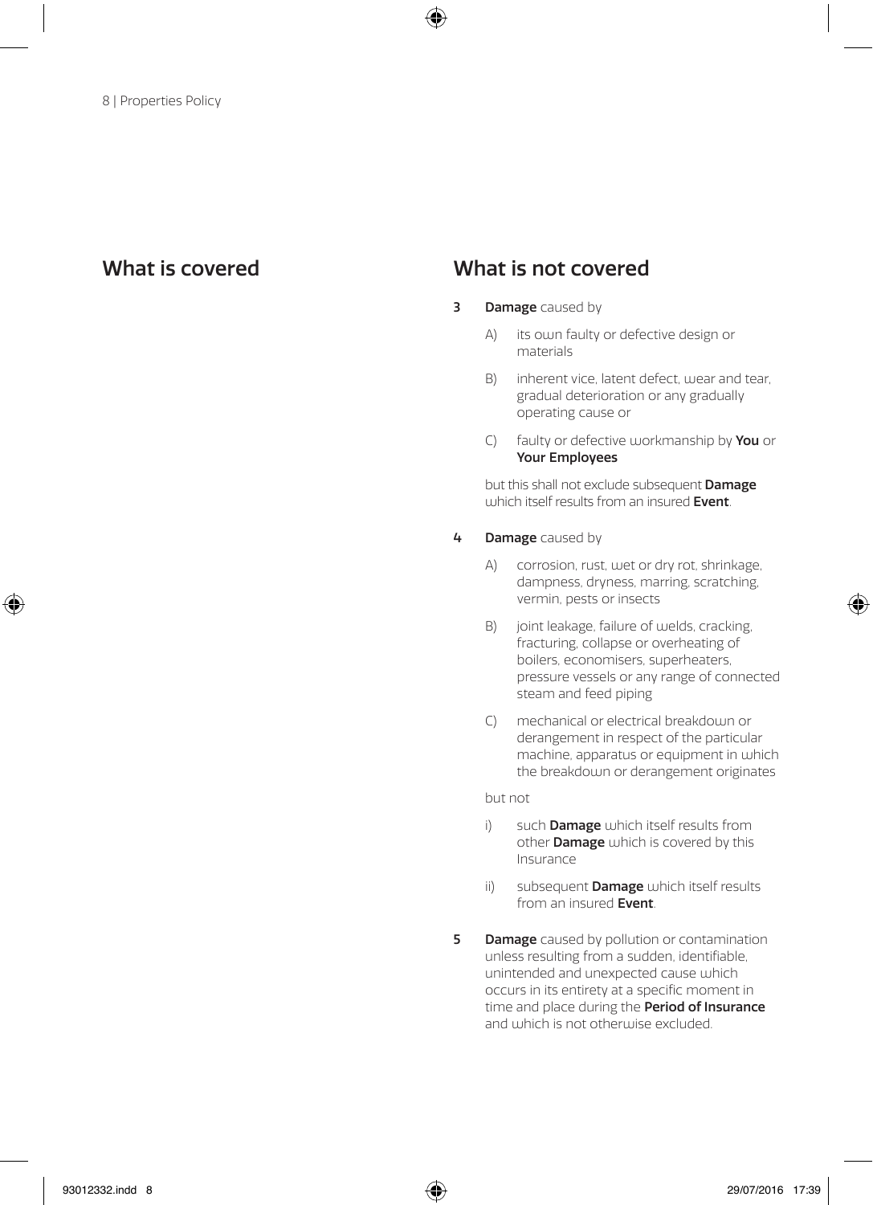## What is covered

## What is not covered

**3** **Damage** caused by

A) its own faulty or defective design or materials

B) inherent vice, latent defect, wear and tear, gradual deterioration or any gradually operating cause or

C) faulty or defective workmanship by **You** or **Your Employees**

but this shall not exclude subsequent **Damage** which itself results from an insured **Event**.

**4** **Damage** caused by

A) corrosion, rust, wet or dry rot, shrinkage, dampness, dryness, marring, scratching, vermin, pests or insects

B) joint leakage, failure of welds, cracking, fracturing, collapse or overheating of boilers, economisers, superheaters, pressure vessels or any range of connected steam and feed piping

C) mechanical or electrical breakdown or derangement in respect of the particular machine, apparatus or equipment in which the breakdown or derangement originates

but not

i) such **Damage** which itself results from other **Damage** which is covered by this Insurance

ii) subsequent **Damage** which itself results from an insured **Event**.

**5** **Damage** caused by pollution or contamination unless resulting from a sudden, identifiable, unintended and unexpected cause which occurs in its entirety at a specific moment in time and place during the **Period of Insurance** and which is not otherwise excluded.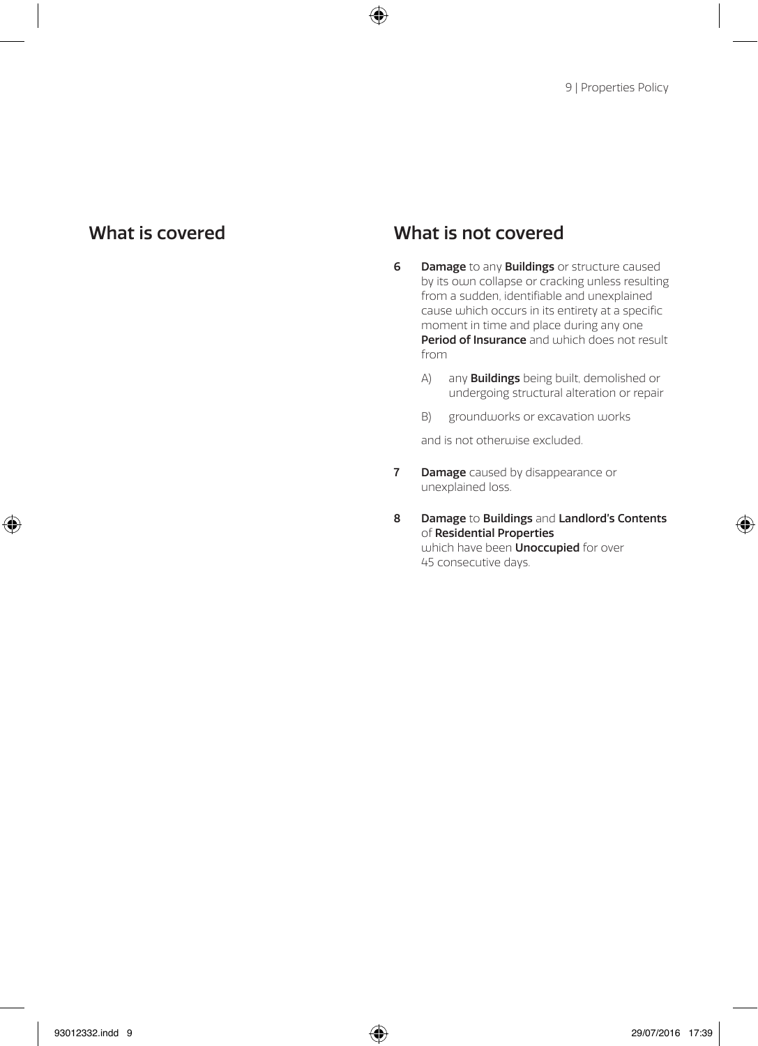## What is covered

## What is not covered

**6** **Damage** to any **Buildings** or structure caused by its own collapse or cracking unless resulting from a sudden, identifiable and unexplained cause which occurs in its entirety at a specific moment in time and place during any one **Period of Insurance** and which does not result from

A) any **Buildings** being built, demolished or undergoing structural alteration or repair

B) groundworks or excavation works

and is not otherwise excluded.

**7** **Damage** caused by disappearance or unexplained loss.

**8** **Damage** to **Buildings** and **Landlord's Contents** of **Residential Properties** which have been **Unoccupied** for over 45 consecutive days.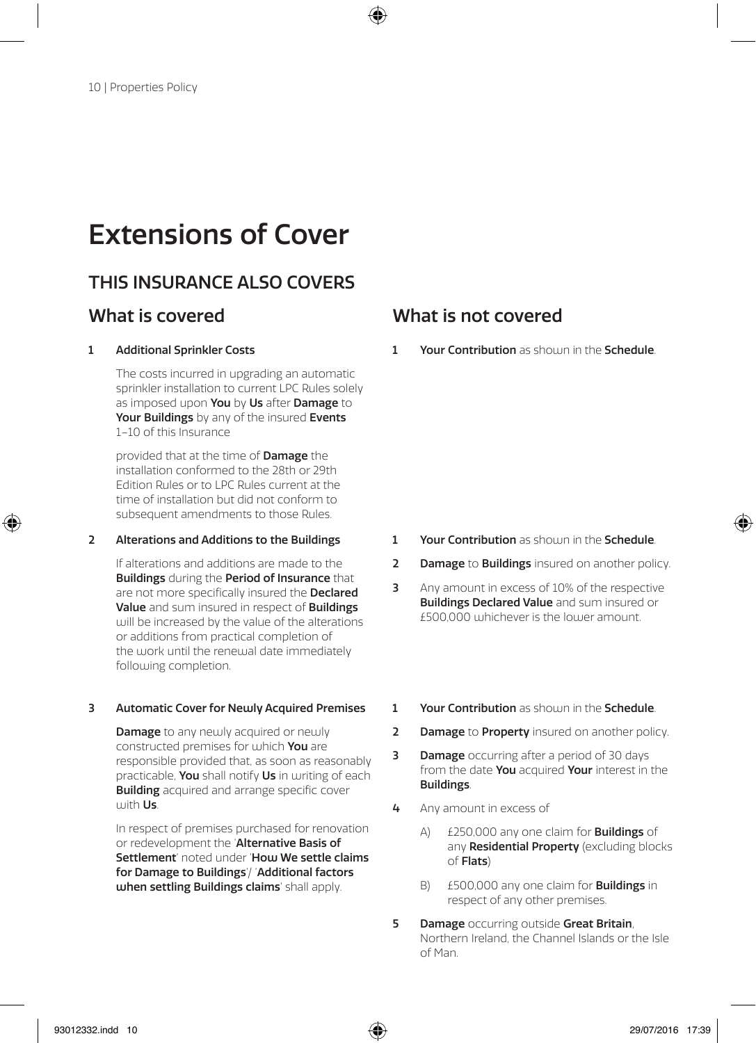# Extensions of Cover

## THIS INSURANCE ALSO COVERS

### What is covered

**1 Additional Sprinkler Costs**

The costs incurred in upgrading an automatic sprinkler installation to current LPC Rules solely as imposed upon **You** by **Us** after **Damage** to **Your Buildings** by any of the insured **Events** 1–10 of this Insurance

provided that at the time of **Damage** the installation conformed to the 28th or 29th Edition Rules or to LPC Rules current at the time of installation but did not conform to subsequent amendments to those Rules.

### What is not covered

1 **Your Contribution** as shown in the **Schedule**.

### What is covered

**2 Alterations and Additions to the Buildings**

If alterations and additions are made to the **Buildings** during the **Period of Insurance** that are not more specifically insured the **Declared Value** and sum insured in respect of **Buildings** will be increased by the value of the alterations or additions from practical completion of the work until the renewal date immediately following completion.

### What is not covered

1 **Your Contribution** as shown in the **Schedule**.

2 **Damage** to **Buildings** insured on another policy.

3 Any amount in excess of 10% of the respective **Buildings Declared Value** and sum insured or £500,000 whichever is the lower amount.

### What is covered

**3 Automatic Cover for Newly Acquired Premises**

**Damage** to any newly acquired or newly constructed premises for which **You** are responsible provided that, as soon as reasonably practicable, **You** shall notify **Us** in writing of each **Building** acquired and arrange specific cover with **Us**.

In respect of premises purchased for renovation or redevelopment the '**Alternative Basis of Settlement**' noted under '**How We settle claims for Damage to Buildings**'/ '**Additional factors when settling Buildings claims**' shall apply.

### What is not covered

1 **Your Contribution** as shown in the **Schedule**.

2 **Damage** to **Property** insured on another policy.

3 **Damage** occurring after a period of 30 days from the date **You** acquired **Your** interest in the **Buildings**.

4 Any amount in excess of

   A) £250,000 any one claim for **Buildings** of any **Residential Property** (excluding blocks of **Flats**)

   B) £500,000 any one claim for **Buildings** in respect of any other premises.

5 **Damage** occurring outside **Great Britain**, Northern Ireland, the Channel Islands or the Isle of Man.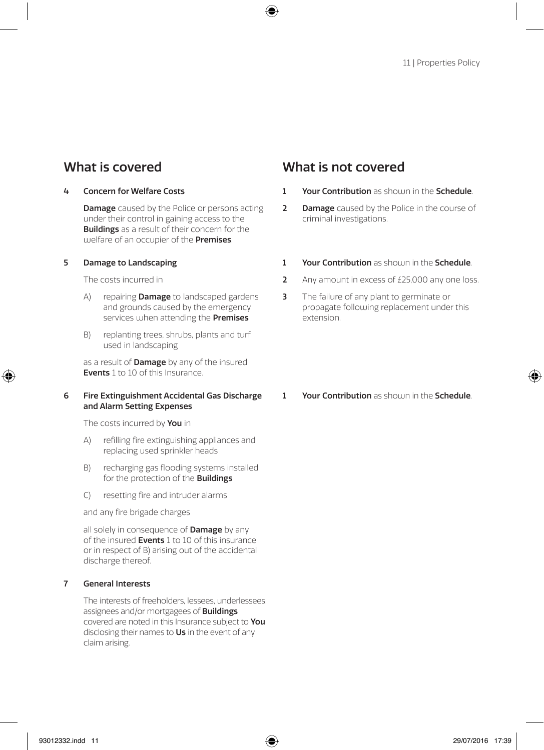## What is covered

**4 Concern for Welfare Costs**

**Damage** caused by the Police or persons acting under their control in gaining access to the **Buildings** as a result of their concern for the welfare of an occupier of the **Premises**.

**5 Damage to Landscaping**

The costs incurred in

A) repairing **Damage** to landscaped gardens and grounds caused by the emergency services when attending the **Premises**

B) replanting trees, shrubs, plants and turf used in landscaping

as a result of **Damage** by any of the insured **Events** 1 to 10 of this Insurance.

**6 Fire Extinguishment Accidental Gas Discharge and Alarm Setting Expenses**

The costs incurred by **You** in

A) refilling fire extinguishing appliances and replacing used sprinkler heads

B) recharging gas flooding systems installed for the protection of the **Buildings**

C) resetting fire and intruder alarms

and any fire brigade charges

all solely in consequence of **Damage** by any of the insured **Events** 1 to 10 of this insurance or in respect of B) arising out of the accidental discharge thereof.

**7 General Interests**

The interests of freeholders, lessees, underlessees, assignees and/or mortgagees of **Buildings** covered are noted in this Insurance subject to **You** disclosing their names to **Us** in the event of any claim arising.

## What is not covered

**4 Concern for Welfare Costs**

1. **Your Contribution** as shown in the **Schedule**.
2. **Damage** caused by the Police in the course of criminal investigations.

**5 Damage to Landscaping**

1. **Your Contribution** as shown in the **Schedule**.
2. Any amount in excess of £25,000 any one loss.
3. The failure of any plant to germinate or propagate following replacement under this extension.

**6 Fire Extinguishment Accidental Gas Discharge and Alarm Setting Expenses**

1. **Your Contribution** as shown in the **Schedule**.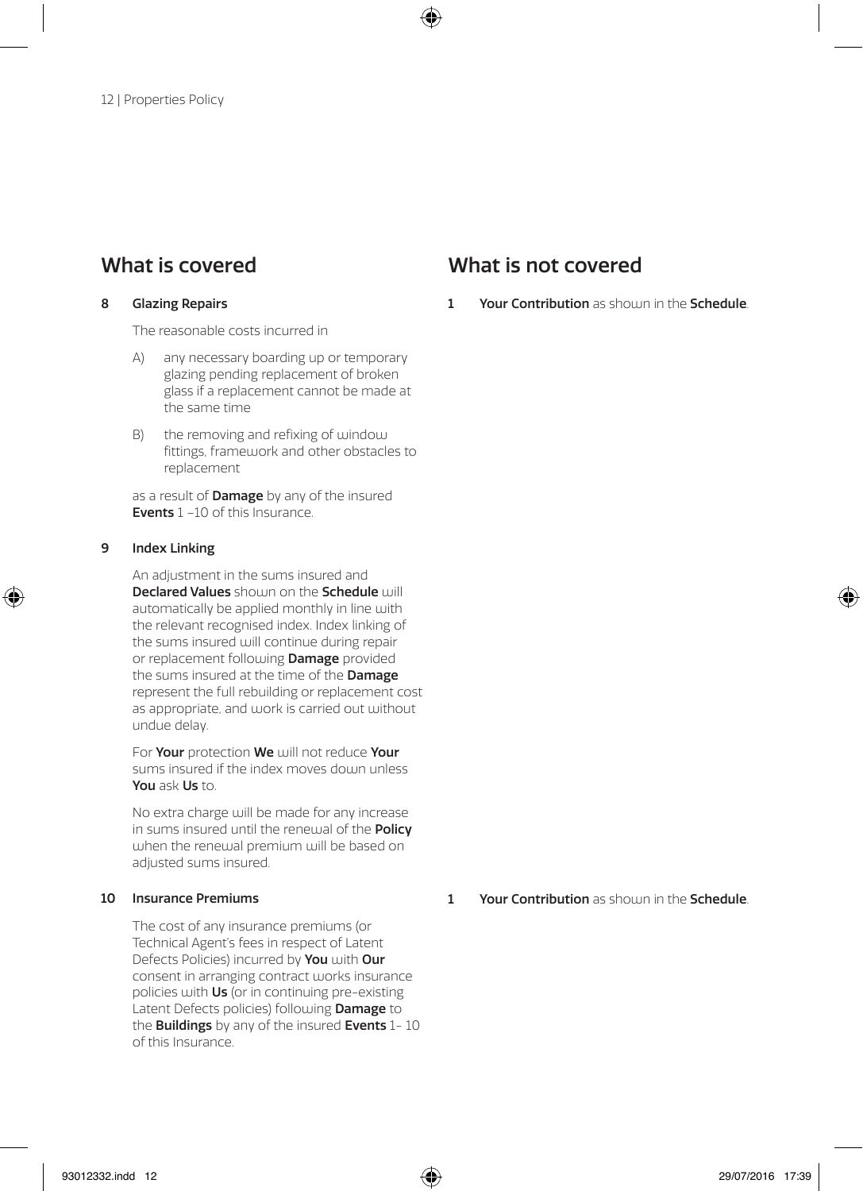## What is covered

**8 Glazing Repairs**

The reasonable costs incurred in

A) any necessary boarding up or temporary glazing pending replacement of broken glass if a replacement cannot be made at the same time

B) the removing and refixing of window fittings, framework and other obstacles to replacement

as a result of **Damage** by any of the insured **Events** 1 –10 of this Insurance.

**9 Index Linking**

An adjustment in the sums insured and **Declared Values** shown on the **Schedule** will automatically be applied monthly in line with the relevant recognised index. Index linking of the sums insured will continue during repair or replacement following **Damage** provided the sums insured at the time of the **Damage** represent the full rebuilding or replacement cost as appropriate, and work is carried out without undue delay.

For **Your** protection **We** will not reduce **Your** sums insured if the index moves down unless **You** ask **Us** to.

No extra charge will be made for any increase in sums insured until the renewal of the **Policy** when the renewal premium will be based on adjusted sums insured.

**10 Insurance Premiums**

The cost of any insurance premiums (or Technical Agent's fees in respect of Latent Defects Policies) incurred by **You** with **Our** consent in arranging contract works insurance policies with **Us** (or in continuing pre-existing Latent Defects policies) following **Damage** to the **Buildings** by any of the insured **Events** 1- 10 of this Insurance.

## What is not covered

In respect of 8 Glazing Repairs:

1 **Your Contribution** as shown in the **Schedule**.

In respect of 10 Insurance Premiums:

1 **Your Contribution** as shown in the **Schedule**.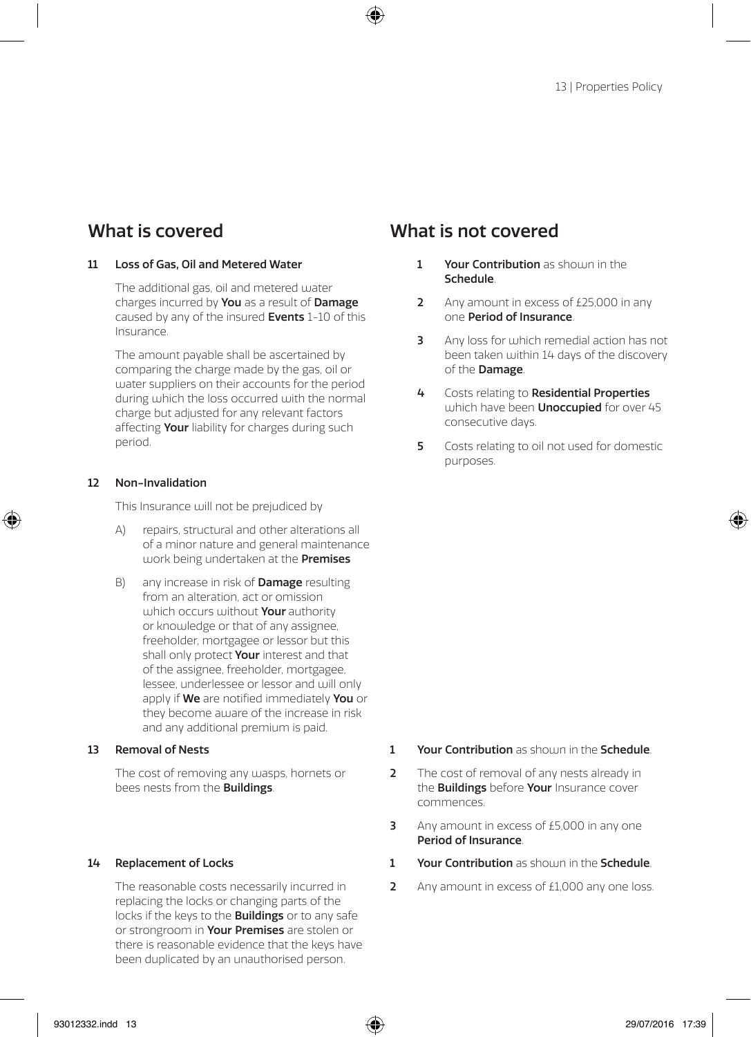## What is covered

**11 Loss of Gas, Oil and Metered Water**

The additional gas, oil and metered water charges incurred by **You** as a result of **Damage** caused by any of the insured **Events** 1-10 of this Insurance.

The amount payable shall be ascertained by comparing the charge made by the gas, oil or water suppliers on their accounts for the period during which the loss occurred with the normal charge but adjusted for any relevant factors affecting **Your** liability for charges during such period.

## What is not covered

1. **Your Contribution** as shown in the **Schedule**.
2. Any amount in excess of £25,000 in any one **Period of Insurance**.
3. Any loss for which remedial action has not been taken within 14 days of the discovery of the **Damage**.
4. Costs relating to **Residential Properties** which have been **Unoccupied** for over 45 consecutive days.
5. Costs relating to oil not used for domestic purposes.

## What is covered

**12 Non-Invalidation**

This Insurance will not be prejudiced by

A) repairs, structural and other alterations all of a minor nature and general maintenance work being undertaken at the **Premises**

B) any increase in risk of **Damage** resulting from an alteration, act or omission which occurs without **Your** authority or knowledge or that of any assignee, freeholder, mortgagee or lessor but this shall only protect **Your** interest and that of the assignee, freeholder, mortgagee, lessee, underlessee or lessor and will only apply if **We** are notified immediately **You** or they become aware of the increase in risk and any additional premium is paid.

**13 Removal of Nests**

The cost of removing any wasps, hornets or bees nests from the **Buildings**.

## What is not covered

1. **Your Contribution** as shown in the **Schedule**.
2. The cost of removal of any nests already in the **Buildings** before **Your** Insurance cover commences.
3. Any amount in excess of £5,000 in any one **Period of Insurance**.

## What is covered

**14 Replacement of Locks**

The reasonable costs necessarily incurred in replacing the locks or changing parts of the locks if the keys to the **Buildings** or to any safe or strongroom in **Your Premises** are stolen or there is reasonable evidence that the keys have been duplicated by an unauthorised person.

## What is not covered

1. **Your Contribution** as shown in the **Schedule**.
2. Any amount in excess of £1,000 any one loss.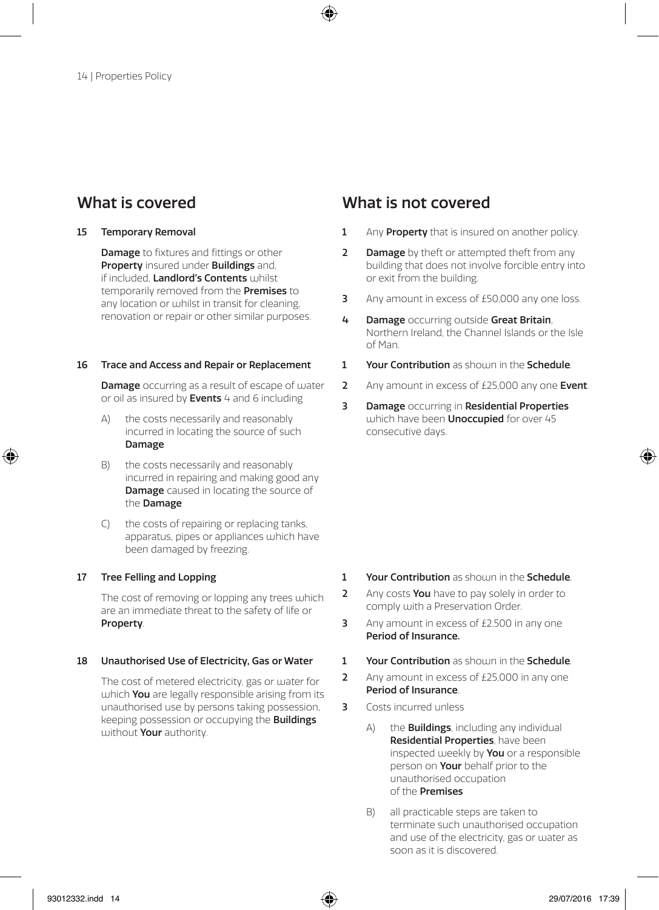## What is covered

**15 Temporary Removal**

**Damage** to fixtures and fittings or other **Property** insured under **Buildings** and, if included, **Landlord's Contents** whilst temporarily removed from the **Premises** to any location or whilst in transit for cleaning, renovation or repair or other similar purposes.

## What is not covered

1. Any **Property** that is insured on another policy.
2. **Damage** by theft or attempted theft from any building that does not involve forcible entry into or exit from the building.
3. Any amount in excess of £50,000 any one loss.
4. **Damage** occurring outside **Great Britain**, Northern Ireland, the Channel Islands or the Isle of Man.

## What is covered

**16 Trace and Access and Repair or Replacement**

**Damage** occurring as a result of escape of water or oil as insured by **Events** 4 and 6 including

A) the costs necessarily and reasonably incurred in locating the source of such **Damage**

B) the costs necessarily and reasonably incurred in repairing and making good any **Damage** caused in locating the source of the **Damage**

C) the costs of repairing or replacing tanks, apparatus, pipes or appliances which have been damaged by freezing.

## What is not covered

1. **Your Contribution** as shown in the **Schedule**.
2. Any amount in excess of £25,000 any one **Event**.
3. **Damage** occurring in **Residential Properties** which have been **Unoccupied** for over 45 consecutive days.

## What is covered

**17 Tree Felling and Lopping**

The cost of removing or lopping any trees which are an immediate threat to the safety of life or **Property**.

## What is not covered

1. **Your Contribution** as shown in the **Schedule**.
2. Any costs **You** have to pay solely in order to comply with a Preservation Order.
3. Any amount in excess of £2,500 in any one **Period of Insurance.**

## What is covered

**18 Unauthorised Use of Electricity, Gas or Water**

The cost of metered electricity, gas or water for which **You** are legally responsible arising from its unauthorised use by persons taking possession, keeping possession or occupying the **Buildings** without **Your** authority.

## What is not covered

1. **Your Contribution** as shown in the **Schedule**.
2. Any amount in excess of £25,000 in any one **Period of Insurance**.
3. Costs incurred unless

   A) the **Buildings**, including any individual **Residential Properties**, have been inspected weekly by **You** or a responsible person on **Your** behalf prior to the unauthorised occupation of the **Premises**

   B) all practicable steps are taken to terminate such unauthorised occupation and use of the electricity, gas or water as soon as it is discovered.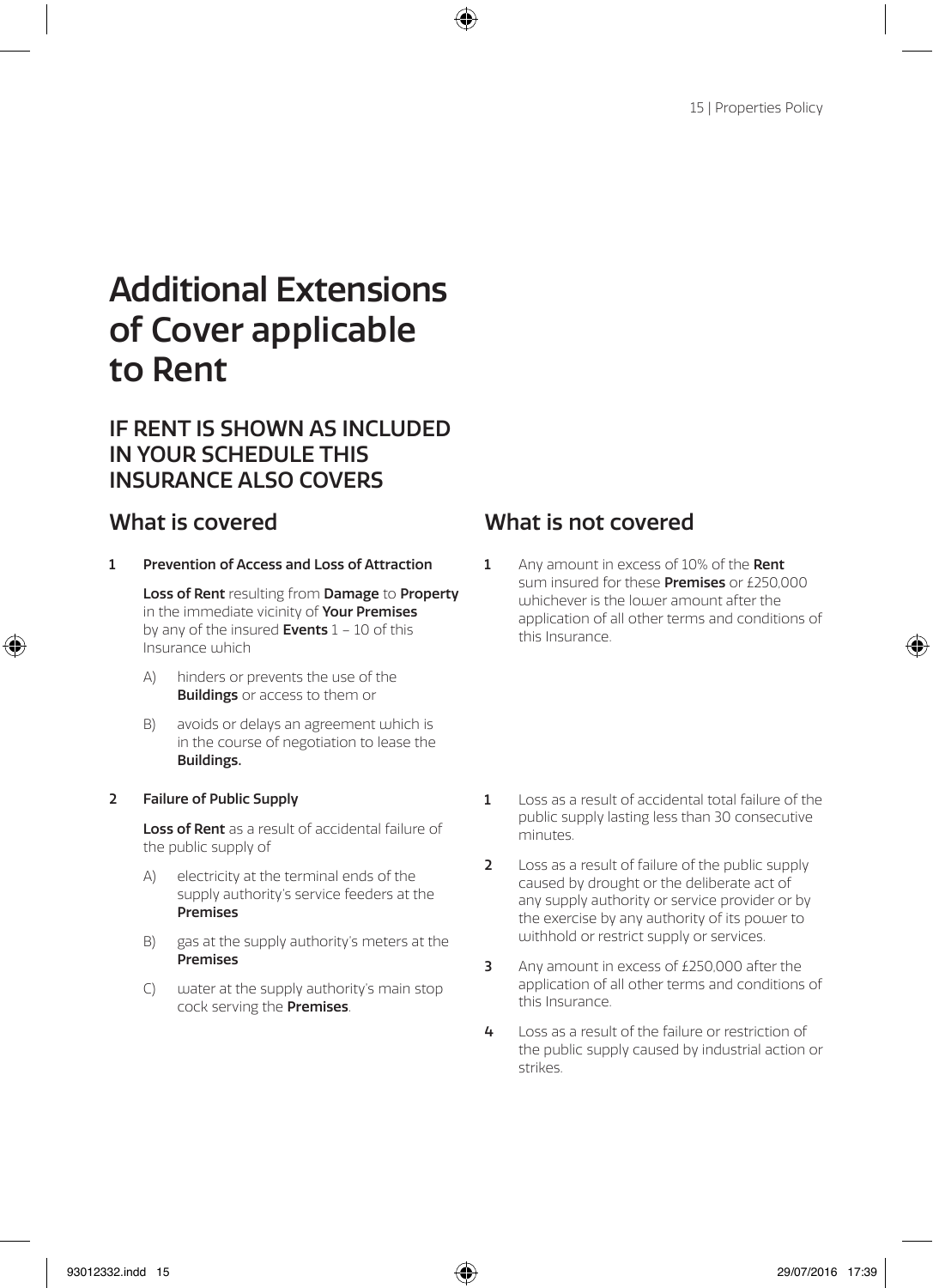# Additional Extensions of Cover applicable to Rent

## IF RENT IS SHOWN AS INCLUDED IN YOUR SCHEDULE THIS INSURANCE ALSO COVERS

### What is covered

**1 Prevention of Access and Loss of Attraction**

**Loss of Rent** resulting from **Damage** to **Property** in the immediate vicinity of **Your Premises** by any of the insured **Events** 1 – 10 of this Insurance which

A) hinders or prevents the use of the **Buildings** or access to them or

B) avoids or delays an agreement which is in the course of negotiation to lease the **Buildings.**

### What is not covered

1 Any amount in excess of 10% of the **Rent** sum insured for these **Premises** or £250,000 whichever is the lower amount after the application of all other terms and conditions of this Insurance.

### What is covered

**2 Failure of Public Supply**

**Loss of Rent** as a result of accidental failure of the public supply of

A) electricity at the terminal ends of the supply authority's service feeders at the **Premises**

B) gas at the supply authority's meters at the **Premises**

C) water at the supply authority's main stop cock serving the **Premises**.

### What is not covered

1 Loss as a result of accidental total failure of the public supply lasting less than 30 consecutive minutes.

2 Loss as a result of failure of the public supply caused by drought or the deliberate act of any supply authority or service provider or by the exercise by any authority of its power to withhold or restrict supply or services.

3 Any amount in excess of £250,000 after the application of all other terms and conditions of this Insurance.

4 Loss as a result of the failure or restriction of the public supply caused by industrial action or strikes.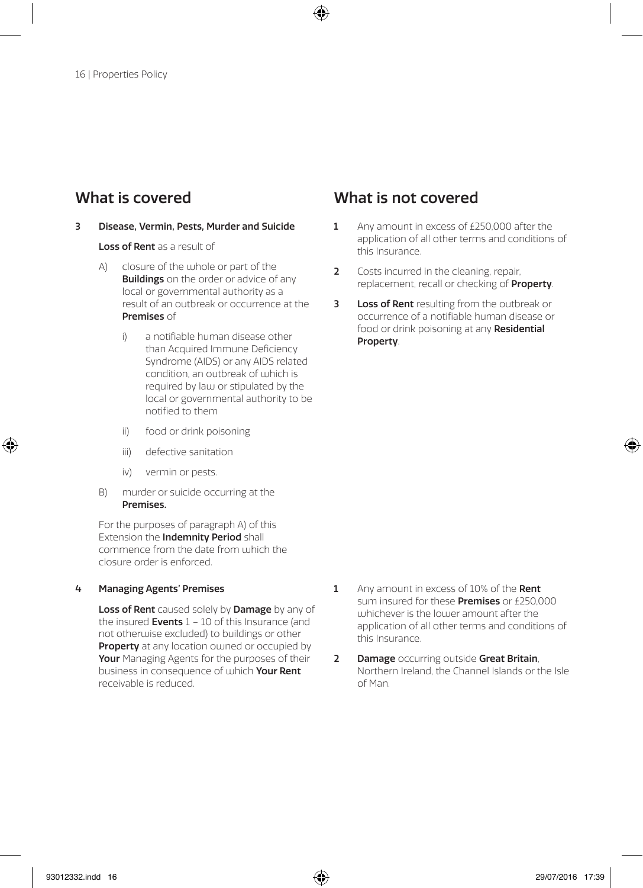## What is covered

**3 Disease, Vermin, Pests, Murder and Suicide**

**Loss of Rent** as a result of

A) closure of the whole or part of the **Buildings** on the order or advice of any local or governmental authority as a result of an outbreak or occurrence at the **Premises** of

   i) a notifiable human disease other than Acquired Immune Deficiency Syndrome (AIDS) or any AIDS related condition, an outbreak of which is required by law or stipulated by the local or governmental authority to be notified to them

   ii) food or drink poisoning

   iii) defective sanitation

   iv) vermin or pests.

B) murder or suicide occurring at the **Premises.**

For the purposes of paragraph A) of this Extension the **Indemnity Period** shall commence from the date from which the closure order is enforced.

## What is not covered

1. Any amount in excess of £250,000 after the application of all other terms and conditions of this Insurance.
2. Costs incurred in the cleaning, repair, replacement, recall or checking of **Property**.
3. **Loss of Rent** resulting from the outbreak or occurrence of a notifiable human disease or food or drink poisoning at any **Residential Property**.

## What is covered

**4 Managing Agents' Premises**

**Loss of Rent** caused solely by **Damage** by any of the insured **Events** 1 – 10 of this Insurance (and not otherwise excluded) to buildings or other **Property** at any location owned or occupied by **Your** Managing Agents for the purposes of their business in consequence of which **Your Rent** receivable is reduced.

## What is not covered

1. Any amount in excess of 10% of the **Rent** sum insured for these **Premises** or £250,000 whichever is the lower amount after the application of all other terms and conditions of this Insurance.
2. **Damage** occurring outside **Great Britain**, Northern Ireland, the Channel Islands or the Isle of Man.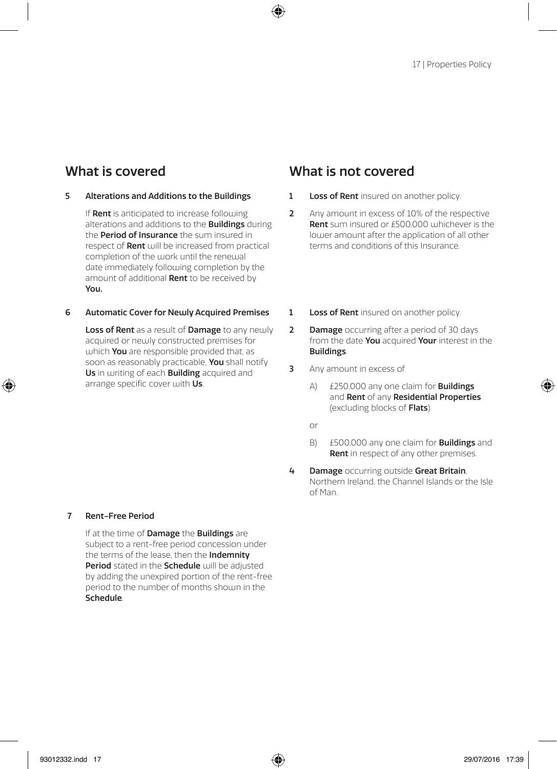## What is covered

**5 Alterations and Additions to the Buildings**

If **Rent** is anticipated to increase following alterations and additions to the **Buildings** during the **Period of Insurance** the sum insured in respect of **Rent** will be increased from practical completion of the work until the renewal date immediately following completion by the amount of additional **Rent** to be received by **You.**

## What is not covered

1. **Loss of Rent** insured on another policy.
2. Any amount in excess of 10% of the respective **Rent** sum insured or £500,000 whichever is the lower amount after the application of all other terms and conditions of this Insurance.

## What is covered

**6 Automatic Cover for Newly Acquired Premises**

**Loss of Rent** as a result of **Damage** to any newly acquired or newly constructed premises for which **You** are responsible provided that, as soon as reasonably practicable, **You** shall notify **Us** in writing of each **Building** acquired and arrange specific cover with **Us**.

## What is not covered

1. **Loss of Rent** insured on another policy.
2. **Damage** occurring after a period of 30 days from the date **You** acquired **Your** interest in the **Buildings**.
3. Any amount in excess of

   A) £250,000 any one claim for **Buildings** and **Rent** of any **Residential Properties** (excluding blocks of **Flats**)

   or

   B) £500,000 any one claim for **Buildings** and **Rent** in respect of any other premises.
4. **Damage** occurring outside **Great Britain**, Northern Ireland, the Channel Islands or the Isle of Man.

## What is covered

**7 Rent-Free Period**

If at the time of **Damage** the **Buildings** are subject to a rent-free period concession under the terms of the lease, then the **Indemnity Period** stated in the **Schedule** will be adjusted by adding the unexpired portion of the rent-free period to the number of months shown in the **Schedule**.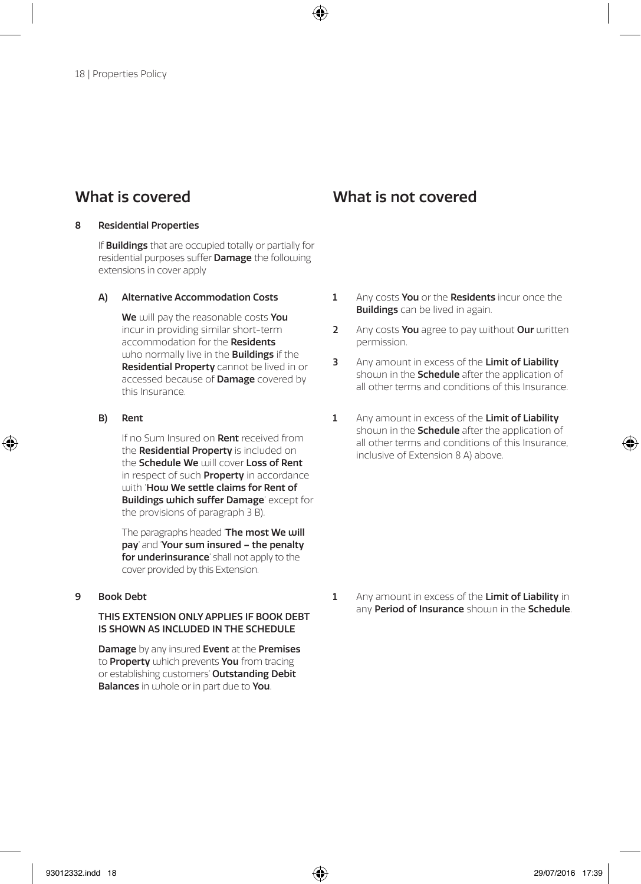## What is covered

### 8 Residential Properties

If **Buildings** that are occupied totally or partially for residential purposes suffer **Damage** the following extensions in cover apply

#### A) Alternative Accommodation Costs

**We** will pay the reasonable costs **You** incur in providing similar short-term accommodation for the **Residents** who normally live in the **Buildings** if the **Residential Property** cannot be lived in or accessed because of **Damage** covered by this Insurance.

**What is not covered**

1. Any costs **You** or the **Residents** incur once the **Buildings** can be lived in again.
2. Any costs **You** agree to pay without **Our** written permission.
3. Any amount in excess of the **Limit of Liability** shown in the **Schedule** after the application of all other terms and conditions of this Insurance.

#### B) Rent

If no Sum Insured on **Rent** received from the **Residential Property** is included on the **Schedule We** will cover **Loss of Rent** in respect of such **Property** in accordance with '**How We settle claims for Rent of Buildings which suffer Damage**' except for the provisions of paragraph 3 B).

The paragraphs headed '**The most We will pay**' and '**Your sum insured – the penalty for underinsurance**' shall not apply to the cover provided by this Extension.

**What is not covered**

1. Any amount in excess of the **Limit of Liability** shown in the **Schedule** after the application of all other terms and conditions of this Insurance, inclusive of Extension 8 A) above.

### 9 Book Debt

**THIS EXTENSION ONLY APPLIES IF BOOK DEBT IS SHOWN AS INCLUDED IN THE SCHEDULE**

**Damage** by any insured **Event** at the **Premises** to **Property** which prevents **You** from tracing or establishing customers' **Outstanding Debit Balances** in whole or in part due to **You**.

**What is not covered**

1. Any amount in excess of the **Limit of Liability** in any **Period of Insurance** shown in the **Schedule**.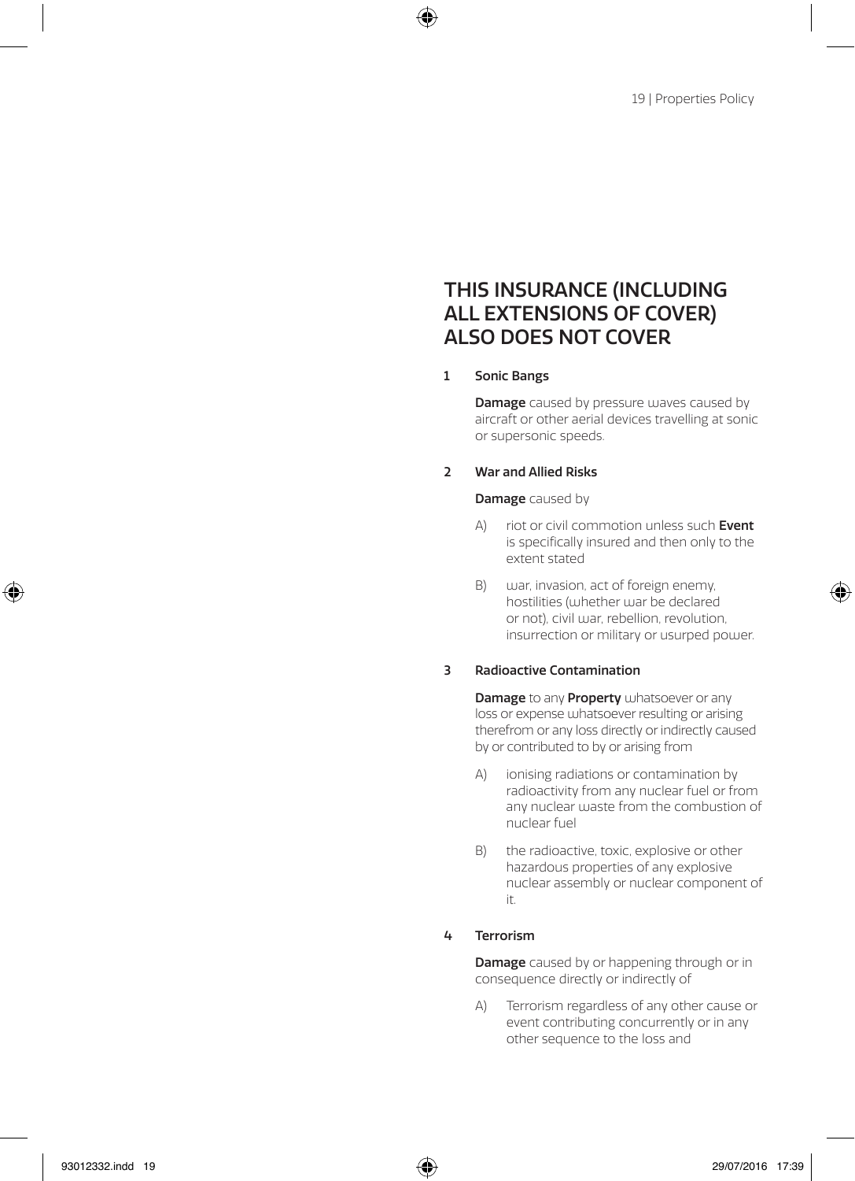## THIS INSURANCE (INCLUDING ALL EXTENSIONS OF COVER) ALSO DOES NOT COVER

**1 Sonic Bangs**

**Damage** caused by pressure waves caused by aircraft or other aerial devices travelling at sonic or supersonic speeds.

**2 War and Allied Risks**

**Damage** caused by

A) riot or civil commotion unless such **Event** is specifically insured and then only to the extent stated

B) war, invasion, act of foreign enemy, hostilities (whether war be declared or not), civil war, rebellion, revolution, insurrection or military or usurped power.

**3 Radioactive Contamination**

**Damage** to any **Property** whatsoever or any loss or expense whatsoever resulting or arising therefrom or any loss directly or indirectly caused by or contributed to by or arising from

A) ionising radiations or contamination by radioactivity from any nuclear fuel or from any nuclear waste from the combustion of nuclear fuel

B) the radioactive, toxic, explosive or other hazardous properties of any explosive nuclear assembly or nuclear component of it.

**4 Terrorism**

**Damage** caused by or happening through or in consequence directly or indirectly of

A) Terrorism regardless of any other cause or event contributing concurrently or in any other sequence to the loss and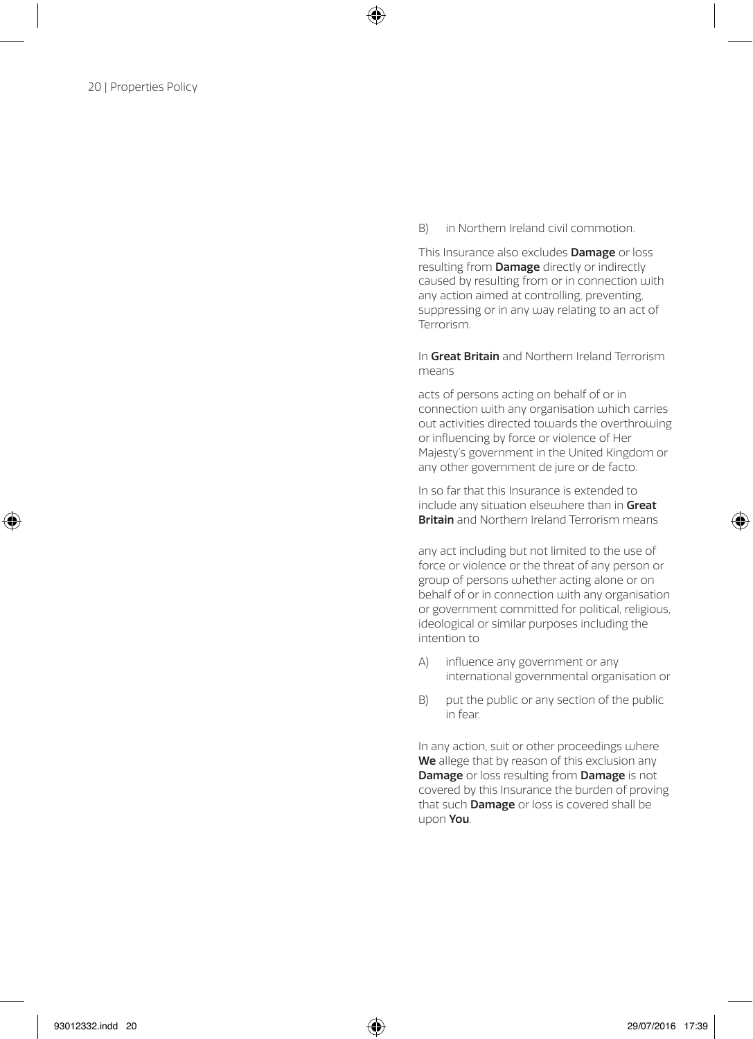B) in Northern Ireland civil commotion.

This Insurance also excludes **Damage** or loss resulting from **Damage** directly or indirectly caused by resulting from or in connection with any action aimed at controlling, preventing, suppressing or in any way relating to an act of Terrorism.

In **Great Britain** and Northern Ireland Terrorism means

acts of persons acting on behalf of or in connection with any organisation which carries out activities directed towards the overthrowing or influencing by force or violence of Her Majesty's government in the United Kingdom or any other government de jure or de facto.

In so far that this Insurance is extended to include any situation elsewhere than in **Great Britain** and Northern Ireland Terrorism means

any act including but not limited to the use of force or violence or the threat of any person or group of persons whether acting alone or on behalf of or in connection with any organisation or government committed for political, religious, ideological or similar purposes including the intention to

A) influence any government or any international governmental organisation or

B) put the public or any section of the public in fear.

In any action, suit or other proceedings where **We** allege that by reason of this exclusion any **Damage** or loss resulting from **Damage** is not covered by this Insurance the burden of proving that such **Damage** or loss is covered shall be upon **You**.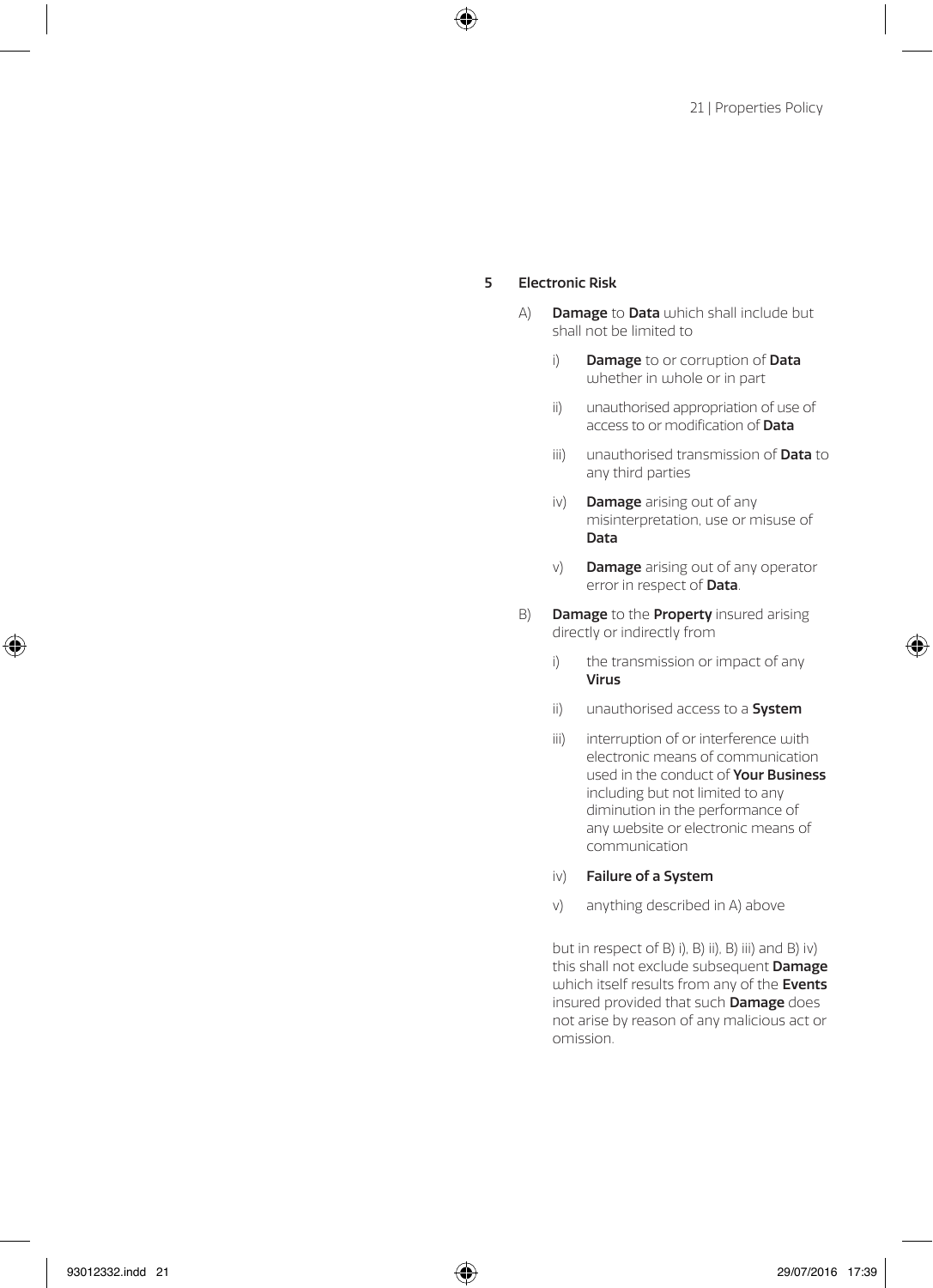**5 Electronic Risk**

A) **Damage** to **Data** which shall include but shall not be limited to

i) **Damage** to or corruption of **Data** whether in whole or in part

ii) unauthorised appropriation of use of access to or modification of **Data**

iii) unauthorised transmission of **Data** to any third parties

iv) **Damage** arising out of any misinterpretation, use or misuse of **Data**

v) **Damage** arising out of any operator error in respect of **Data**.

B) **Damage** to the **Property** insured arising directly or indirectly from

i) the transmission or impact of any **Virus**

ii) unauthorised access to a **System**

iii) interruption of or interference with electronic means of communication used in the conduct of **Your Business** including but not limited to any diminution in the performance of any website or electronic means of communication

iv) **Failure of a System**

v) anything described in A) above

but in respect of B) i), B) ii), B) iii) and B) iv) this shall not exclude subsequent **Damage** which itself results from any of the **Events** insured provided that such **Damage** does not arise by reason of any malicious act or omission.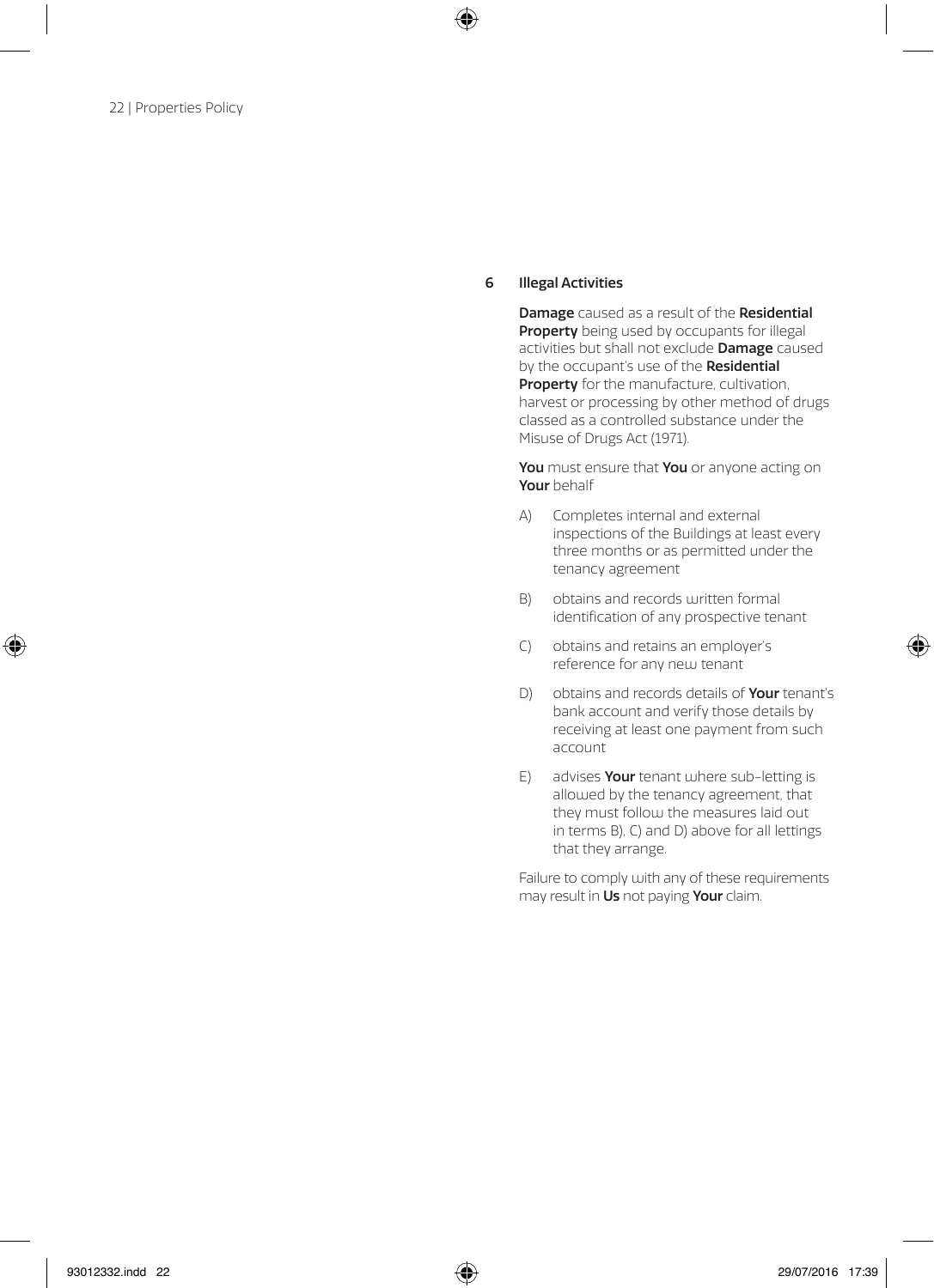## 6 Illegal Activities

**Damage** caused as a result of the **Residential Property** being used by occupants for illegal activities but shall not exclude **Damage** caused by the occupant's use of the **Residential Property** for the manufacture, cultivation, harvest or processing by other method of drugs classed as a controlled substance under the Misuse of Drugs Act (1971).

**You** must ensure that **You** or anyone acting on **Your** behalf

A) Completes internal and external inspections of the Buildings at least every three months or as permitted under the tenancy agreement

B) obtains and records written formal identification of any prospective tenant

C) obtains and retains an employer's reference for any new tenant

D) obtains and records details of **Your** tenant's bank account and verify those details by receiving at least one payment from such account

E) advises **Your** tenant where sub-letting is allowed by the tenancy agreement, that they must follow the measures laid out in terms B), C) and D) above for all lettings that they arrange.

Failure to comply with any of these requirements may result in **Us** not paying **Your** claim.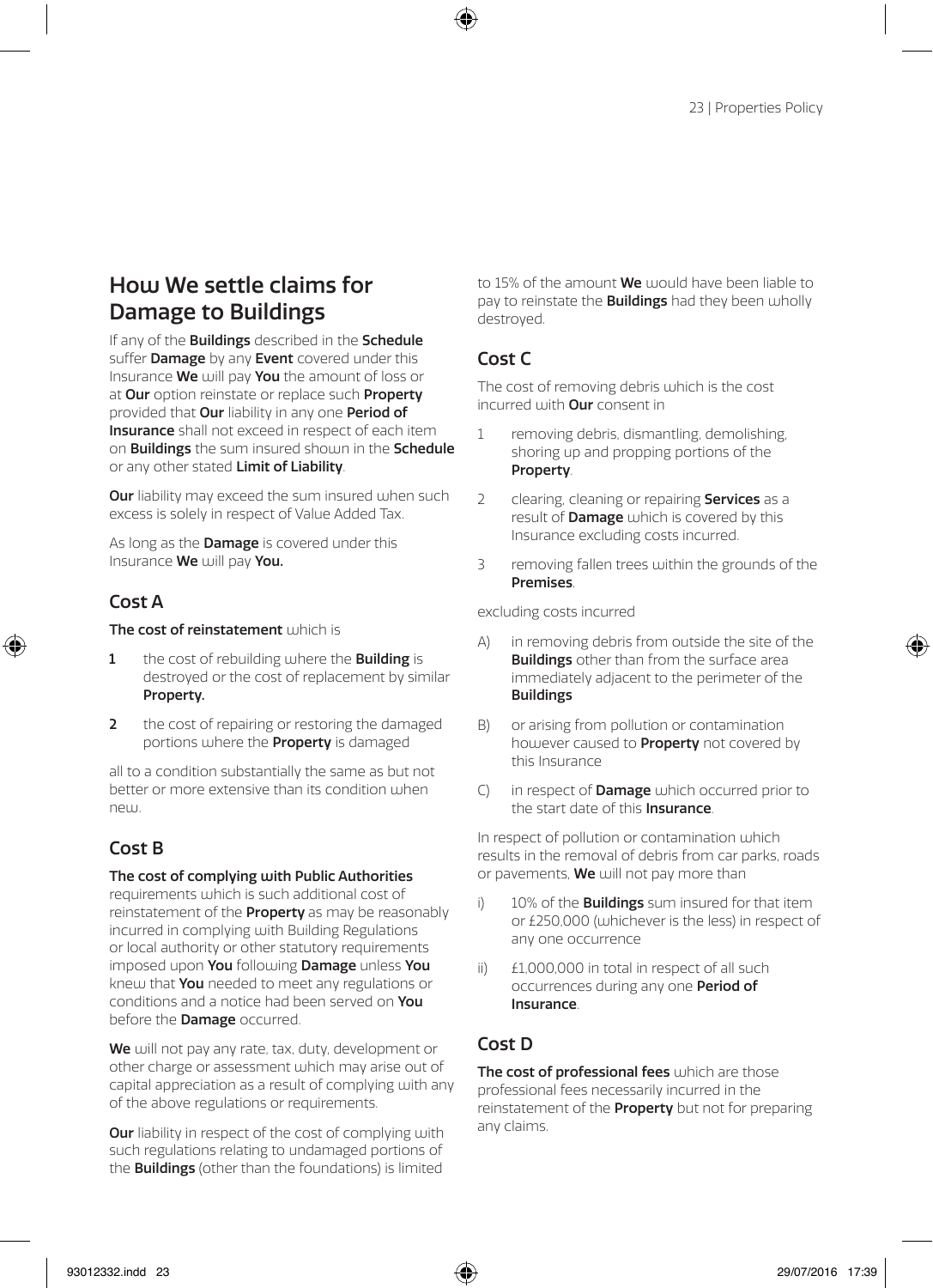## How We settle claims for Damage to Buildings

If any of the **Buildings** described in the **Schedule** suffer **Damage** by any **Event** covered under this Insurance **We** will pay **You** the amount of loss or at **Our** option reinstate or replace such **Property** provided that **Our** liability in any one **Period of Insurance** shall not exceed in respect of each item on **Buildings** the sum insured shown in the **Schedule** or any other stated **Limit of Liability**.

**Our** liability may exceed the sum insured when such excess is solely in respect of Value Added Tax.

As long as the **Damage** is covered under this Insurance **We** will pay **You.**

### Cost A

**The cost of reinstatement** which is

1. the cost of rebuilding where the **Building** is destroyed or the cost of replacement by similar **Property.**
2. the cost of repairing or restoring the damaged portions where the **Property** is damaged

all to a condition substantially the same as but not better or more extensive than its condition when new.

### Cost B

**The cost of complying with Public Authorities** requirements which is such additional cost of reinstatement of the **Property** as may be reasonably incurred in complying with Building Regulations or local authority or other statutory requirements imposed upon **You** following **Damage** unless **You** knew that **You** needed to meet any regulations or conditions and a notice had been served on **You** before the **Damage** occurred.

**We** will not pay any rate, tax, duty, development or other charge or assessment which may arise out of capital appreciation as a result of complying with any of the above regulations or requirements.

**Our** liability in respect of the cost of complying with such regulations relating to undamaged portions of the **Buildings** (other than the foundations) is limited to 15% of the amount **We** would have been liable to pay to reinstate the **Buildings** had they been wholly destroyed.

### Cost C

The cost of removing debris which is the cost incurred with **Our** consent in

1. removing debris, dismantling, demolishing, shoring up and propping portions of the **Property**.
2. clearing, cleaning or repairing **Services** as a result of **Damage** which is covered by this Insurance excluding costs incurred.
3. removing fallen trees within the grounds of the **Premises**.

excluding costs incurred

A) in removing debris from outside the site of the **Buildings** other than from the surface area immediately adjacent to the perimeter of the **Buildings**

B) or arising from pollution or contamination however caused to **Property** not covered by this Insurance

C) in respect of **Damage** which occurred prior to the start date of this **Insurance**.

In respect of pollution or contamination which results in the removal of debris from car parks, roads or pavements, **We** will not pay more than

i) 10% of the **Buildings** sum insured for that item or £250,000 (whichever is the less) in respect of any one occurrence

ii) £1,000,000 in total in respect of all such occurrences during any one **Period of Insurance**.

### Cost D

**The cost of professional fees** which are those professional fees necessarily incurred in the reinstatement of the **Property** but not for preparing any claims.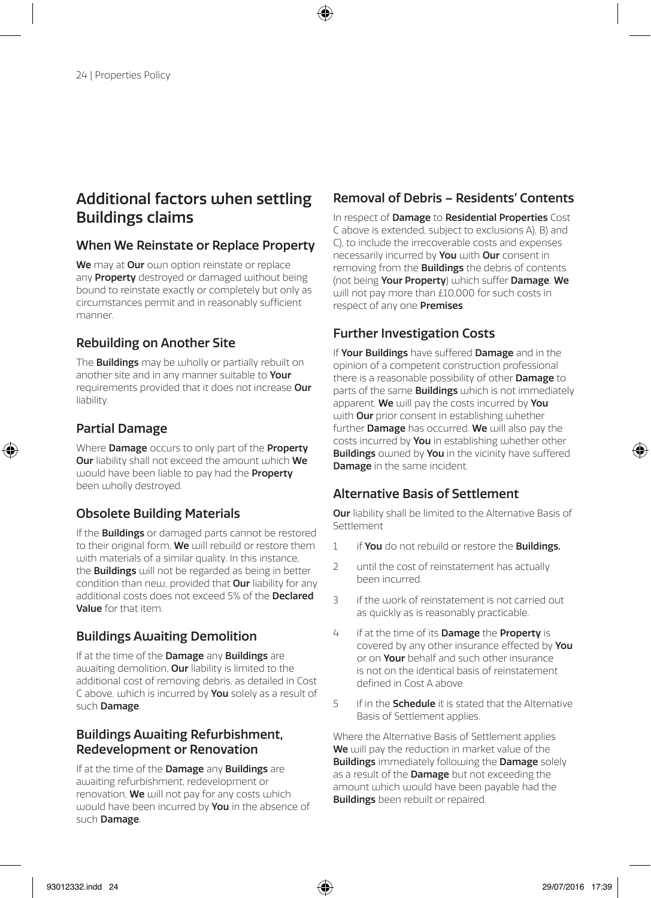## Additional factors when settling Buildings claims

### When We Reinstate or Replace Property

**We** may at **Our** own option reinstate or replace any **Property** destroyed or damaged without being bound to reinstate exactly or completely but only as circumstances permit and in reasonably sufficient manner.

### Rebuilding on Another Site

The **Buildings** may be wholly or partially rebuilt on another site and in any manner suitable to **Your** requirements provided that it does not increase **Our** liability.

### Partial Damage

Where **Damage** occurs to only part of the **Property** **Our** liability shall not exceed the amount which **We** would have been liable to pay had the **Property** been wholly destroyed.

### Obsolete Building Materials

If the **Buildings** or damaged parts cannot be restored to their original form, **We** will rebuild or restore them with materials of a similar quality. In this instance, the **Buildings** will not be regarded as being in better condition than new, provided that **Our** liability for any additional costs does not exceed 5% of the **Declared Value** for that item.

### Buildings Awaiting Demolition

If at the time of the **Damage** any **Buildings** are awaiting demolition, **Our** liability is limited to the additional cost of removing debris, as detailed in Cost C above, which is incurred by **You** solely as a result of such **Damage**.

### Buildings Awaiting Refurbishment, Redevelopment or Renovation

If at the time of the **Damage** any **Buildings** are awaiting refurbishment, redevelopment or renovation, **We** will not pay for any costs which would have been incurred by **You** in the absence of such **Damage**.

### Removal of Debris – Residents' Contents

In respect of **Damage** to **Residential Properties** Cost C above is extended, subject to exclusions A), B) and C), to include the irrecoverable costs and expenses necessarily incurred by **You** with **Our** consent in removing from the **Buildings** the debris of contents (not being **Your Property**) which suffer **Damage**. **We** will not pay more than £10,000 for such costs in respect of any one **Premises**.

### Further Investigation Costs

If **Your Buildings** have suffered **Damage** and in the opinion of a competent construction professional there is a reasonable possibility of other **Damage** to parts of the same **Buildings** which is not immediately apparent, **We** will pay the costs incurred by **You** with **Our** prior consent in establishing whether further **Damage** has occurred. **We** will also pay the costs incurred by **You** in establishing whether other **Buildings** owned by **You** in the vicinity have suffered **Damage** in the same incident.

### Alternative Basis of Settlement

**Our** liability shall be limited to the Alternative Basis of Settlement

1. if **You** do not rebuild or restore the **Buildings.**
2. until the cost of reinstatement has actually been incurred.
3. if the work of reinstatement is not carried out as quickly as is reasonably practicable.
4. if at the time of its **Damage** the **Property** is covered by any other insurance effected by **You** or on **Your** behalf and such other insurance is not on the identical basis of reinstatement defined in Cost A above
5. if in the **Schedule** it is stated that the Alternative Basis of Settlement applies.

Where the Alternative Basis of Settlement applies **We** will pay the reduction in market value of the **Buildings** immediately following the **Damage** solely as a result of the **Damage** but not exceeding the amount which would have been payable had the **Buildings** been rebuilt or repaired.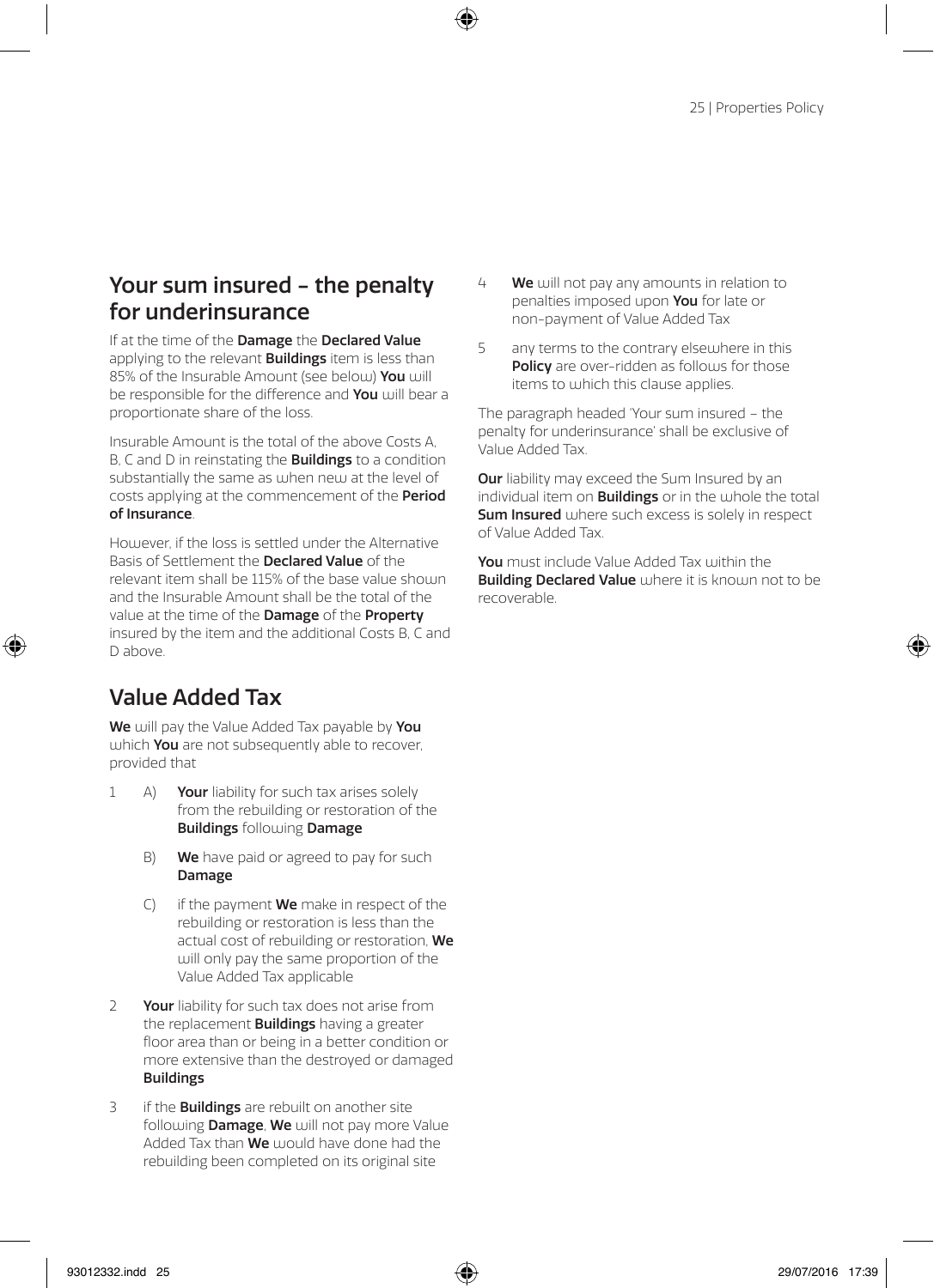## Your sum insured – the penalty for underinsurance

If at the time of the **Damage** the **Declared Value** applying to the relevant **Buildings** item is less than 85% of the Insurable Amount (see below) **You** will be responsible for the difference and **You** will bear a proportionate share of the loss.

Insurable Amount is the total of the above Costs A, B, C and D in reinstating the **Buildings** to a condition substantially the same as when new at the level of costs applying at the commencement of the **Period of Insurance**.

However, if the loss is settled under the Alternative Basis of Settlement the **Declared Value** of the relevant item shall be 115% of the base value shown and the Insurable Amount shall be the total of the value at the time of the **Damage** of the **Property** insured by the item and the additional Costs B, C and D above.

## Value Added Tax

**We** will pay the Value Added Tax payable by **You** which **You** are not subsequently able to recover, provided that

1. A) **Your** liability for such tax arises solely from the rebuilding or restoration of the **Buildings** following **Damage**

   B) **We** have paid or agreed to pay for such **Damage**

   C) if the payment **We** make in respect of the rebuilding or restoration is less than the actual cost of rebuilding or restoration, **We** will only pay the same proportion of the Value Added Tax applicable

2. **Your** liability for such tax does not arise from the replacement **Buildings** having a greater floor area than or being in a better condition or more extensive than the destroyed or damaged **Buildings**

3. if the **Buildings** are rebuilt on another site following **Damage**, **We** will not pay more Value Added Tax than **We** would have done had the rebuilding been completed on its original site

4. **We** will not pay any amounts in relation to penalties imposed upon **You** for late or non-payment of Value Added Tax

5. any terms to the contrary elsewhere in this **Policy** are over-ridden as follows for those items to which this clause applies.

The paragraph headed 'Your sum insured – the penalty for underinsurance' shall be exclusive of Value Added Tax.

**Our** liability may exceed the Sum Insured by an individual item on **Buildings** or in the whole the total **Sum Insured** where such excess is solely in respect of Value Added Tax.

**You** must include Value Added Tax within the **Building Declared Value** where it is known not to be recoverable.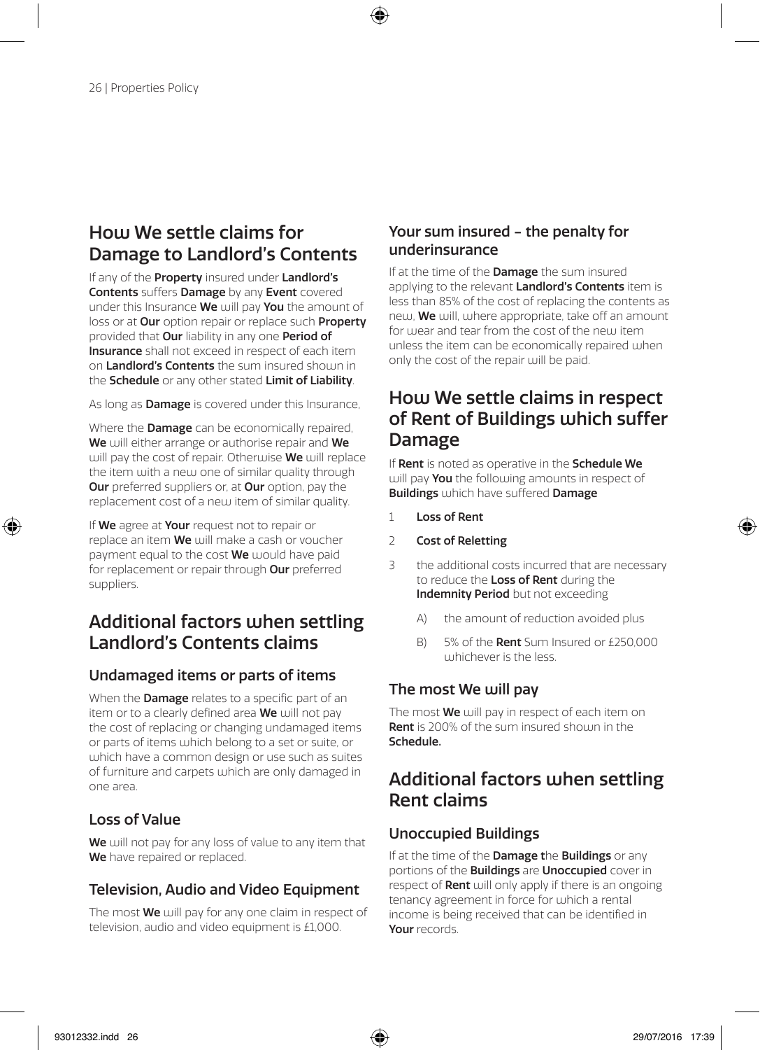## How We settle claims for Damage to Landlord's Contents

If any of the **Property** insured under **Landlord's Contents** suffers **Damage** by any **Event** covered under this Insurance **We** will pay **You** the amount of loss or at **Our** option repair or replace such **Property** provided that **Our** liability in any one **Period of Insurance** shall not exceed in respect of each item on **Landlord's Contents** the sum insured shown in the **Schedule** or any other stated **Limit of Liability**.

As long as **Damage** is covered under this Insurance,

Where the **Damage** can be economically repaired, **We** will either arrange or authorise repair and **We** will pay the cost of repair. Otherwise **We** will replace the item with a new one of similar quality through **Our** preferred suppliers or, at **Our** option, pay the replacement cost of a new item of similar quality.

If **We** agree at **Your** request not to repair or replace an item **We** will make a cash or voucher payment equal to the cost **We** would have paid for replacement or repair through **Our** preferred suppliers.

## Additional factors when settling Landlord's Contents claims

### Undamaged items or parts of items

When the **Damage** relates to a specific part of an item or to a clearly defined area **We** will not pay the cost of replacing or changing undamaged items or parts of items which belong to a set or suite, or which have a common design or use such as suites of furniture and carpets which are only damaged in one area.

### Loss of Value

**We** will not pay for any loss of value to any item that **We** have repaired or replaced.

### Television, Audio and Video Equipment

The most **We** will pay for any one claim in respect of television, audio and video equipment is £1,000.

### Your sum insured – the penalty for underinsurance

If at the time of the **Damage** the sum insured applying to the relevant **Landlord's Contents** item is less than 85% of the cost of replacing the contents as new, **We** will, where appropriate, take off an amount for wear and tear from the cost of the new item unless the item can be economically repaired when only the cost of the repair will be paid.

## How We settle claims in respect of Rent of Buildings which suffer Damage

If **Rent** is noted as operative in the **Schedule We** will pay **You** the following amounts in respect of **Buildings** which have suffered **Damage**

1. **Loss of Rent**
2. **Cost of Reletting**
3. the additional costs incurred that are necessary to reduce the **Loss of Rent** during the **Indemnity Period** but not exceeding
   - A) the amount of reduction avoided plus
   - B) 5% of the **Rent** Sum Insured or £250,000 whichever is the less.

### The most We will pay

The most **We** will pay in respect of each item on **Rent** is 200% of the sum insured shown in the **Schedule.**

## Additional factors when settling Rent claims

### Unoccupied Buildings

If at the time of the **Damage** the **Buildings** or any portions of the **Buildings** are **Unoccupied** cover in respect of **Rent** will only apply if there is an ongoing tenancy agreement in force for which a rental income is being received that can be identified in **Your** records.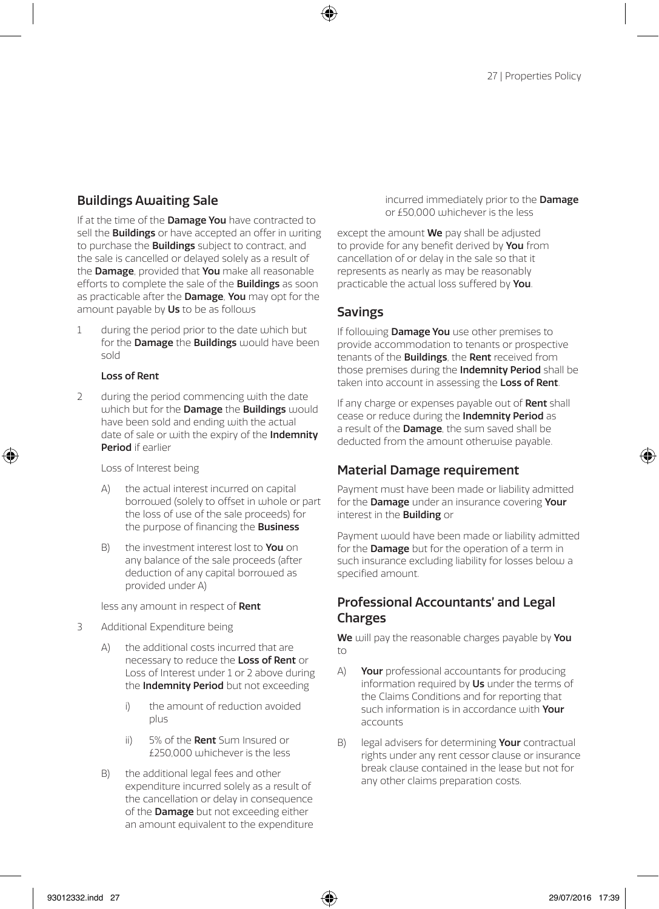## Buildings Awaiting Sale

If at the time of the **Damage You** have contracted to sell the **Buildings** or have accepted an offer in writing to purchase the **Buildings** subject to contract, and the sale is cancelled or delayed solely as a result of the **Damage**, provided that **You** make all reasonable efforts to complete the sale of the **Buildings** as soon as practicable after the **Damage**, **You** may opt for the amount payable by **Us** to be as follows

1 during the period prior to the date which but for the **Damage** the **Buildings** would have been sold

**Loss of Rent**

2 during the period commencing with the date which but for the **Damage** the **Buildings** would have been sold and ending with the actual date of sale or with the expiry of the **Indemnity Period** if earlier

Loss of Interest being

- A) the actual interest incurred on capital borrowed (solely to offset in whole or part the loss of use of the sale proceeds) for the purpose of financing the **Business**
- B) the investment interest lost to **You** on any balance of the sale proceeds (after deduction of any capital borrowed as provided under A)

less any amount in respect of **Rent**

3 Additional Expenditure being

- A) the additional costs incurred that are necessary to reduce the **Loss of Rent** or Loss of Interest under 1 or 2 above during the **Indemnity Period** but not exceeding
  - i) the amount of reduction avoided plus
  - ii) 5% of the **Rent** Sum Insured or £250,000 whichever is the less
- B) the additional legal fees and other expenditure incurred solely as a result of the cancellation or delay in consequence of the **Damage** but not exceeding either an amount equivalent to the expenditure incurred immediately prior to the **Damage** or £50,000 whichever is the less

except the amount **We** pay shall be adjusted to provide for any benefit derived by **You** from cancellation of or delay in the sale so that it represents as nearly as may be reasonably practicable the actual loss suffered by **You**.

## Savings

If following **Damage You** use other premises to provide accommodation to tenants or prospective tenants of the **Buildings**, the **Rent** received from those premises during the **Indemnity Period** shall be taken into account in assessing the **Loss of Rent**.

If any charge or expenses payable out of **Rent** shall cease or reduce during the **Indemnity Period** as a result of the **Damage**, the sum saved shall be deducted from the amount otherwise payable.

## Material Damage requirement

Payment must have been made or liability admitted for the **Damage** under an insurance covering **Your** interest in the **Building** or

Payment would have been made or liability admitted for the **Damage** but for the operation of a term in such insurance excluding liability for losses below a specified amount.

## Professional Accountants' and Legal Charges

**We** will pay the reasonable charges payable by **You** to

- A) **Your** professional accountants for producing information required by **Us** under the terms of the Claims Conditions and for reporting that such information is in accordance with **Your** accounts
- B) legal advisers for determining **Your** contractual rights under any rent cessor clause or insurance break clause contained in the lease but not for any other claims preparation costs.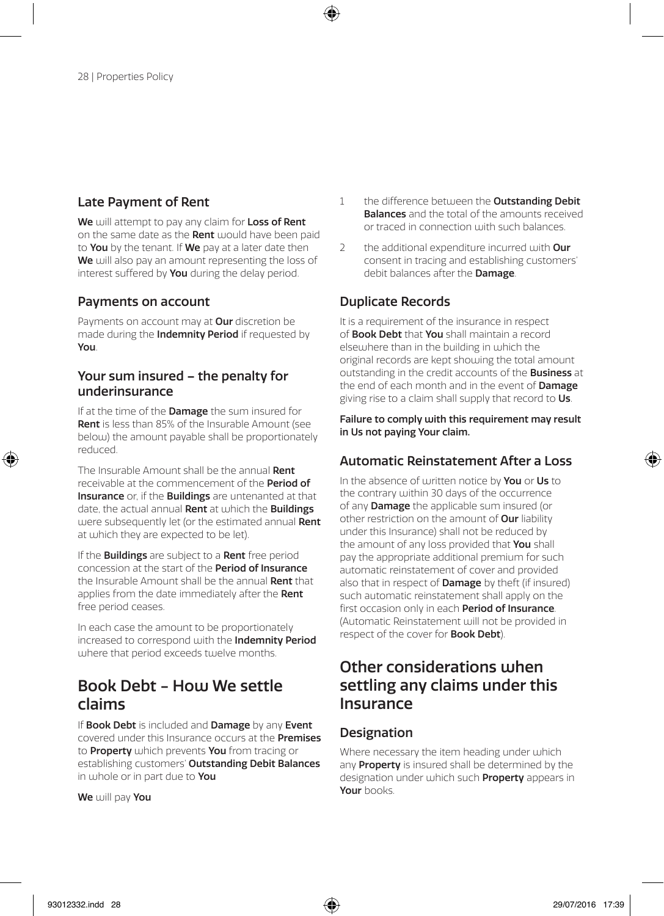## Late Payment of Rent

**We** will attempt to pay any claim for **Loss of Rent** on the same date as the **Rent** would have been paid to **You** by the tenant. If **We** pay at a later date then **We** will also pay an amount representing the loss of interest suffered by **You** during the delay period.

## Payments on account

Payments on account may at **Our** discretion be made during the **Indemnity Period** if requested by **You**.

## Your sum insured – the penalty for underinsurance

If at the time of the **Damage** the sum insured for **Rent** is less than 85% of the Insurable Amount (see below) the amount payable shall be proportionately reduced.

The Insurable Amount shall be the annual **Rent** receivable at the commencement of the **Period of Insurance** or, if the **Buildings** are untenanted at that date, the actual annual **Rent** at which the **Buildings** were subsequently let (or the estimated annual **Rent** at which they are expected to be let).

If the **Buildings** are subject to a **Rent** free period concession at the start of the **Period of Insurance** the Insurable Amount shall be the annual **Rent** that applies from the date immediately after the **Rent** free period ceases.

In each case the amount to be proportionately increased to correspond with the **Indemnity Period** where that period exceeds twelve months.

# Book Debt – How We settle claims

If **Book Debt** is included and **Damage** by any **Event** covered under this Insurance occurs at the **Premises** to **Property** which prevents **You** from tracing or establishing customers' **Outstanding Debit Balances** in whole or in part due to **You**

**We** will pay **You**

1. the difference between the **Outstanding Debit Balances** and the total of the amounts received or traced in connection with such balances.
2. the additional expenditure incurred with **Our** consent in tracing and establishing customers' debit balances after the **Damage**.

## Duplicate Records

It is a requirement of the insurance in respect of **Book Debt** that **You** shall maintain a record elsewhere than in the building in which the original records are kept showing the total amount outstanding in the credit accounts of the **Business** at the end of each month and in the event of **Damage** giving rise to a claim shall supply that record to **Us**.

**Failure to comply with this requirement may result in Us not paying Your claim.**

## Automatic Reinstatement After a Loss

In the absence of written notice by **You** or **Us** to the contrary within 30 days of the occurrence of any **Damage** the applicable sum insured (or other restriction on the amount of **Our** liability under this Insurance) shall not be reduced by the amount of any loss provided that **You** shall pay the appropriate additional premium for such automatic reinstatement of cover and provided also that in respect of **Damage** by theft (if insured) such automatic reinstatement shall apply on the first occasion only in each **Period of Insurance**. (Automatic Reinstatement will not be provided in respect of the cover for **Book Debt**).

# Other considerations when settling any claims under this Insurance

## Designation

Where necessary the item heading under which any **Property** is insured shall be determined by the designation under which such **Property** appears in **Your** books.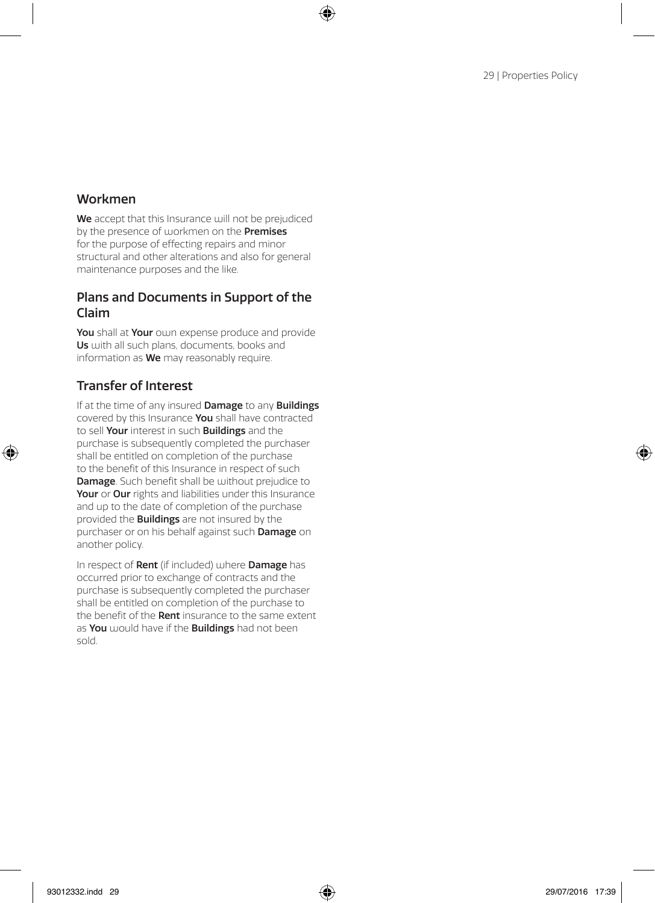## Workmen

**We** accept that this Insurance will not be prejudiced by the presence of workmen on the **Premises** for the purpose of effecting repairs and minor structural and other alterations and also for general maintenance purposes and the like.

## Plans and Documents in Support of the Claim

**You** shall at **Your** own expense produce and provide **Us** with all such plans, documents, books and information as **We** may reasonably require.

## Transfer of Interest

If at the time of any insured **Damage** to any **Buildings** covered by this Insurance **You** shall have contracted to sell **Your** interest in such **Buildings** and the purchase is subsequently completed the purchaser shall be entitled on completion of the purchase to the benefit of this Insurance in respect of such **Damage**. Such benefit shall be without prejudice to **Your** or **Our** rights and liabilities under this Insurance and up to the date of completion of the purchase provided the **Buildings** are not insured by the purchaser or on his behalf against such **Damage** on another policy.

In respect of **Rent** (if included) where **Damage** has occurred prior to exchange of contracts and the purchase is subsequently completed the purchaser shall be entitled on completion of the purchase to the benefit of the **Rent** insurance to the same extent as **You** would have if the **Buildings** had not been sold.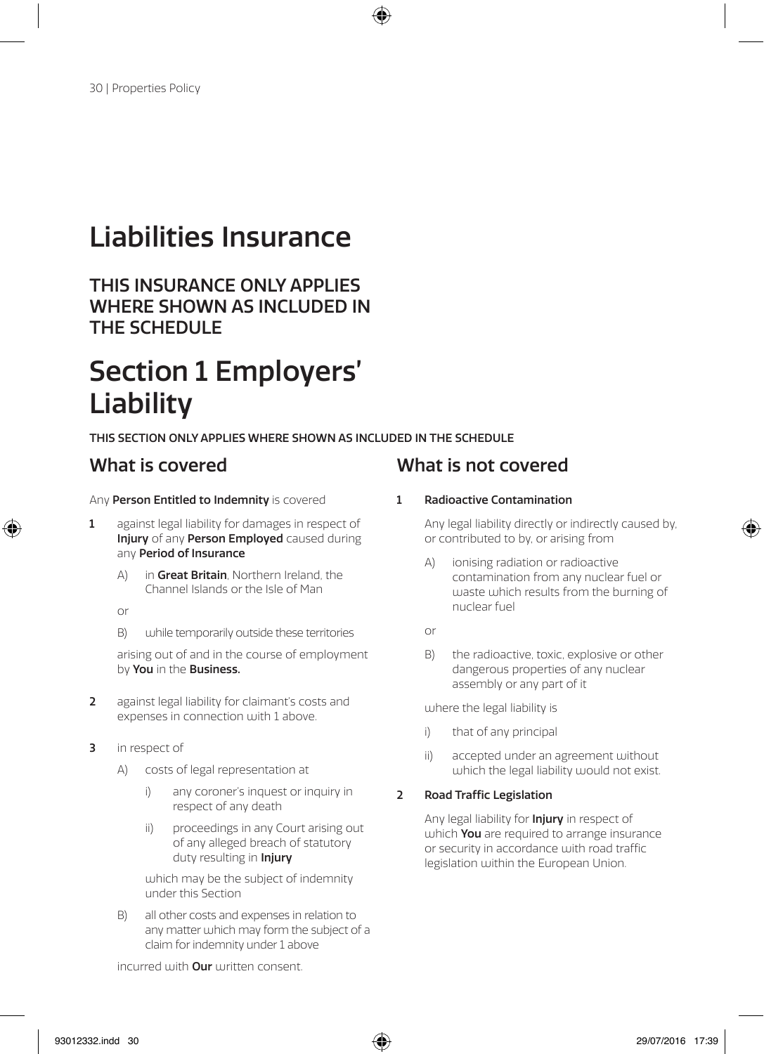# Liabilities Insurance

## THIS INSURANCE ONLY APPLIES WHERE SHOWN AS INCLUDED IN THE SCHEDULE

# Section 1 Employers' Liability

**THIS SECTION ONLY APPLIES WHERE SHOWN AS INCLUDED IN THE SCHEDULE**

## What is covered

Any **Person Entitled to Indemnity** is covered

1. against legal liability for damages in respect of **Injury** of any **Person Employed** caused during any **Period of Insurance**

   A) in **Great Britain**, Northern Ireland, the Channel Islands or the Isle of Man

   or

   B) while temporarily outside these territories

   arising out of and in the course of employment by **You** in the **Business.**

2. against legal liability for claimant's costs and expenses in connection with 1 above.

3. in respect of

   A) costs of legal representation at

      i) any coroner's inquest or inquiry in respect of any death

      ii) proceedings in any Court arising out of any alleged breach of statutory duty resulting in **Injury**

      which may be the subject of indemnity under this Section

   B) all other costs and expenses in relation to any matter which may form the subject of a claim for indemnity under 1 above

   incurred with **Our** written consent.

## What is not covered

1. **Radioactive Contamination**

   Any legal liability directly or indirectly caused by, or contributed to by, or arising from

   A) ionising radiation or radioactive contamination from any nuclear fuel or waste which results from the burning of nuclear fuel

   or

   B) the radioactive, toxic, explosive or other dangerous properties of any nuclear assembly or any part of it

   where the legal liability is

   i) that of any principal

   ii) accepted under an agreement without which the legal liability would not exist.

2. **Road Traffic Legislation**

   Any legal liability for **Injury** in respect of which **You** are required to arrange insurance or security in accordance with road traffic legislation within the European Union.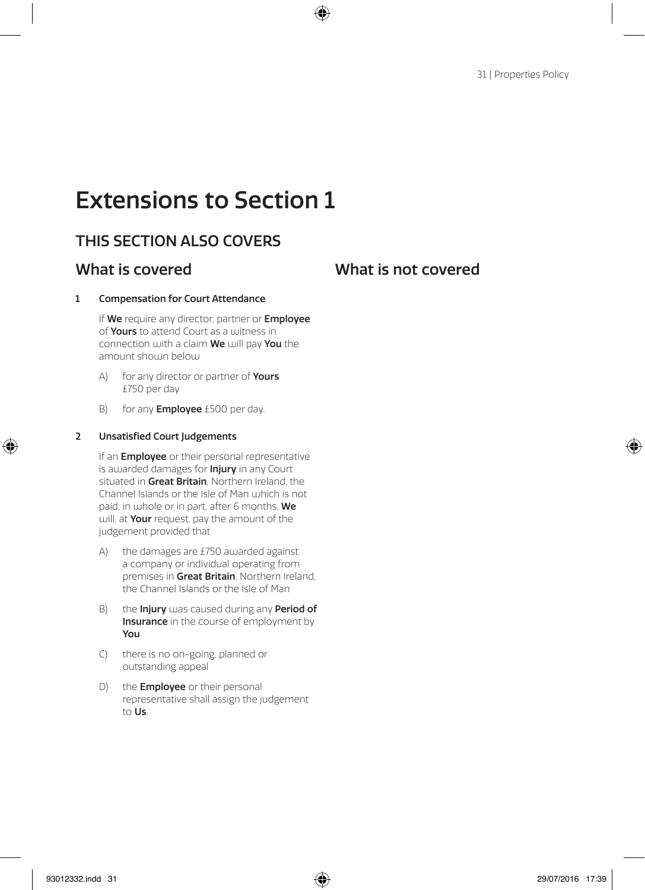# Extensions to Section 1

## THIS SECTION ALSO COVERS

### What is covered

**1 Compensation for Court Attendance**

If **We** require any director, partner or **Employee** of **Yours** to attend Court as a witness in connection with a claim **We** will pay **You** the amount shown below

A) for any director or partner of **Yours** £750 per day

B) for any **Employee** £500 per day.

**2 Unsatisfied Court Judgements**

If an **Employee** or their personal representative is awarded damages for **Injury** in any Court situated in **Great Britain**, Northern Ireland, the Channel Islands or the Isle of Man which is not paid, in whole or in part, after 6 months, **We** will, at **Your** request, pay the amount of the judgement provided that

A) the damages are £750 awarded against a company or individual operating from premises in **Great Britain**, Northern Ireland, the Channel Islands or the Isle of Man

B) the **Injury** was caused during any **Period of Insurance** in the course of employment by **You**

C) there is no on-going, planned or outstanding appeal

D) the **Employee** or their personal representative shall assign the judgement to **Us**.

### What is not covered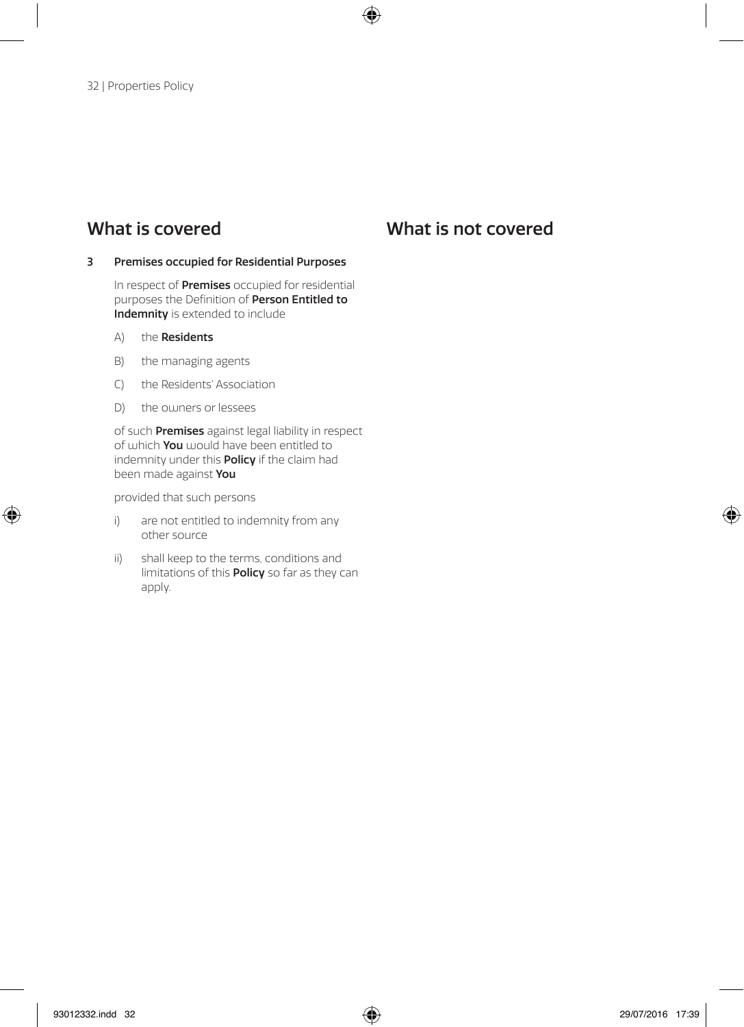## What is covered

## What is not covered

**3 Premises occupied for Residential Purposes**

In respect of **Premises** occupied for residential purposes the Definition of **Person Entitled to Indemnity** is extended to include

A) the **Residents**

B) the managing agents

C) the Residents' Association

D) the owners or lessees

of such **Premises** against legal liability in respect of which **You** would have been entitled to indemnity under this **Policy** if the claim had been made against **You**

provided that such persons

i) are not entitled to indemnity from any other source

ii) shall keep to the terms, conditions and limitations of this **Policy** so far as they can apply.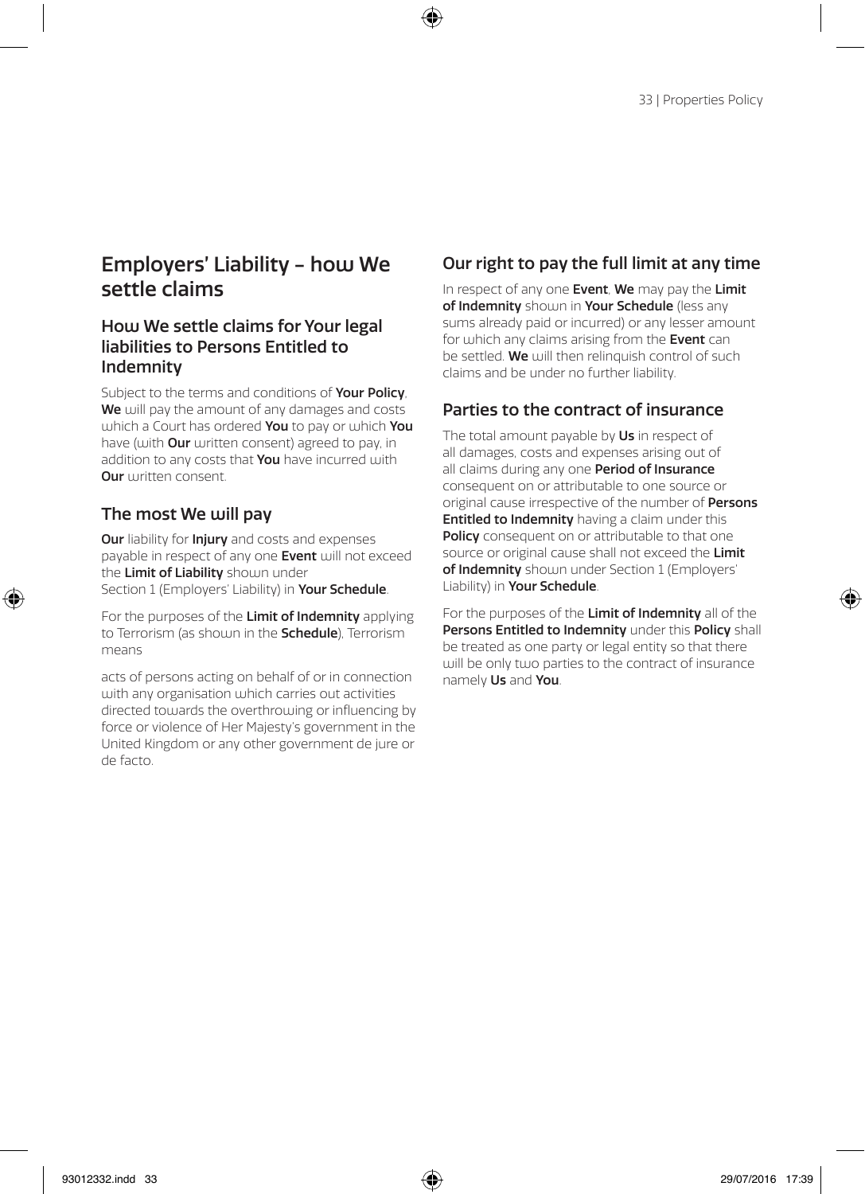# Employers' Liability - how We settle claims

## How We settle claims for Your legal liabilities to Persons Entitled to Indemnity

Subject to the terms and conditions of **Your Policy**, **We** will pay the amount of any damages and costs which a Court has ordered **You** to pay or which **You** have (with **Our** written consent) agreed to pay, in addition to any costs that **You** have incurred with **Our** written consent.

## The most We will pay

**Our** liability for **Injury** and costs and expenses payable in respect of any one **Event** will not exceed the **Limit of Liability** shown under Section 1 (Employers' Liability) in **Your Schedule**.

For the purposes of the **Limit of Indemnity** applying to Terrorism (as shown in the **Schedule**), Terrorism means

acts of persons acting on behalf of or in connection with any organisation which carries out activities directed towards the overthrowing or influencing by force or violence of Her Majesty's government in the United Kingdom or any other government de jure or de facto.

## Our right to pay the full limit at any time

In respect of any one **Event**, **We** may pay the **Limit of Indemnity** shown in **Your Schedule** (less any sums already paid or incurred) or any lesser amount for which any claims arising from the **Event** can be settled. **We** will then relinquish control of such claims and be under no further liability.

## Parties to the contract of insurance

The total amount payable by **Us** in respect of all damages, costs and expenses arising out of all claims during any one **Period of Insurance** consequent on or attributable to one source or original cause irrespective of the number of **Persons Entitled to Indemnity** having a claim under this **Policy** consequent on or attributable to that one source or original cause shall not exceed the **Limit of Indemnity** shown under Section 1 (Employers' Liability) in **Your Schedule**.

For the purposes of the **Limit of Indemnity** all of the **Persons Entitled to Indemnity** under this **Policy** shall be treated as one party or legal entity so that there will be only two parties to the contract of insurance namely **Us** and **You**.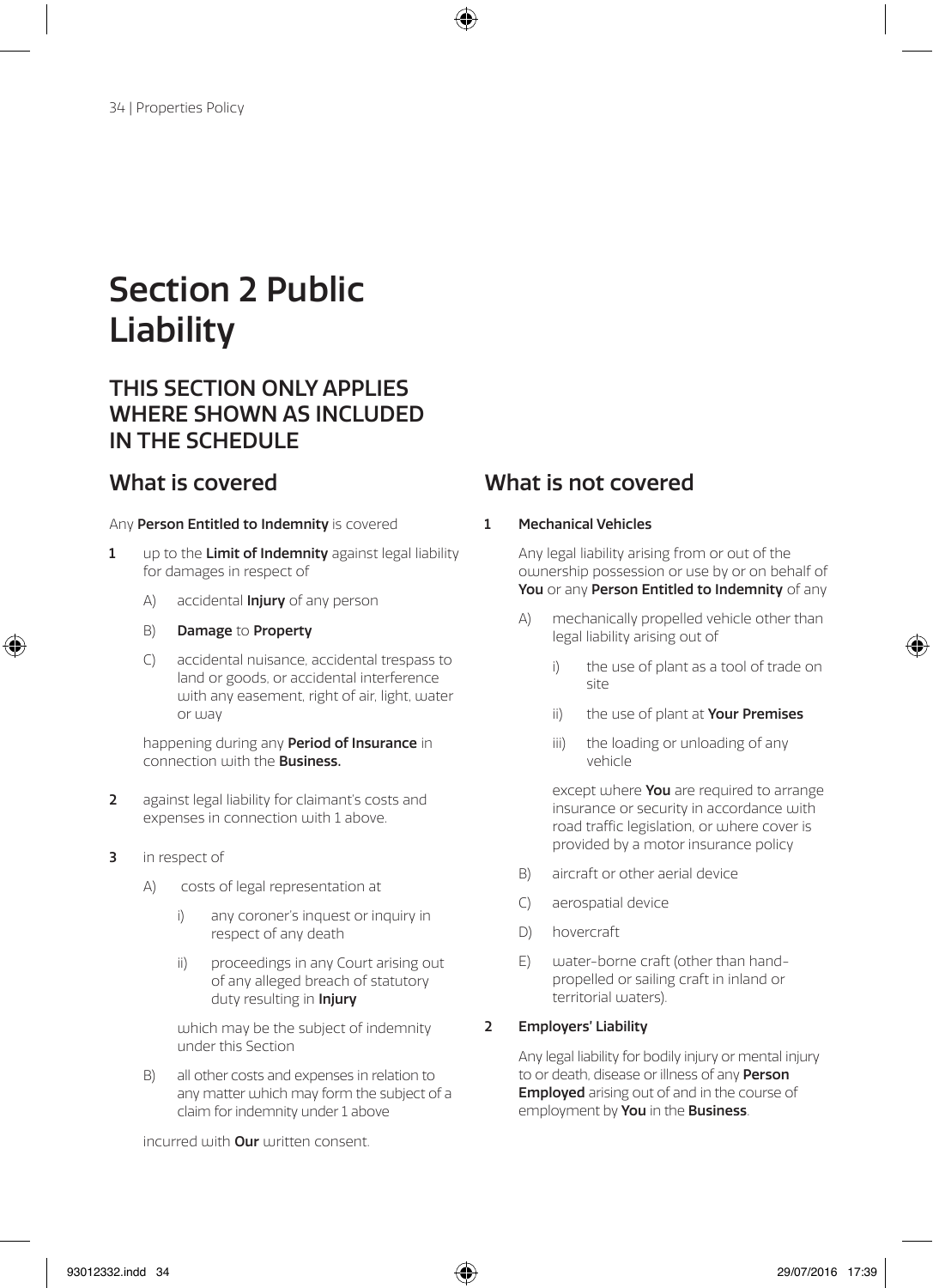# Section 2 Public Liability

## THIS SECTION ONLY APPLIES WHERE SHOWN AS INCLUDED IN THE SCHEDULE

## What is covered

Any **Person Entitled to Indemnity** is covered

**1** up to the **Limit of Indemnity** against legal liability for damages in respect of

- A) accidental **Injury** of any person
- B) **Damage** to **Property**
- C) accidental nuisance, accidental trespass to land or goods, or accidental interference with any easement, right of air, light, water or way

happening during any **Period of Insurance** in connection with the **Business.**

**2** against legal liability for claimant's costs and expenses in connection with 1 above.

**3** in respect of

- A) costs of legal representation at
  - i) any coroner's inquest or inquiry in respect of any death
  - ii) proceedings in any Court arising out of any alleged breach of statutory duty resulting in **Injury**

  which may be the subject of indemnity under this Section

- B) all other costs and expenses in relation to any matter which may form the subject of a claim for indemnity under 1 above

incurred with **Our** written consent.

## What is not covered

**1 Mechanical Vehicles**

Any legal liability arising from or out of the ownership possession or use by or on behalf of **You** or any **Person Entitled to Indemnity** of any

- A) mechanically propelled vehicle other than legal liability arising out of
  - i) the use of plant as a tool of trade on site
  - ii) the use of plant at **Your Premises**
  - iii) the loading or unloading of any vehicle

  except where **You** are required to arrange insurance or security in accordance with road traffic legislation, or where cover is provided by a motor insurance policy

- B) aircraft or other aerial device
- C) aerospatial device
- D) hovercraft
- E) water-borne craft (other than hand-propelled or sailing craft in inland or territorial waters).

**2 Employers' Liability**

Any legal liability for bodily injury or mental injury to or death, disease or illness of any **Person Employed** arising out of and in the course of employment by **You** in the **Business**.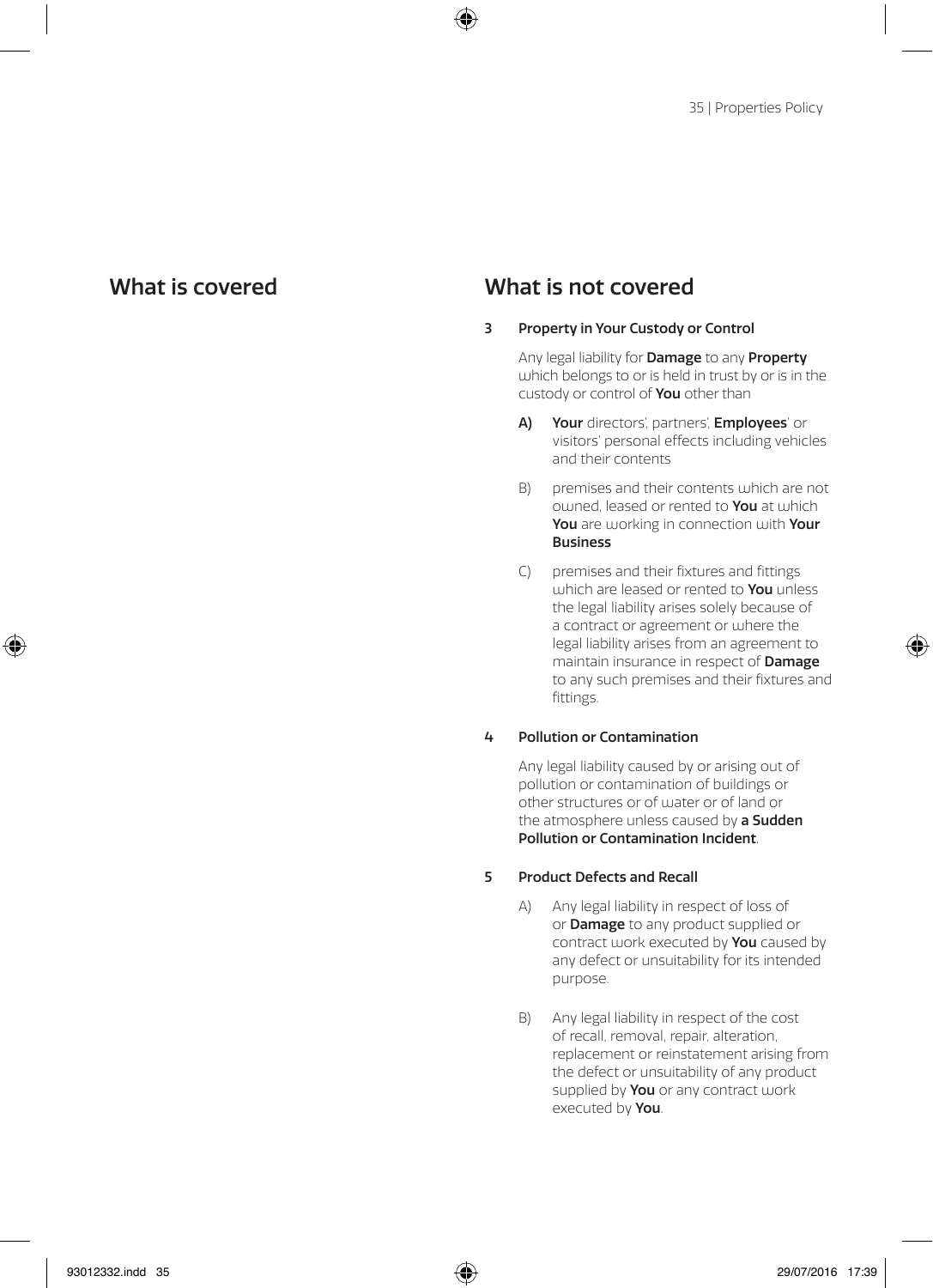## What is covered

## What is not covered

**3 Property in Your Custody or Control**

Any legal liability for **Damage** to any **Property** which belongs to or is held in trust by or is in the custody or control of **You** other than

**A)** **Your** directors', partners', **Employees**' or visitors' personal effects including vehicles and their contents

B) premises and their contents which are not owned, leased or rented to **You** at which **You** are working in connection with **Your Business**

C) premises and their fixtures and fittings which are leased or rented to **You** unless the legal liability arises solely because of a contract or agreement or where the legal liability arises from an agreement to maintain insurance in respect of **Damage** to any such premises and their fixtures and fittings.

**4 Pollution or Contamination**

Any legal liability caused by or arising out of pollution or contamination of buildings or other structures or of water or of land or the atmosphere unless caused by **a Sudden Pollution or Contamination Incident**.

**5 Product Defects and Recall**

A) Any legal liability in respect of loss of or **Damage** to any product supplied or contract work executed by **You** caused by any defect or unsuitability for its intended purpose.

B) Any legal liability in respect of the cost of recall, removal, repair, alteration, replacement or reinstatement arising from the defect or unsuitability of any product supplied by **You** or any contract work executed by **You**.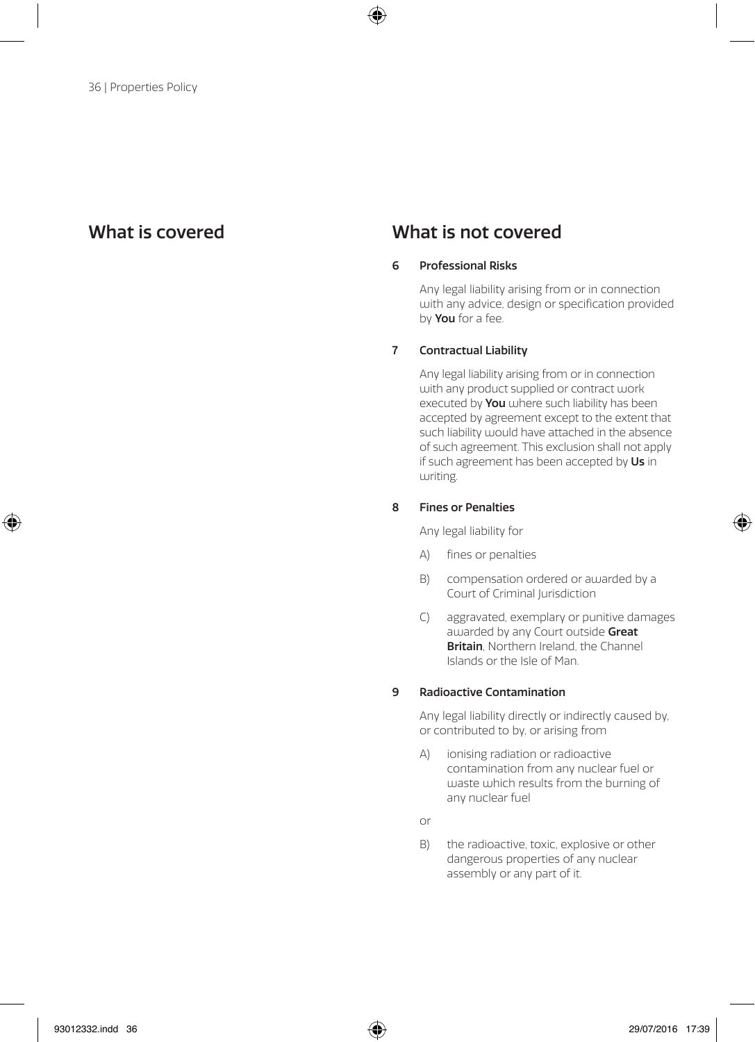## What is covered

## What is not covered

**6 Professional Risks**

Any legal liability arising from or in connection with any advice, design or specification provided by **You** for a fee.

**7 Contractual Liability**

Any legal liability arising from or in connection with any product supplied or contract work executed by **You** where such liability has been accepted by agreement except to the extent that such liability would have attached in the absence of such agreement. This exclusion shall not apply if such agreement has been accepted by **Us** in writing.

**8 Fines or Penalties**

Any legal liability for

A) fines or penalties

B) compensation ordered or awarded by a Court of Criminal Jurisdiction

C) aggravated, exemplary or punitive damages awarded by any Court outside **Great Britain**, Northern Ireland, the Channel Islands or the Isle of Man.

**9 Radioactive Contamination**

Any legal liability directly or indirectly caused by, or contributed to by, or arising from

A) ionising radiation or radioactive contamination from any nuclear fuel or waste which results from the burning of any nuclear fuel

or

B) the radioactive, toxic, explosive or other dangerous properties of any nuclear assembly or any part of it.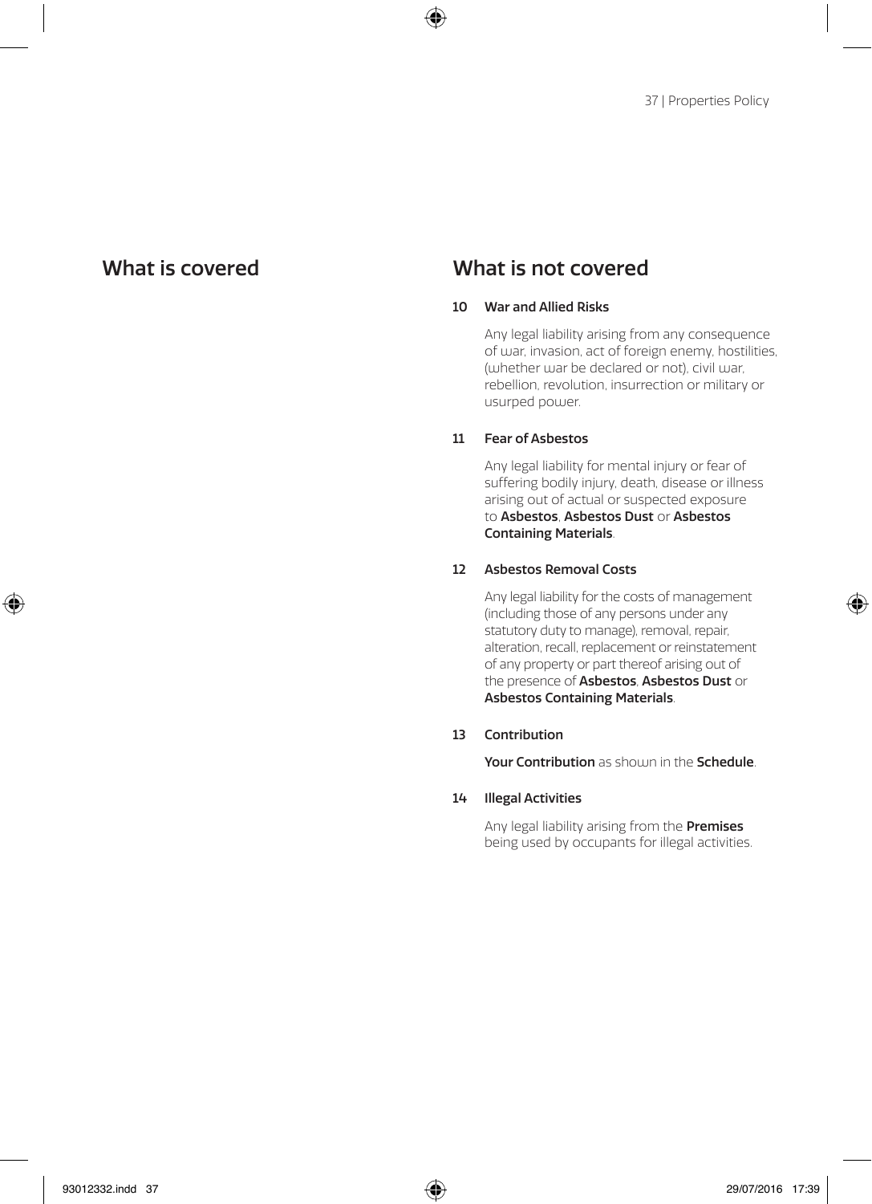## What is covered

## What is not covered

**10 War and Allied Risks**

Any legal liability arising from any consequence of war, invasion, act of foreign enemy, hostilities, (whether war be declared or not), civil war, rebellion, revolution, insurrection or military or usurped power.

**11 Fear of Asbestos**

Any legal liability for mental injury or fear of suffering bodily injury, death, disease or illness arising out of actual or suspected exposure to **Asbestos**, **Asbestos Dust** or **Asbestos Containing Materials**.

**12 Asbestos Removal Costs**

Any legal liability for the costs of management (including those of any persons under any statutory duty to manage), removal, repair, alteration, recall, replacement or reinstatement of any property or part thereof arising out of the presence of **Asbestos**, **Asbestos Dust** or **Asbestos Containing Materials**.

**13 Contribution**

**Your Contribution** as shown in the **Schedule**.

**14 Illegal Activities**

Any legal liability arising from the **Premises** being used by occupants for illegal activities.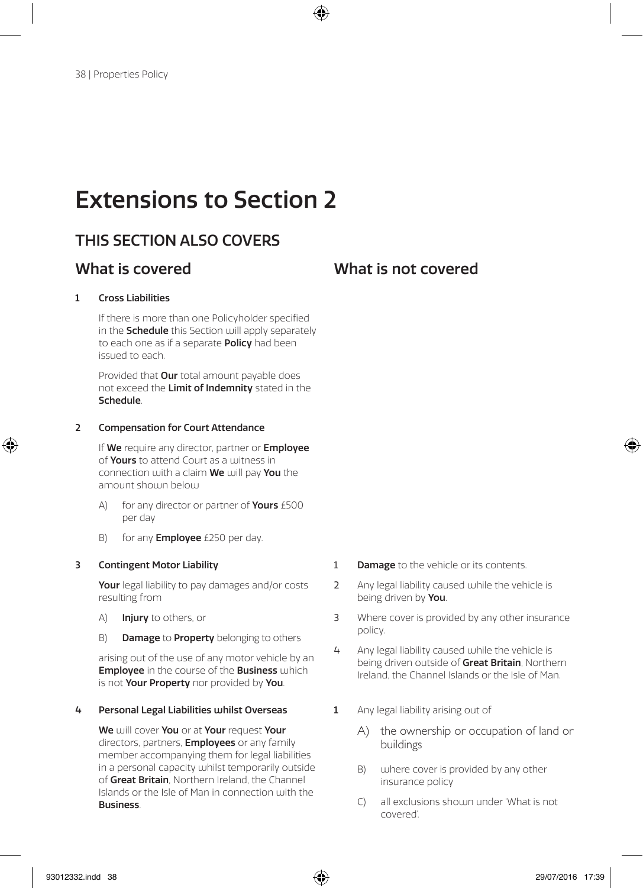# Extensions to Section 2

## THIS SECTION ALSO COVERS

### What is covered

**1 Cross Liabilities**

If there is more than one Policyholder specified in the **Schedule** this Section will apply separately to each one as if a separate **Policy** had been issued to each.

Provided that **Our** total amount payable does not exceed the **Limit of Indemnity** stated in the **Schedule**.

**2 Compensation for Court Attendance**

If **We** require any director, partner or **Employee** of **Yours** to attend Court as a witness in connection with a claim **We** will pay **You** the amount shown below

A) for any director or partner of **Yours** £500 per day

B) for any **Employee** £250 per day.

**3 Contingent Motor Liability**

**Your** legal liability to pay damages and/or costs resulting from

A) **Injury** to others, or

B) **Damage** to **Property** belonging to others

arising out of the use of any motor vehicle by an **Employee** in the course of the **Business** which is not **Your Property** nor provided by **You**.

### What is not covered

1 **Damage** to the vehicle or its contents.

2 Any legal liability caused while the vehicle is being driven by **You**.

3 Where cover is provided by any other insurance policy.

4 Any legal liability caused while the vehicle is being driven outside of **Great Britain**, Northern Ireland, the Channel Islands or the Isle of Man.

### What is covered

**4 Personal Legal Liabilities whilst Overseas**

**We** will cover **You** or at **Your** request **Your** directors, partners, **Employees** or any family member accompanying them for legal liabilities in a personal capacity whilst temporarily outside of **Great Britain**, Northern Ireland, the Channel Islands or the Isle of Man in connection with the **Business**.

### What is not covered

1 Any legal liability arising out of

A) the ownership or occupation of land or buildings

B) where cover is provided by any other insurance policy

C) all exclusions shown under 'What is not covered'.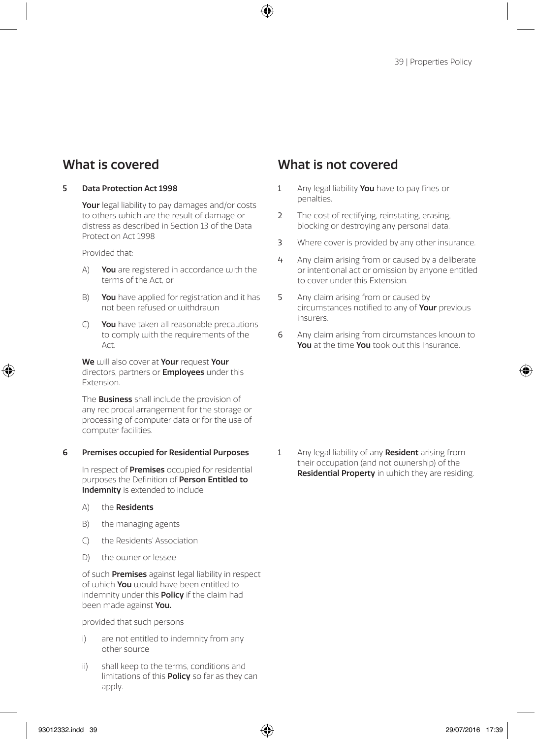## What is covered

**5 Data Protection Act 1998**

**Your** legal liability to pay damages and/or costs to others which are the result of damage or distress as described in Section 13 of the Data Protection Act 1998

Provided that:

A) **You** are registered in accordance with the terms of the Act, or

B) **You** have applied for registration and it has not been refused or withdrawn

C) **You** have taken all reasonable precautions to comply with the requirements of the Act.

**We** will also cover at **Your** request **Your** directors, partners or **Employees** under this Extension.

The **Business** shall include the provision of any reciprocal arrangement for the storage or processing of computer data or for the use of computer facilities.

## What is not covered

1. Any legal liability **You** have to pay fines or penalties.
2. The cost of rectifying, reinstating, erasing, blocking or destroying any personal data.
3. Where cover is provided by any other insurance.
4. Any claim arising from or caused by a deliberate or intentional act or omission by anyone entitled to cover under this Extension.
5. Any claim arising from or caused by circumstances notified to any of **Your** previous insurers.
6. Any claim arising from circumstances known to **You** at the time **You** took out this Insurance.

## What is covered

**6 Premises occupied for Residential Purposes**

In respect of **Premises** occupied for residential purposes the Definition of **Person Entitled to Indemnity** is extended to include

A) the **Residents**

B) the managing agents

C) the Residents' Association

D) the owner or lessee

of such **Premises** against legal liability in respect of which **You** would have been entitled to indemnity under this **Policy** if the claim had been made against **You.**

provided that such persons

i) are not entitled to indemnity from any other source

ii) shall keep to the terms, conditions and limitations of this **Policy** so far as they can apply.

## What is not covered

1. Any legal liability of any **Resident** arising from their occupation (and not ownership) of the **Residential Property** in which they are residing.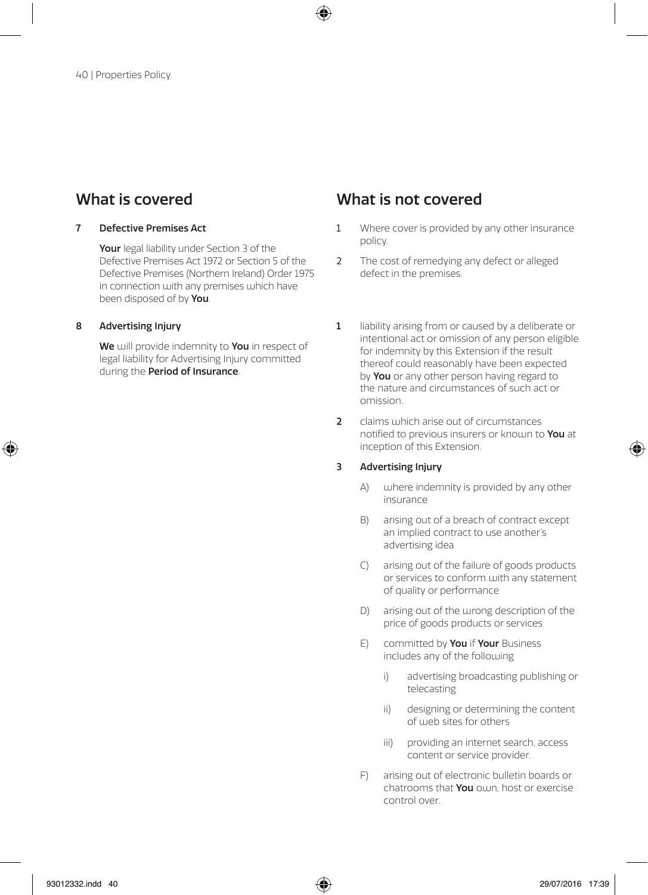## What is covered

**7 Defective Premises Act**

**Your** legal liability under Section 3 of the Defective Premises Act 1972 or Section 5 of the Defective Premises (Northern Ireland) Order 1975 in connection with any premises which have been disposed of by **You**.

**8 Advertising Injury**

**We** will provide indemnity to **You** in respect of legal liability for Advertising Injury committed during the **Period of Insurance**.

## What is not covered

1 Where cover is provided by any other insurance policy.

2 The cost of remedying any defect or alleged defect in the premises.

**1** liability arising from or caused by a deliberate or intentional act or omission of any person eligible for indemnity by this Extension if the result thereof could reasonably have been expected by **You** or any other person having regard to the nature and circumstances of such act or omission.

**2** claims which arise out of circumstances notified to previous insurers or known to **You** at inception of this Extension.

**3 Advertising Injury**

A) where indemnity is provided by any other insurance

B) arising out of a breach of contract except an implied contract to use another's advertising idea

C) arising out of the failure of goods products or services to conform with any statement of quality or performance

D) arising out of the wrong description of the price of goods products or services

E) committed by **You** if **Your** Business includes any of the following

i) advertising broadcasting publishing or telecasting

ii) designing or determining the content of web sites for others

iii) providing an internet search, access content or service provider.

F) arising out of electronic bulletin boards or chatrooms that **You** own, host or exercise control over.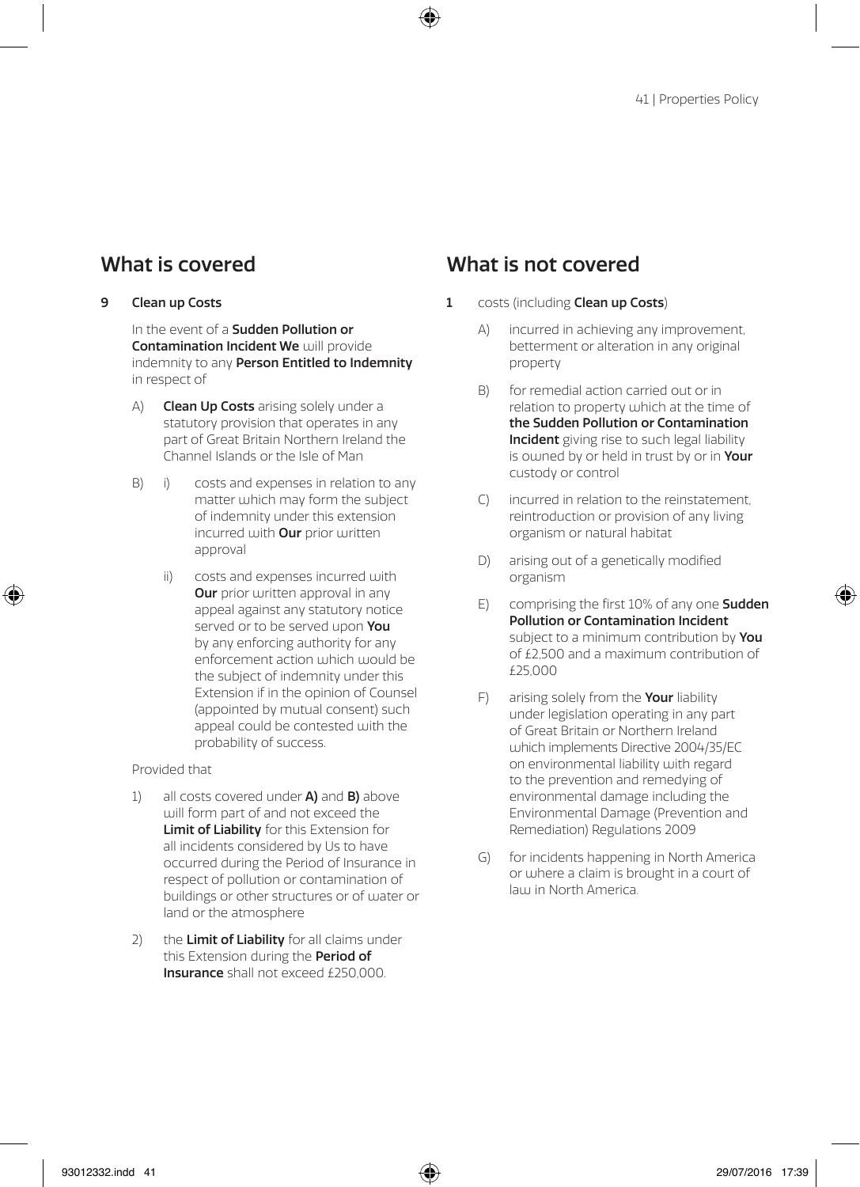## What is covered

**9 Clean up Costs**

In the event of a **Sudden Pollution or Contamination Incident We** will provide indemnity to any **Person Entitled to Indemnity** in respect of

A) **Clean Up Costs** arising solely under a statutory provision that operates in any part of Great Britain Northern Ireland the Channel Islands or the Isle of Man

B) i) costs and expenses in relation to any matter which may form the subject of indemnity under this extension incurred with **Our** prior written approval

ii) costs and expenses incurred with **Our** prior written approval in any appeal against any statutory notice served or to be served upon **You** by any enforcing authority for any enforcement action which would be the subject of indemnity under this Extension if in the opinion of Counsel (appointed by mutual consent) such appeal could be contested with the probability of success.

Provided that

1) all costs covered under **A)** and **B)** above will form part of and not exceed the **Limit of Liability** for this Extension for all incidents considered by Us to have occurred during the Period of Insurance in respect of pollution or contamination of buildings or other structures or of water or land or the atmosphere

2) the **Limit of Liability** for all claims under this Extension during the **Period of Insurance** shall not exceed £250,000.

## What is not covered

**1** costs (including **Clean up Costs**)

A) incurred in achieving any improvement, betterment or alteration in any original property

B) for remedial action carried out or in relation to property which at the time of **the Sudden Pollution or Contamination Incident** giving rise to such legal liability is owned by or held in trust by or in **Your** custody or control

C) incurred in relation to the reinstatement, reintroduction or provision of any living organism or natural habitat

D) arising out of a genetically modified organism

E) comprising the first 10% of any one **Sudden Pollution or Contamination Incident** subject to a minimum contribution by **You** of £2,500 and a maximum contribution of £25,000

F) arising solely from the **Your** liability under legislation operating in any part of Great Britain or Northern Ireland which implements Directive 2004/35/EC on environmental liability with regard to the prevention and remedying of environmental damage including the Environmental Damage (Prevention and Remediation) Regulations 2009

G) for incidents happening in North America or where a claim is brought in a court of law in North America.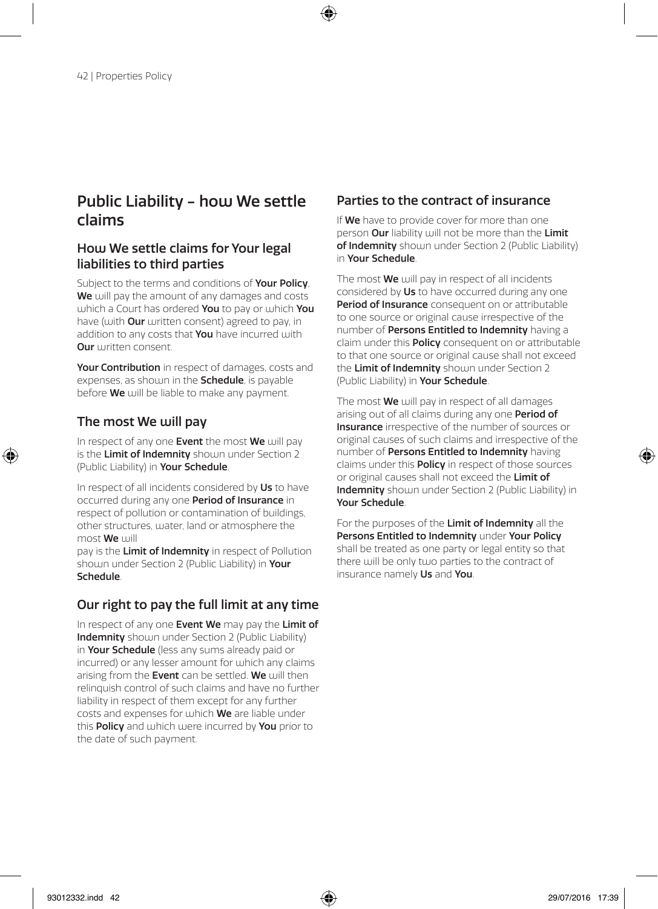# Public Liability – how We settle claims

## How We settle claims for Your legal liabilities to third parties

Subject to the terms and conditions of **Your Policy**, **We** will pay the amount of any damages and costs which a Court has ordered **You** to pay or which **You** have (with **Our** written consent) agreed to pay, in addition to any costs that **You** have incurred with **Our** written consent.

**Your Contribution** in respect of damages, costs and expenses, as shown in the **Schedule**, is payable before **We** will be liable to make any payment.

## The most We will pay

In respect of any one **Event** the most **We** will pay is the **Limit of Indemnity** shown under Section 2 (Public Liability) in **Your Schedule**.

In respect of all incidents considered by **Us** to have occurred during any one **Period of Insurance** in respect of pollution or contamination of buildings, other structures, water, land or atmosphere the most **We** will pay is the **Limit of Indemnity** in respect of Pollution shown under Section 2 (Public Liability) in **Your Schedule**.

## Our right to pay the full limit at any time

In respect of any one **Event We** may pay the **Limit of Indemnity** shown under Section 2 (Public Liability) in **Your Schedule** (less any sums already paid or incurred) or any lesser amount for which any claims arising from the **Event** can be settled. **We** will then relinquish control of such claims and have no further liability in respect of them except for any further costs and expenses for which **We** are liable under this **Policy** and which were incurred by **You** prior to the date of such payment.

## Parties to the contract of insurance

If **We** have to provide cover for more than one person **Our** liability will not be more than the **Limit of Indemnity** shown under Section 2 (Public Liability) in **Your Schedule**.

The most **We** will pay in respect of all incidents considered by **Us** to have occurred during any one **Period of Insurance** consequent on or attributable to one source or original cause irrespective of the number of **Persons Entitled to Indemnity** having a claim under this **Policy** consequent on or attributable to that one source or original cause shall not exceed the **Limit of Indemnity** shown under Section 2 (Public Liability) in **Your Schedule**.

The most **We** will pay in respect of all damages arising out of all claims during any one **Period of Insurance** irrespective of the number of sources or original causes of such claims and irrespective of the number of **Persons Entitled to Indemnity** having claims under this **Policy** in respect of those sources or original causes shall not exceed the **Limit of Indemnity** shown under Section 2 (Public Liability) in **Your Schedule**.

For the purposes of the **Limit of Indemnity** all the **Persons Entitled to Indemnity** under **Your Policy** shall be treated as one party or legal entity so that there will be only two parties to the contract of insurance namely **Us** and **You**.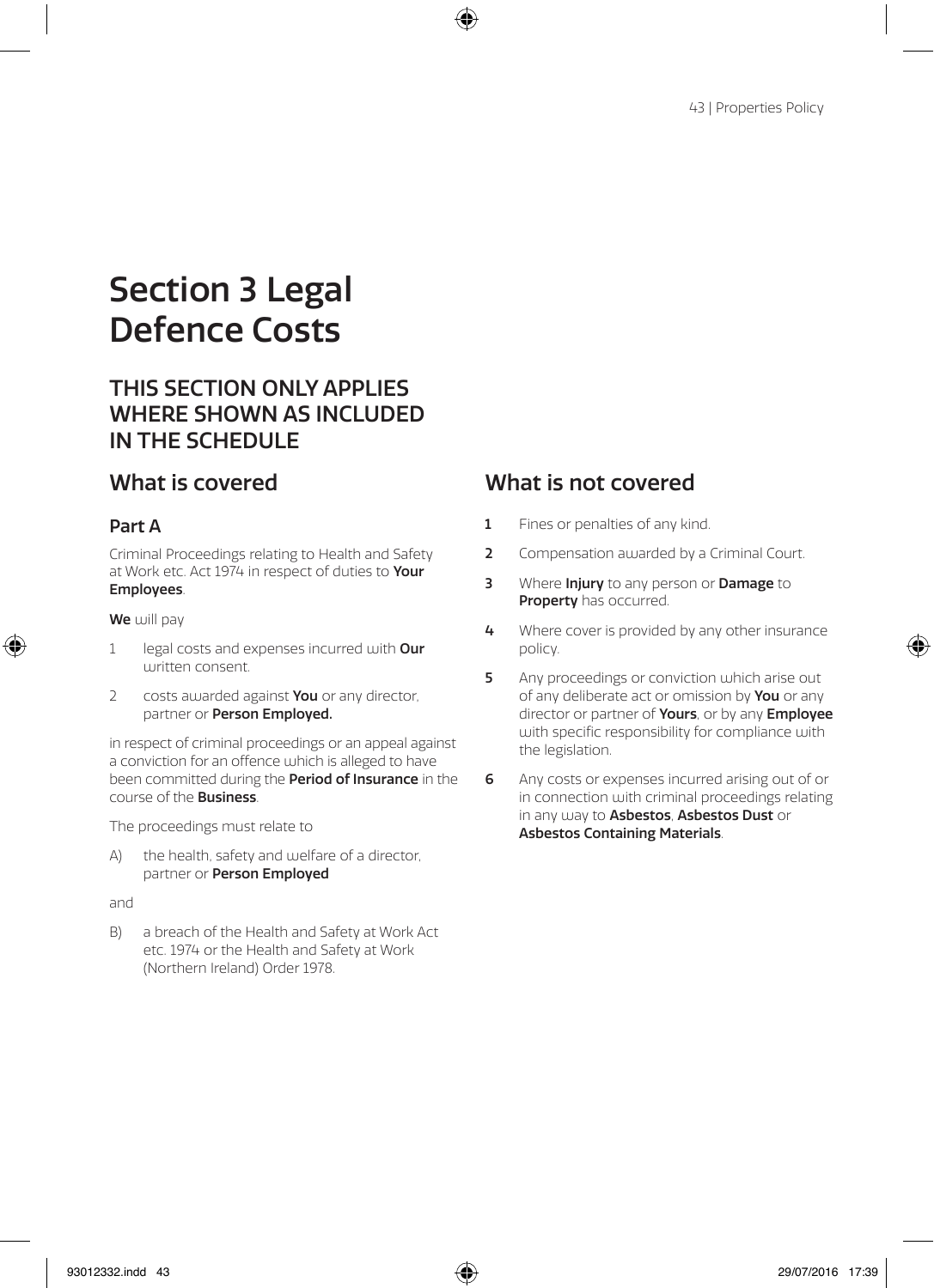# Section 3 Legal Defence Costs

## THIS SECTION ONLY APPLIES WHERE SHOWN AS INCLUDED IN THE SCHEDULE

## What is covered

### Part A

Criminal Proceedings relating to Health and Safety at Work etc. Act 1974 in respect of duties to **Your Employees**.

**We** will pay

1. legal costs and expenses incurred with **Our** written consent.
2. costs awarded against **You** or any director, partner or **Person Employed.**

in respect of criminal proceedings or an appeal against a conviction for an offence which is alleged to have been committed during the **Period of Insurance** in the course of the **Business**.

The proceedings must relate to

A) the health, safety and welfare of a director, partner or **Person Employed**

and

B) a breach of the Health and Safety at Work Act etc. 1974 or the Health and Safety at Work (Northern Ireland) Order 1978.

## What is not covered

1. Fines or penalties of any kind.
2. Compensation awarded by a Criminal Court.
3. Where **Injury** to any person or **Damage** to **Property** has occurred.
4. Where cover is provided by any other insurance policy.
5. Any proceedings or conviction which arise out of any deliberate act or omission by **You** or any director or partner of **Yours**, or by any **Employee** with specific responsibility for compliance with the legislation.
6. Any costs or expenses incurred arising out of or in connection with criminal proceedings relating in any way to **Asbestos**, **Asbestos Dust** or **Asbestos Containing Materials**.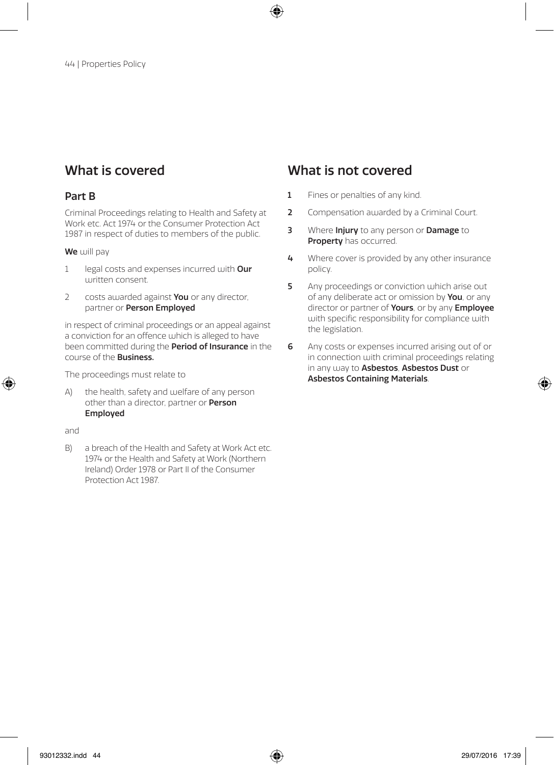## What is covered

### Part B

Criminal Proceedings relating to Health and Safety at Work etc. Act 1974 or the Consumer Protection Act 1987 in respect of duties to members of the public.

**We** will pay

1. legal costs and expenses incurred with **Our** written consent.
2. costs awarded against **You** or any director, partner or **Person Employed**

in respect of criminal proceedings or an appeal against a conviction for an offence which is alleged to have been committed during the **Period of Insurance** in the course of the **Business.**

The proceedings must relate to

A) the health, safety and welfare of any person other than a director, partner or **Person Employed**

and

B) a breach of the Health and Safety at Work Act etc. 1974 or the Health and Safety at Work (Northern Ireland) Order 1978 or Part II of the Consumer Protection Act 1987.

## What is not covered

1. Fines or penalties of any kind.
2. Compensation awarded by a Criminal Court.
3. Where **Injury** to any person or **Damage** to **Property** has occurred.
4. Where cover is provided by any other insurance policy.
5. Any proceedings or conviction which arise out of any deliberate act or omission by **You**, or any director or partner of **Yours**, or by any **Employee** with specific responsibility for compliance with the legislation.
6. Any costs or expenses incurred arising out of or in connection with criminal proceedings relating in any way to **Asbestos**, **Asbestos Dust** or **Asbestos Containing Materials**.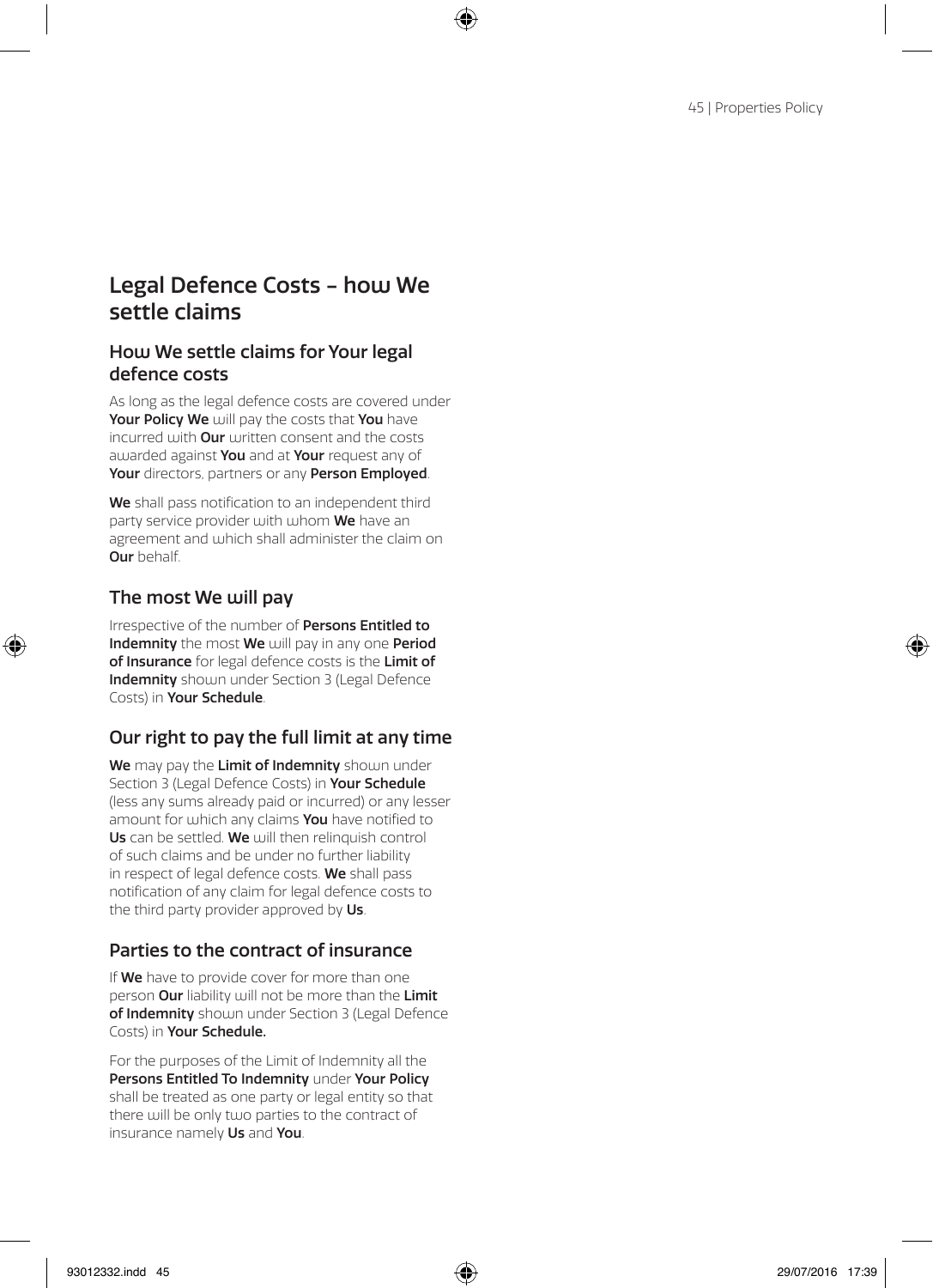# Legal Defence Costs – how We settle claims

## How We settle claims for Your legal defence costs

As long as the legal defence costs are covered under **Your Policy We** will pay the costs that **You** have incurred with **Our** written consent and the costs awarded against **You** and at **Your** request any of **Your** directors, partners or any **Person Employed**.

**We** shall pass notification to an independent third party service provider with whom **We** have an agreement and which shall administer the claim on **Our** behalf.

## The most We will pay

Irrespective of the number of **Persons Entitled to Indemnity** the most **We** will pay in any one **Period of Insurance** for legal defence costs is the **Limit of Indemnity** shown under Section 3 (Legal Defence Costs) in **Your Schedule**.

## Our right to pay the full limit at any time

**We** may pay the **Limit of Indemnity** shown under Section 3 (Legal Defence Costs) in **Your Schedule** (less any sums already paid or incurred) or any lesser amount for which any claims **You** have notified to **Us** can be settled. **We** will then relinquish control of such claims and be under no further liability in respect of legal defence costs. **We** shall pass notification of any claim for legal defence costs to the third party provider approved by **Us**.

## Parties to the contract of insurance

If **We** have to provide cover for more than one person **Our** liability will not be more than the **Limit of Indemnity** shown under Section 3 (Legal Defence Costs) in **Your Schedule.**

For the purposes of the Limit of Indemnity all the **Persons Entitled To Indemnity** under **Your Policy** shall be treated as one party or legal entity so that there will be only two parties to the contract of insurance namely **Us** and **You**.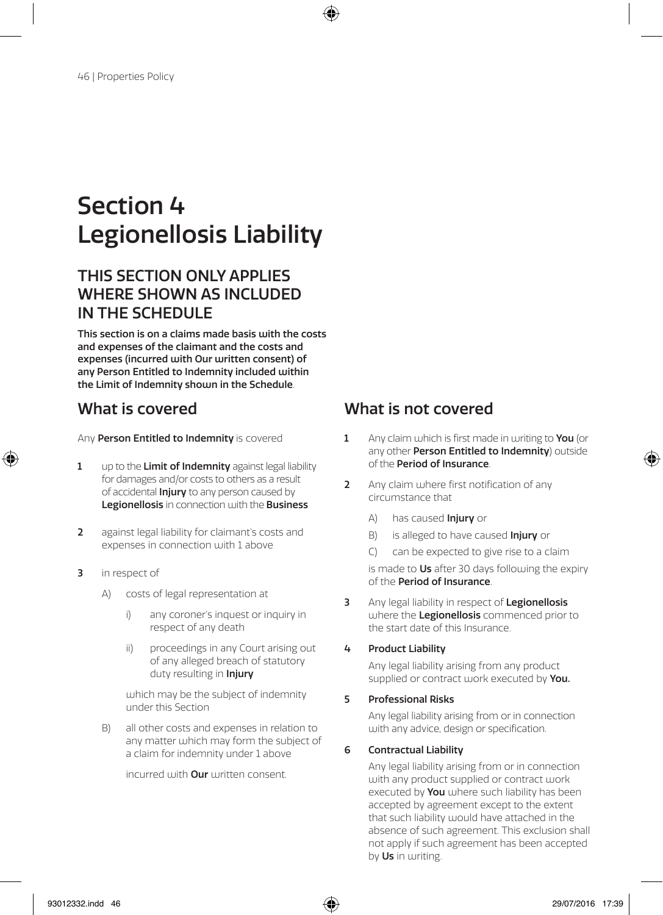# Section 4
# Legionellosis Liability

## THIS SECTION ONLY APPLIES WHERE SHOWN AS INCLUDED IN THE SCHEDULE

**This section is on a claims made basis with the costs and expenses of the claimant and the costs and expenses (incurred with Our written consent) of any Person Entitled to Indemnity included within the Limit of Indemnity shown in the Schedule**.

## What is covered

Any **Person Entitled to Indemnity** is covered

**1** up to the **Limit of Indemnity** against legal liability for damages and/or costs to others as a result of accidental **Injury** to any person caused by **Legionellosis** in connection with the **Business**

**2** against legal liability for claimant's costs and expenses in connection with 1 above

**3** in respect of

- A) costs of legal representation at
  - i) any coroner's inquest or inquiry in respect of any death
  - ii) proceedings in any Court arising out of any alleged breach of statutory duty resulting in **Injury**

  which may be the subject of indemnity under this Section

- B) all other costs and expenses in relation to any matter which may form the subject of a claim for indemnity under 1 above

  incurred with **Our** written consent.

## What is not covered

**1** Any claim which is first made in writing to **You** (or any other **Person Entitled to Indemnity**) outside of the **Period of Insurance**.

**2** Any claim where first notification of any circumstance that

- A) has caused **Injury** or
- B) is alleged to have caused **Injury** or
- C) can be expected to give rise to a claim

is made to **Us** after 30 days following the expiry of the **Period of Insurance**.

**3** Any legal liability in respect of **Legionellosis** where the **Legionellosis** commenced prior to the start date of this Insurance.

**4 Product Liability**

Any legal liability arising from any product supplied or contract work executed by **You.**

**5 Professional Risks**

Any legal liability arising from or in connection with any advice, design or specification.

**6 Contractual Liability**

Any legal liability arising from or in connection with any product supplied or contract work executed by **You** where such liability has been accepted by agreement except to the extent that such liability would have attached in the absence of such agreement. This exclusion shall not apply if such agreement has been accepted by **Us** in writing.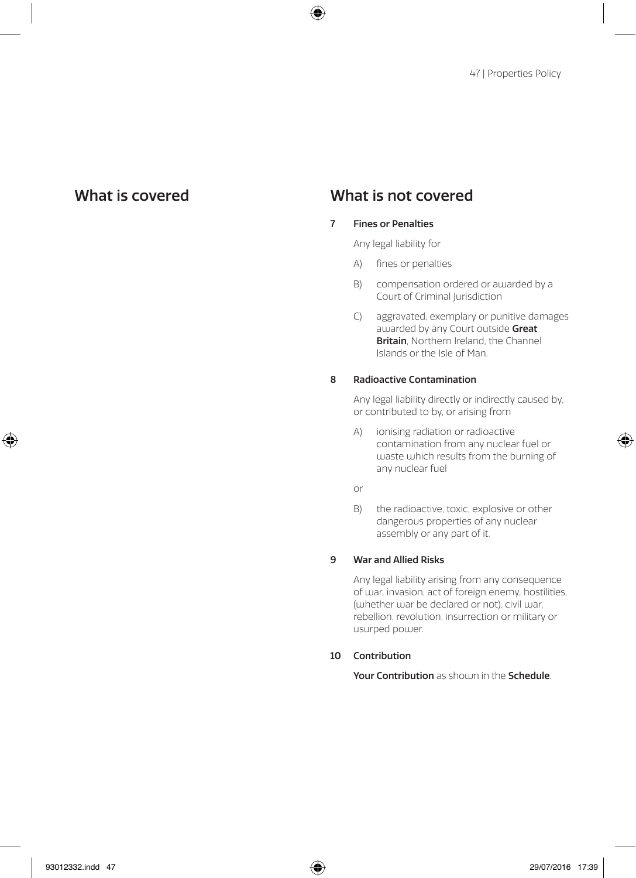## What is covered

## What is not covered

**7 Fines or Penalties**

Any legal liability for

A) fines or penalties

B) compensation ordered or awarded by a Court of Criminal Jurisdiction

C) aggravated, exemplary or punitive damages awarded by any Court outside **Great Britain**, Northern Ireland, the Channel Islands or the Isle of Man.

**8 Radioactive Contamination**

Any legal liability directly or indirectly caused by, or contributed to by, or arising from

A) ionising radiation or radioactive contamination from any nuclear fuel or waste which results from the burning of any nuclear fuel

or

B) the radioactive, toxic, explosive or other dangerous properties of any nuclear assembly or any part of it.

**9 War and Allied Risks**

Any legal liability arising from any consequence of war, invasion, act of foreign enemy, hostilities, (whether war be declared or not), civil war, rebellion, revolution, insurrection or military or usurped power.

**10 Contribution**

**Your Contribution** as shown in the **Schedule**.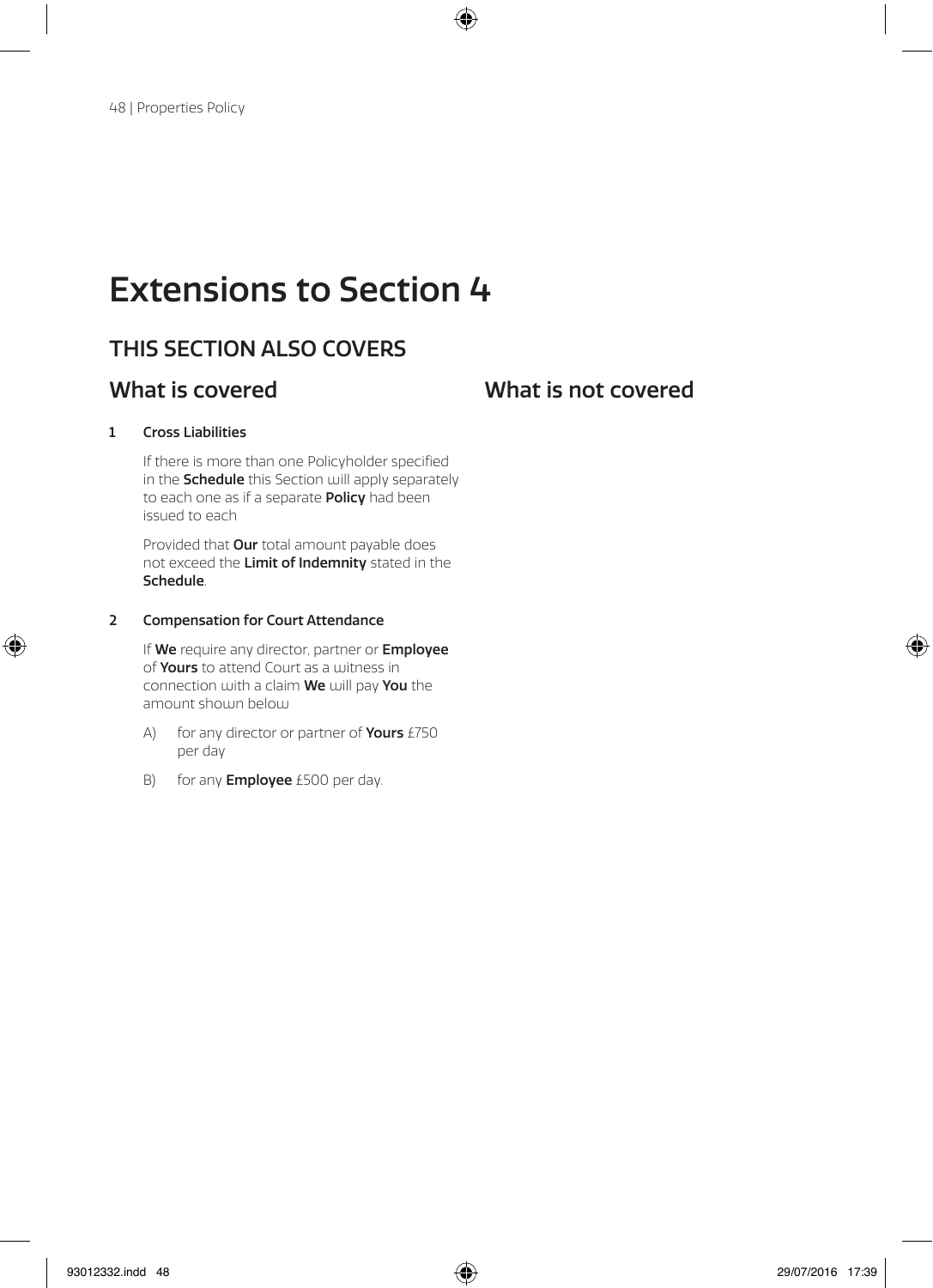# Extensions to Section 4

## THIS SECTION ALSO COVERS

### What is covered

**1 Cross Liabilities**

If there is more than one Policyholder specified in the **Schedule** this Section will apply separately to each one as if a separate **Policy** had been issued to each

Provided that **Our** total amount payable does not exceed the **Limit of Indemnity** stated in the **Schedule**.

**2 Compensation for Court Attendance**

If **We** require any director, partner or **Employee** of **Yours** to attend Court as a witness in connection with a claim **We** will pay **You** the amount shown below

A) for any director or partner of **Yours** £750 per day

B) for any **Employee** £500 per day.

### What is not covered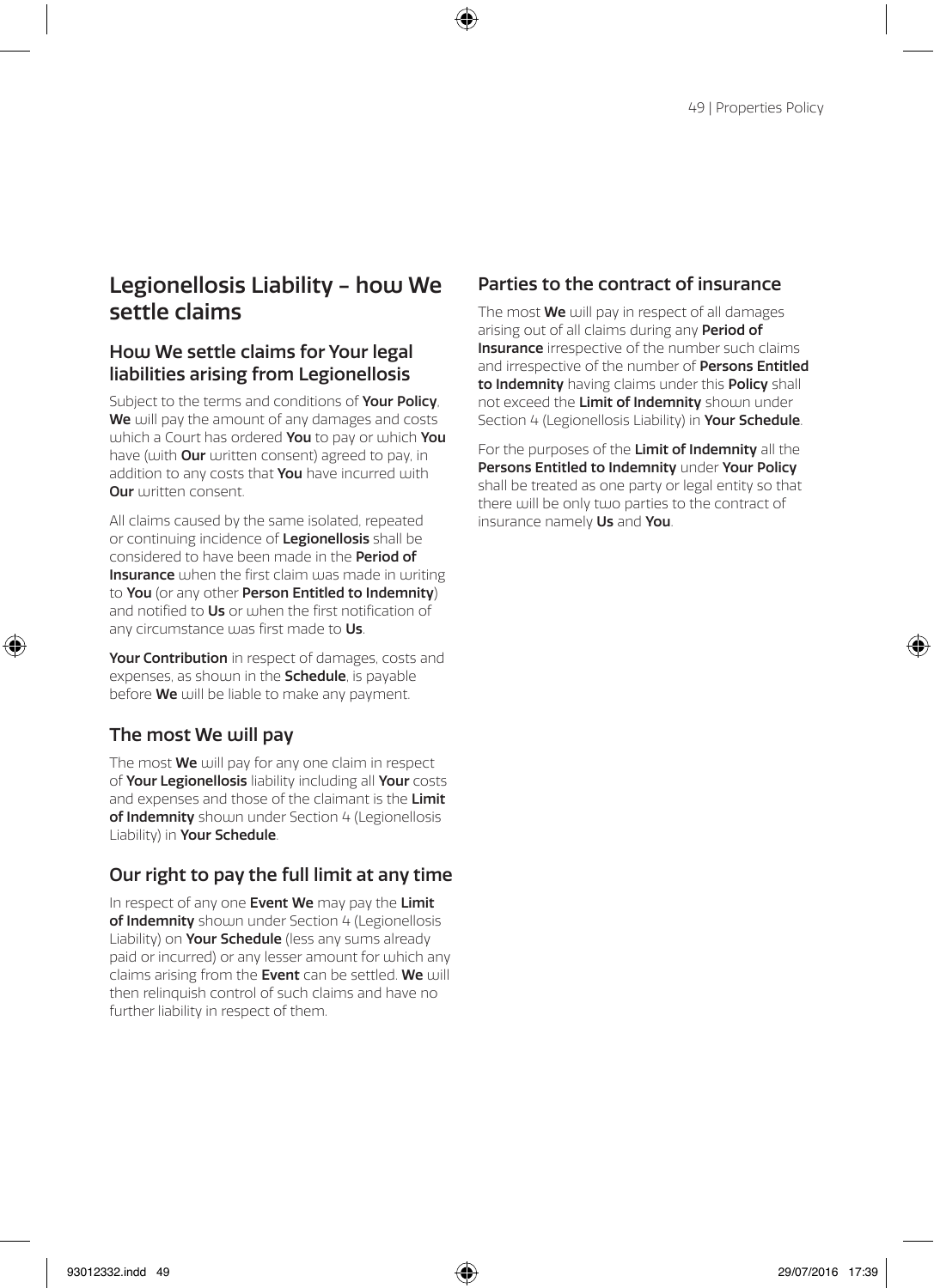## Legionellosis Liability – how We settle claims

### How We settle claims for Your legal liabilities arising from Legionellosis

Subject to the terms and conditions of **Your Policy**, **We** will pay the amount of any damages and costs which a Court has ordered **You** to pay or which **You** have (with **Our** written consent) agreed to pay, in addition to any costs that **You** have incurred with **Our** written consent.

All claims caused by the same isolated, repeated or continuing incidence of **Legionellosis** shall be considered to have been made in the **Period of Insurance** when the first claim was made in writing to **You** (or any other **Person Entitled to Indemnity**) and notified to **Us** or when the first notification of any circumstance was first made to **Us**.

**Your Contribution** in respect of damages, costs and expenses, as shown in the **Schedule**, is payable before **We** will be liable to make any payment.

### The most We will pay

The most **We** will pay for any one claim in respect of **Your Legionellosis** liability including all **Your** costs and expenses and those of the claimant is the **Limit of Indemnity** shown under Section 4 (Legionellosis Liability) in **Your Schedule**.

### Our right to pay the full limit at any time

In respect of any one **Event We** may pay the **Limit of Indemnity** shown under Section 4 (Legionellosis Liability) on **Your Schedule** (less any sums already paid or incurred) or any lesser amount for which any claims arising from the **Event** can be settled. **We** will then relinquish control of such claims and have no further liability in respect of them.

### Parties to the contract of insurance

The most **We** will pay in respect of all damages arising out of all claims during any **Period of Insurance** irrespective of the number such claims and irrespective of the number of **Persons Entitled to Indemnity** having claims under this **Policy** shall not exceed the **Limit of Indemnity** shown under Section 4 (Legionellosis Liability) in **Your Schedule**.

For the purposes of the **Limit of Indemnity** all the **Persons Entitled to Indemnity** under **Your Policy** shall be treated as one party or legal entity so that there will be only two parties to the contract of insurance namely **Us** and **You**.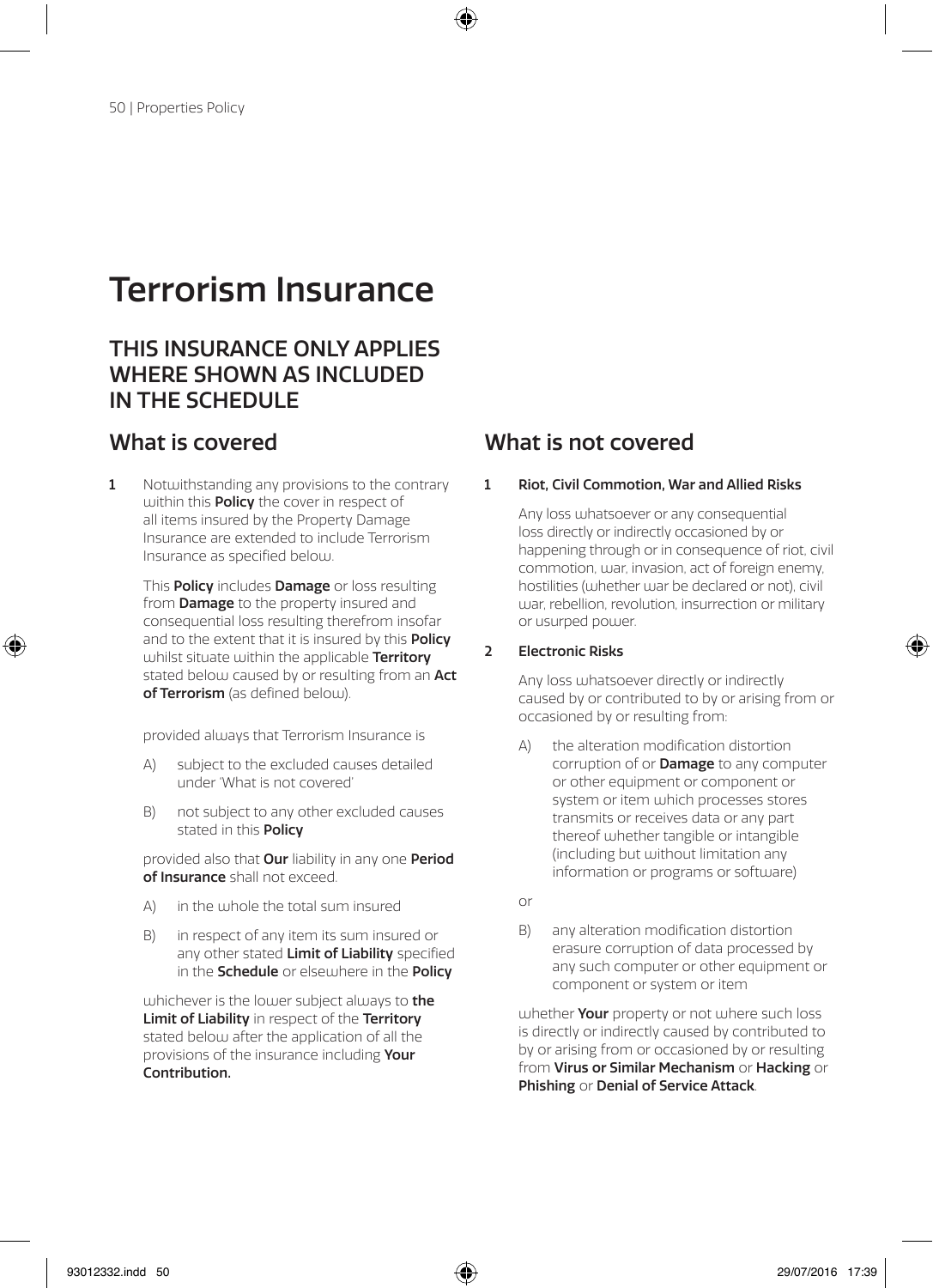# Terrorism Insurance

## THIS INSURANCE ONLY APPLIES WHERE SHOWN AS INCLUDED IN THE SCHEDULE

## What is covered

**1** Notwithstanding any provisions to the contrary within this **Policy** the cover in respect of all items insured by the Property Damage Insurance are extended to include Terrorism Insurance as specified below.

This **Policy** includes **Damage** or loss resulting from **Damage** to the property insured and consequential loss resulting therefrom insofar and to the extent that it is insured by this **Policy** whilst situate within the applicable **Territory** stated below caused by or resulting from an **Act of Terrorism** (as defined below).

provided always that Terrorism Insurance is

A) subject to the excluded causes detailed under 'What is not covered'

B) not subject to any other excluded causes stated in this **Policy**

provided also that **Our** liability in any one **Period of Insurance** shall not exceed.

A) in the whole the total sum insured

B) in respect of any item its sum insured or any other stated **Limit of Liability** specified in the **Schedule** or elsewhere in the **Policy**

whichever is the lower subject always to **the Limit of Liability** in respect of the **Territory** stated below after the application of all the provisions of the insurance including **Your Contribution.**

## What is not covered

**1 Riot, Civil Commotion, War and Allied Risks**

Any loss whatsoever or any consequential loss directly or indirectly occasioned by or happening through or in consequence of riot, civil commotion, war, invasion, act of foreign enemy, hostilities (whether war be declared or not), civil war, rebellion, revolution, insurrection or military or usurped power.

**2 Electronic Risks**

Any loss whatsoever directly or indirectly caused by or contributed to by or arising from or occasioned by or resulting from:

A) the alteration modification distortion corruption of or **Damage** to any computer or other equipment or component or system or item which processes stores transmits or receives data or any part thereof whether tangible or intangible (including but without limitation any information or programs or software)

or

B) any alteration modification distortion erasure corruption of data processed by any such computer or other equipment or component or system or item

whether **Your** property or not where such loss is directly or indirectly caused by contributed to by or arising from or occasioned by or resulting from **Virus or Similar Mechanism** or **Hacking** or **Phishing** or **Denial of Service Attack**.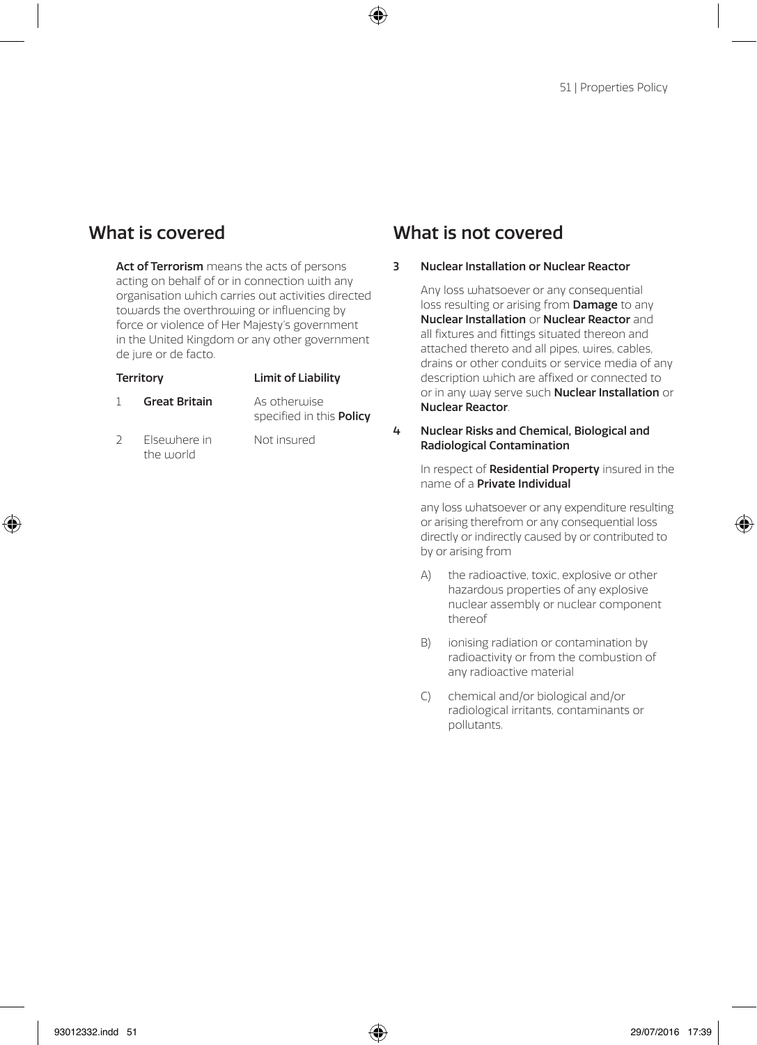## What is covered

**Act of Terrorism** means the acts of persons acting on behalf of or in connection with any organisation which carries out activities directed towards the overthrowing or influencing by force or violence of Her Majesty's government in the United Kingdom or any other government de jure or de facto.

| | Territory | Limit of Liability |
|---|---|---|
| 1 | **Great Britain** | As otherwise specified in this **Policy** |
| 2 | Elsewhere in the world | Not insured |

## What is not covered

**3 Nuclear Installation or Nuclear Reactor**

Any loss whatsoever or any consequential loss resulting or arising from **Damage** to any **Nuclear Installation** or **Nuclear Reactor** and all fixtures and fittings situated thereon and attached thereto and all pipes, wires, cables, drains or other conduits or service media of any description which are affixed or connected to or in any way serve such **Nuclear Installation** or **Nuclear Reactor**.

**4 Nuclear Risks and Chemical, Biological and Radiological Contamination**

In respect of **Residential Property** insured in the name of a **Private Individual**

any loss whatsoever or any expenditure resulting or arising therefrom or any consequential loss directly or indirectly caused by or contributed to by or arising from

A) the radioactive, toxic, explosive or other hazardous properties of any explosive nuclear assembly or nuclear component thereof

B) ionising radiation or contamination by radioactivity or from the combustion of any radioactive material

C) chemical and/or biological and/or radiological irritants, contaminants or pollutants.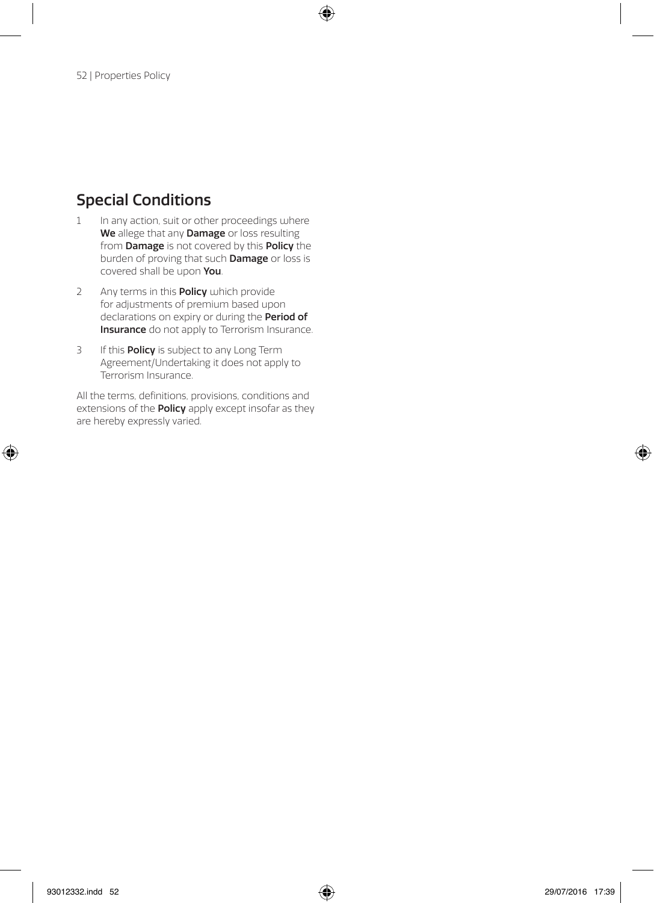## Special Conditions

1. In any action, suit or other proceedings where **We** allege that any **Damage** or loss resulting from **Damage** is not covered by this **Policy** the burden of proving that such **Damage** or loss is covered shall be upon **You**.

2. Any terms in this **Policy** which provide for adjustments of premium based upon declarations on expiry or during the **Period of Insurance** do not apply to Terrorism Insurance.

3. If this **Policy** is subject to any Long Term Agreement/Undertaking it does not apply to Terrorism Insurance.

All the terms, definitions, provisions, conditions and extensions of the **Policy** apply except insofar as they are hereby expressly varied.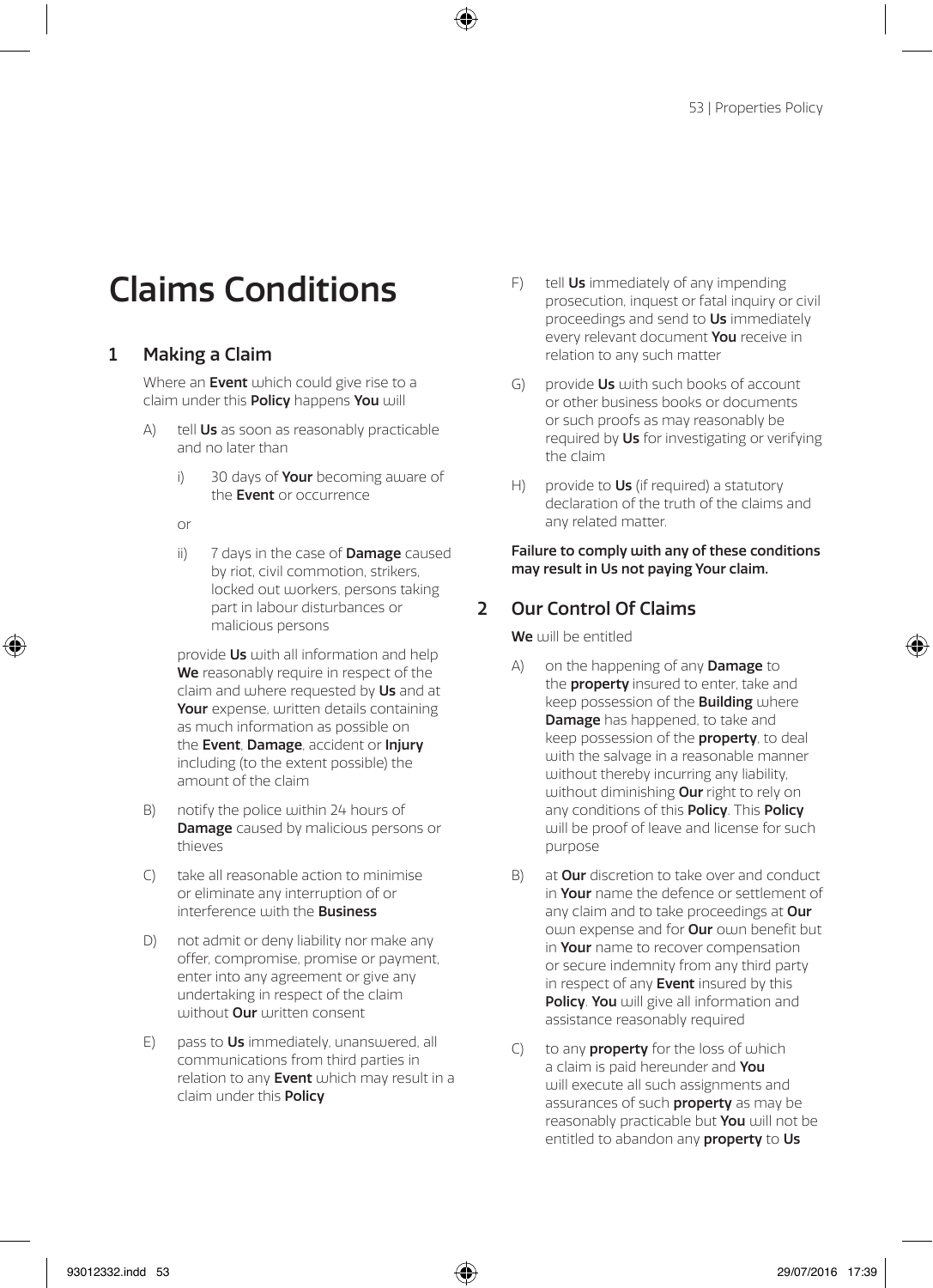# Claims Conditions

## 1 Making a Claim

Where an **Event** which could give rise to a claim under this **Policy** happens **You** will

A) tell **Us** as soon as reasonably practicable and no later than

   i) 30 days of **Your** becoming aware of the **Event** or occurrence

   or

   ii) 7 days in the case of **Damage** caused by riot, civil commotion, strikers, locked out workers, persons taking part in labour disturbances or malicious persons

   provide **Us** with all information and help **We** reasonably require in respect of the claim and where requested by **Us** and at **Your** expense, written details containing as much information as possible on the **Event**, **Damage**, accident or **Injury** including (to the extent possible) the amount of the claim

B) notify the police within 24 hours of **Damage** caused by malicious persons or thieves

C) take all reasonable action to minimise or eliminate any interruption of or interference with the **Business**

D) not admit or deny liability nor make any offer, compromise, promise or payment, enter into any agreement or give any undertaking in respect of the claim without **Our** written consent

E) pass to **Us** immediately, unanswered, all communications from third parties in relation to any **Event** which may result in a claim under this **Policy**

F) tell **Us** immediately of any impending prosecution, inquest or fatal inquiry or civil proceedings and send to **Us** immediately every relevant document **You** receive in relation to any such matter

G) provide **Us** with such books of account or other business books or documents or such proofs as may reasonably be required by **Us** for investigating or verifying the claim

H) provide to **Us** (if required) a statutory declaration of the truth of the claims and any related matter.

**Failure to comply with any of these conditions may result in Us not paying Your claim.**

## 2 Our Control Of Claims

**We** will be entitled

A) on the happening of any **Damage** to the **property** insured to enter, take and keep possession of the **Building** where **Damage** has happened, to take and keep possession of the **property**, to deal with the salvage in a reasonable manner without thereby incurring any liability, without diminishing **Our** right to rely on any conditions of this **Policy**. This **Policy** will be proof of leave and license for such purpose

B) at **Our** discretion to take over and conduct in **Your** name the defence or settlement of any claim and to take proceedings at **Our** own expense and for **Our** own benefit but in **Your** name to recover compensation or secure indemnity from any third party in respect of any **Event** insured by this **Policy**. **You** will give all information and assistance reasonably required

C) to any **property** for the loss of which a claim is paid hereunder and **You** will execute all such assignments and assurances of such **property** as may be reasonably practicable but **You** will not be entitled to abandon any **property** to **Us**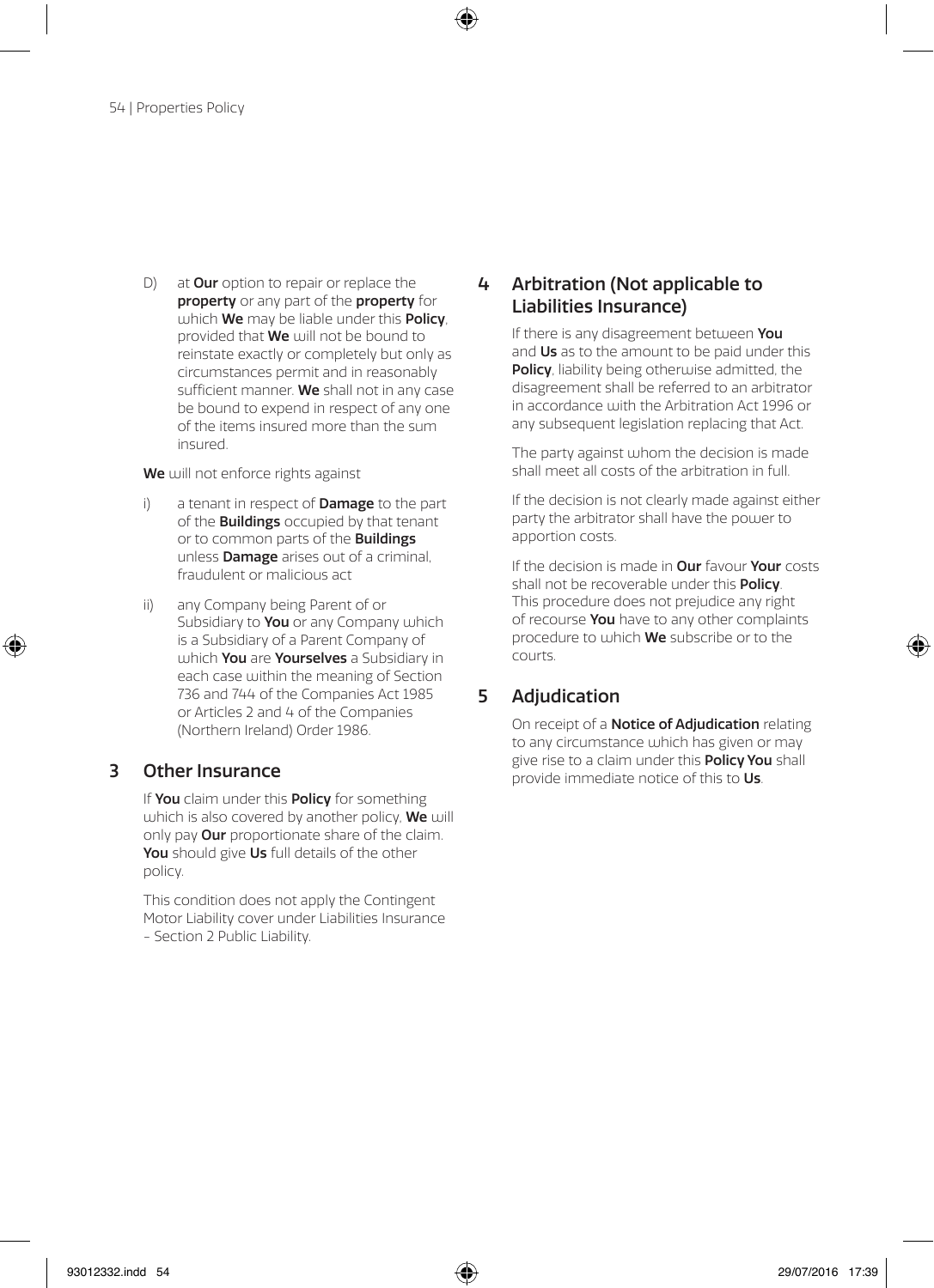D) at **Our** option to repair or replace the **property** or any part of the **property** for which **We** may be liable under this **Policy**, provided that **We** will not be bound to reinstate exactly or completely but only as circumstances permit and in reasonably sufficient manner. **We** shall not in any case be bound to expend in respect of any one of the items insured more than the sum insured.

**We** will not enforce rights against

i) a tenant in respect of **Damage** to the part of the **Buildings** occupied by that tenant or to common parts of the **Buildings** unless **Damage** arises out of a criminal, fraudulent or malicious act

ii) any Company being Parent of or Subsidiary to **You** or any Company which is a Subsidiary of a Parent Company of which **You** are **Yourselves** a Subsidiary in each case within the meaning of Section 736 and 744 of the Companies Act 1985 or Articles 2 and 4 of the Companies (Northern Ireland) Order 1986.

## 3 Other Insurance

If **You** claim under this **Policy** for something which is also covered by another policy, **We** will only pay **Our** proportionate share of the claim. **You** should give **Us** full details of the other policy.

This condition does not apply the Contingent Motor Liability cover under Liabilities Insurance - Section 2 Public Liability.

## 4 Arbitration (Not applicable to Liabilities Insurance)

If there is any disagreement between **You** and **Us** as to the amount to be paid under this **Policy**, liability being otherwise admitted, the disagreement shall be referred to an arbitrator in accordance with the Arbitration Act 1996 or any subsequent legislation replacing that Act.

The party against whom the decision is made shall meet all costs of the arbitration in full.

If the decision is not clearly made against either party the arbitrator shall have the power to apportion costs.

If the decision is made in **Our** favour **Your** costs shall not be recoverable under this **Policy**. This procedure does not prejudice any right of recourse **You** have to any other complaints procedure to which **We** subscribe or to the courts.

## 5 Adjudication

On receipt of a **Notice of Adjudication** relating to any circumstance which has given or may give rise to a claim under this **Policy You** shall provide immediate notice of this to **Us**.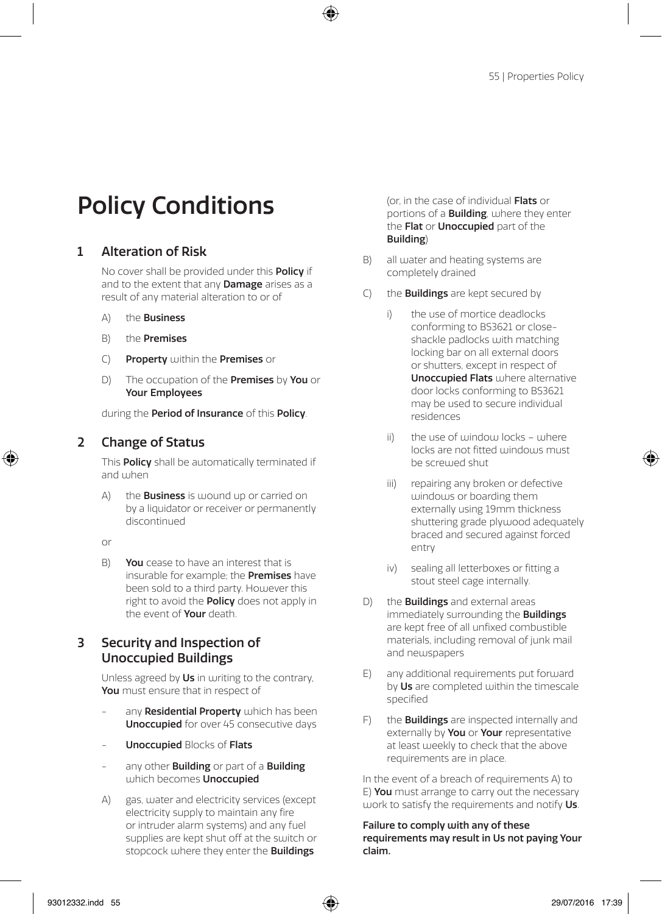# Policy Conditions

## 1 Alteration of Risk

No cover shall be provided under this **Policy** if and to the extent that any **Damage** arises as a result of any material alteration to or of

A) the **Business**

B) the **Premises**

C) **Property** within the **Premises** or

D) The occupation of the **Premises** by **You** or **Your Employees**

during the **Period of Insurance** of this **Policy**.

## 2 Change of Status

This **Policy** shall be automatically terminated if and when

A) the **Business** is wound up or carried on by a liquidator or receiver or permanently discontinued

or

B) **You** cease to have an interest that is insurable for example; the **Premises** have been sold to a third party. However this right to avoid the **Policy** does not apply in the event of **Your** death.

## 3 Security and Inspection of Unoccupied Buildings

Unless agreed by **Us** in writing to the contrary, **You** must ensure that in respect of

- any **Residential Property** which has been **Unoccupied** for over 45 consecutive days
- **Unoccupied** Blocks of **Flats**
- any other **Building** or part of a **Building** which becomes **Unoccupied**

A) gas, water and electricity services (except electricity supply to maintain any fire or intruder alarm systems) and any fuel supplies are kept shut off at the switch or stopcock where they enter the **Buildings** (or, in the case of individual **Flats** or portions of a **Building**, where they enter the **Flat** or **Unoccupied** part of the **Building**)

B) all water and heating systems are completely drained

C) the **Buildings** are kept secured by

i) the use of mortice deadlocks conforming to BS3621 or close-shackle padlocks with matching locking bar on all external doors or shutters, except in respect of **Unoccupied Flats** where alternative door locks conforming to BS3621 may be used to secure individual residences

ii) the use of window locks – where locks are not fitted windows must be screwed shut

iii) repairing any broken or defective windows or boarding them externally using 19mm thickness shuttering grade plywood adequately braced and secured against forced entry

iv) sealing all letterboxes or fitting a stout steel cage internally.

D) the **Buildings** and external areas immediately surrounding the **Buildings** are kept free of all unfixed combustible materials, including removal of junk mail and newspapers

E) any additional requirements put forward by **Us** are completed within the timescale specified

F) the **Buildings** are inspected internally and externally by **You** or **Your** representative at least weekly to check that the above requirements are in place.

In the event of a breach of requirements A) to E) **You** must arrange to carry out the necessary work to satisfy the requirements and notify **Us**.

**Failure to comply with any of these requirements may result in Us not paying Your claim.**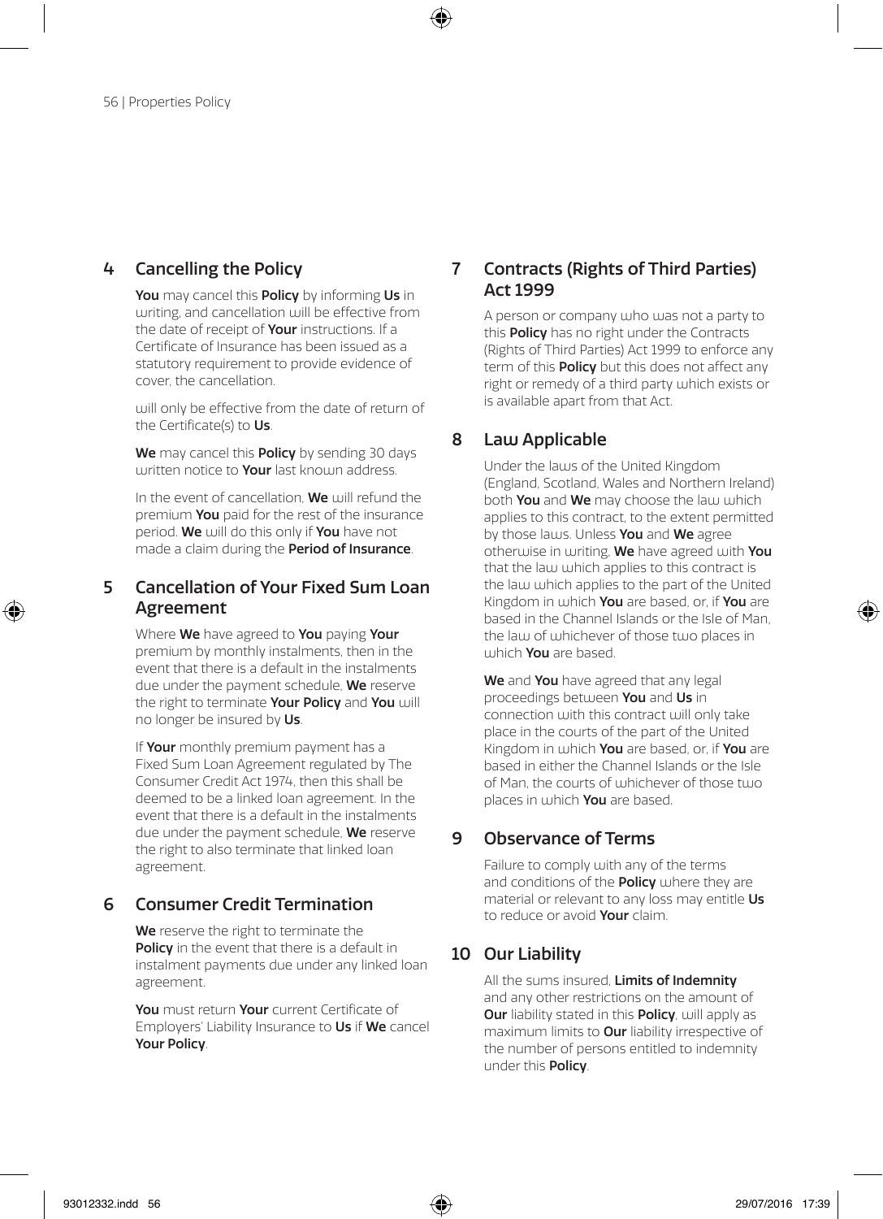## 4 Cancelling the Policy

**You** may cancel this **Policy** by informing **Us** in writing, and cancellation will be effective from the date of receipt of **Your** instructions. If a Certificate of Insurance has been issued as a statutory requirement to provide evidence of cover, the cancellation.

will only be effective from the date of return of the Certificate(s) to **Us**.

**We** may cancel this **Policy** by sending 30 days written notice to **Your** last known address.

In the event of cancellation, **We** will refund the premium **You** paid for the rest of the insurance period. **We** will do this only if **You** have not made a claim during the **Period of Insurance**.

## 5 Cancellation of Your Fixed Sum Loan Agreement

Where **We** have agreed to **You** paying **Your** premium by monthly instalments, then in the event that there is a default in the instalments due under the payment schedule, **We** reserve the right to terminate **Your Policy** and **You** will no longer be insured by **Us**.

If **Your** monthly premium payment has a Fixed Sum Loan Agreement regulated by The Consumer Credit Act 1974, then this shall be deemed to be a linked loan agreement. In the event that there is a default in the instalments due under the payment schedule, **We** reserve the right to also terminate that linked loan agreement.

## 6 Consumer Credit Termination

**We** reserve the right to terminate the **Policy** in the event that there is a default in instalment payments due under any linked loan agreement.

**You** must return **Your** current Certificate of Employers' Liability Insurance to **Us** if **We** cancel **Your Policy**.

## 7 Contracts (Rights of Third Parties) Act 1999

A person or company who was not a party to this **Policy** has no right under the Contracts (Rights of Third Parties) Act 1999 to enforce any term of this **Policy** but this does not affect any right or remedy of a third party which exists or is available apart from that Act.

## 8 Law Applicable

Under the laws of the United Kingdom (England, Scotland, Wales and Northern Ireland) both **You** and **We** may choose the law which applies to this contract, to the extent permitted by those laws. Unless **You** and **We** agree otherwise in writing, **We** have agreed with **You** that the law which applies to this contract is the law which applies to the part of the United Kingdom in which **You** are based, or, if **You** are based in the Channel Islands or the Isle of Man, the law of whichever of those two places in which **You** are based.

**We** and **You** have agreed that any legal proceedings between **You** and **Us** in connection with this contract will only take place in the courts of the part of the United Kingdom in which **You** are based, or, if **You** are based in either the Channel Islands or the Isle of Man, the courts of whichever of those two places in which **You** are based.

## 9 Observance of Terms

Failure to comply with any of the terms and conditions of the **Policy** where they are material or relevant to any loss may entitle **Us** to reduce or avoid **Your** claim.

## 10 Our Liability

All the sums insured, **Limits of Indemnity** and any other restrictions on the amount of **Our** liability stated in this **Policy**, will apply as maximum limits to **Our** liability irrespective of the number of persons entitled to indemnity under this **Policy**.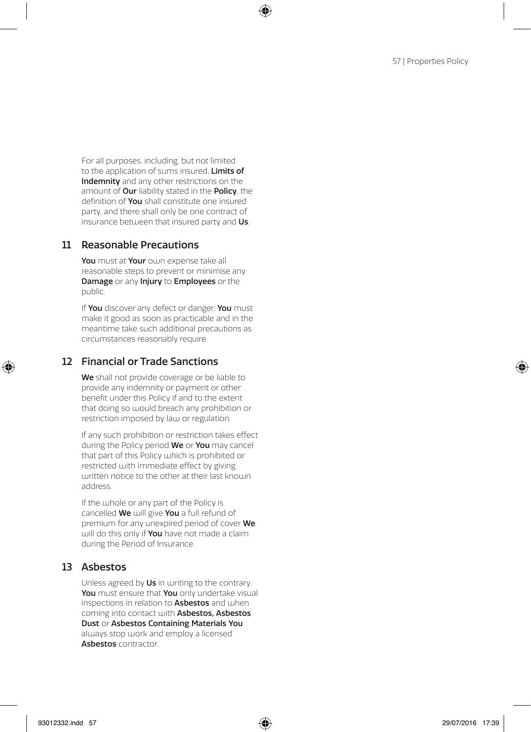For all purposes, including, but not limited to the application of sums insured, **Limits of Indemnity** and any other restrictions on the amount of **Our** liability stated in the **Policy**, the definition of **You** shall constitute one insured party, and there shall only be one contract of insurance between that insured party and **Us**.

## 11 Reasonable Precautions

**You** must at **Your** own expense take all reasonable steps to prevent or minimise any **Damage** or any **Injury** to **Employees** or the public.

If **You** discover any defect or danger, **You** must make it good as soon as practicable and in the meantime take such additional precautions as circumstances reasonably require.

## 12 Financial or Trade Sanctions

**We** shall not provide coverage or be liable to provide any indemnity or payment or other benefit under this Policy if and to the extent that doing so would breach any prohibition or restriction imposed by law or regulation.

If any such prohibition or restriction takes effect during the Policy period **We** or **You** may cancel that part of this Policy which is prohibited or restricted with immediate effect by giving written notice to the other at their last known address.

If the whole or any part of the Policy is cancelled **We** will give **You** a full refund of premium for any unexpired period of cover **We** will do this only if **You** have not made a claim during the Period of Insurance.

## 13 Asbestos

Unless agreed by **Us** in writing to the contrary, **You** must ensure that **You** only undertake visual inspections in relation to **Asbestos** and when coming into contact with **Asbestos, Asbestos Dust** or **Asbestos Containing Materials You** always stop work and employ a licensed **Asbestos** contractor.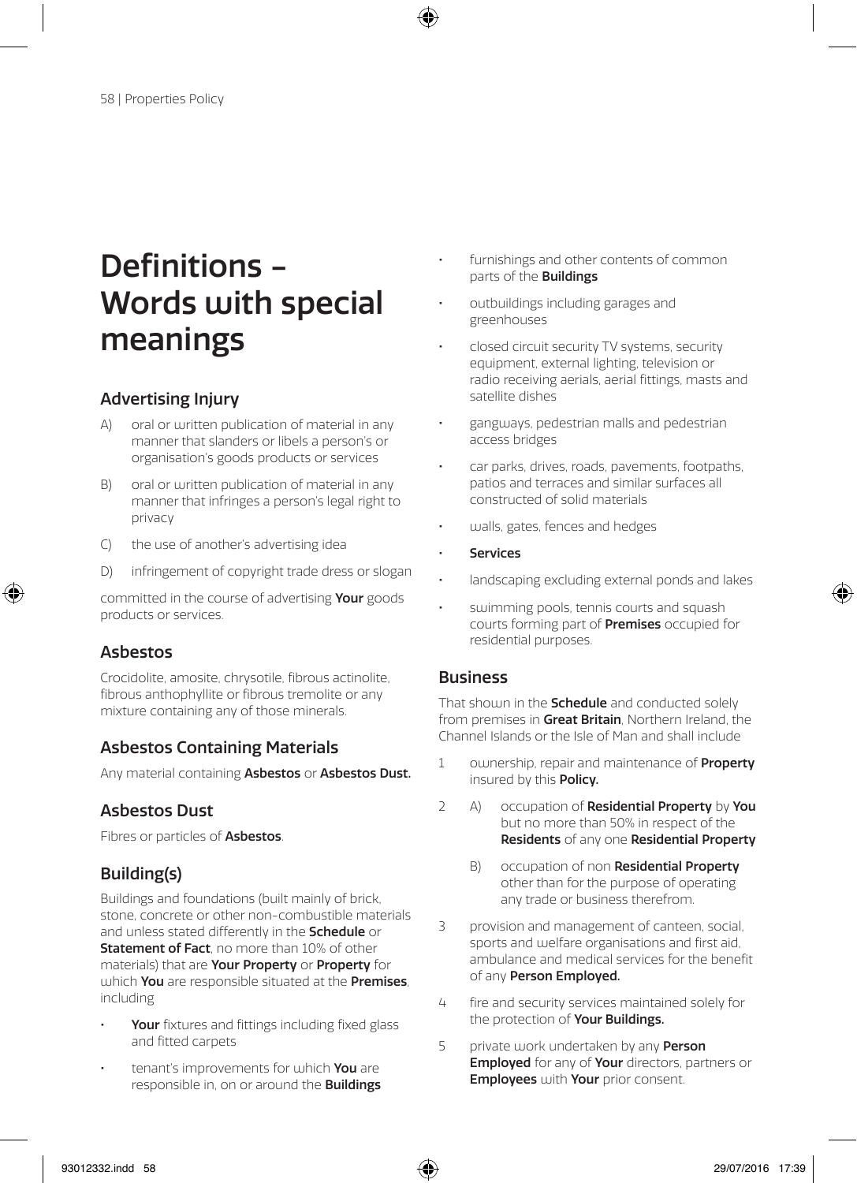# Definitions – Words with special meanings

## Advertising Injury

A) oral or written publication of material in any manner that slanders or libels a person's or organisation's goods products or services

B) oral or written publication of material in any manner that infringes a person's legal right to privacy

C) the use of another's advertising idea

D) infringement of copyright trade dress or slogan

committed in the course of advertising **Your** goods products or services.

## Asbestos

Crocidolite, amosite, chrysotile, fibrous actinolite, fibrous anthophyllite or fibrous tremolite or any mixture containing any of those minerals.

## Asbestos Containing Materials

Any material containing **Asbestos** or **Asbestos Dust.**

## Asbestos Dust

Fibres or particles of **Asbestos**.

## Building(s)

Buildings and foundations (built mainly of brick, stone, concrete or other non-combustible materials and unless stated differently in the **Schedule** or **Statement of Fact**, no more than 10% of other materials) that are **Your Property** or **Property** for which **You** are responsible situated at the **Premises**, including

- **Your** fixtures and fittings including fixed glass and fitted carpets
- tenant's improvements for which **You** are responsible in, on or around the **Buildings**
- furnishings and other contents of common parts of the **Buildings**
- outbuildings including garages and greenhouses
- closed circuit security TV systems, security equipment, external lighting, television or radio receiving aerials, aerial fittings, masts and satellite dishes
- gangways, pedestrian malls and pedestrian access bridges
- car parks, drives, roads, pavements, footpaths, patios and terraces and similar surfaces all constructed of solid materials
- walls, gates, fences and hedges
- **Services**
- landscaping excluding external ponds and lakes
- swimming pools, tennis courts and squash courts forming part of **Premises** occupied for residential purposes.

## Business

That shown in the **Schedule** and conducted solely from premises in **Great Britain**, Northern Ireland, the Channel Islands or the Isle of Man and shall include

1. ownership, repair and maintenance of **Property** insured by this **Policy.**
2. A) occupation of **Residential Property** by **You** but no more than 50% in respect of the **Residents** of any one **Residential Property**

   B) occupation of non **Residential Property** other than for the purpose of operating any trade or business therefrom.
3. provision and management of canteen, social, sports and welfare organisations and first aid, ambulance and medical services for the benefit of any **Person Employed.**
4. fire and security services maintained solely for the protection of **Your Buildings.**
5. private work undertaken by any **Person Employed** for any of **Your** directors, partners or **Employees** with **Your** prior consent.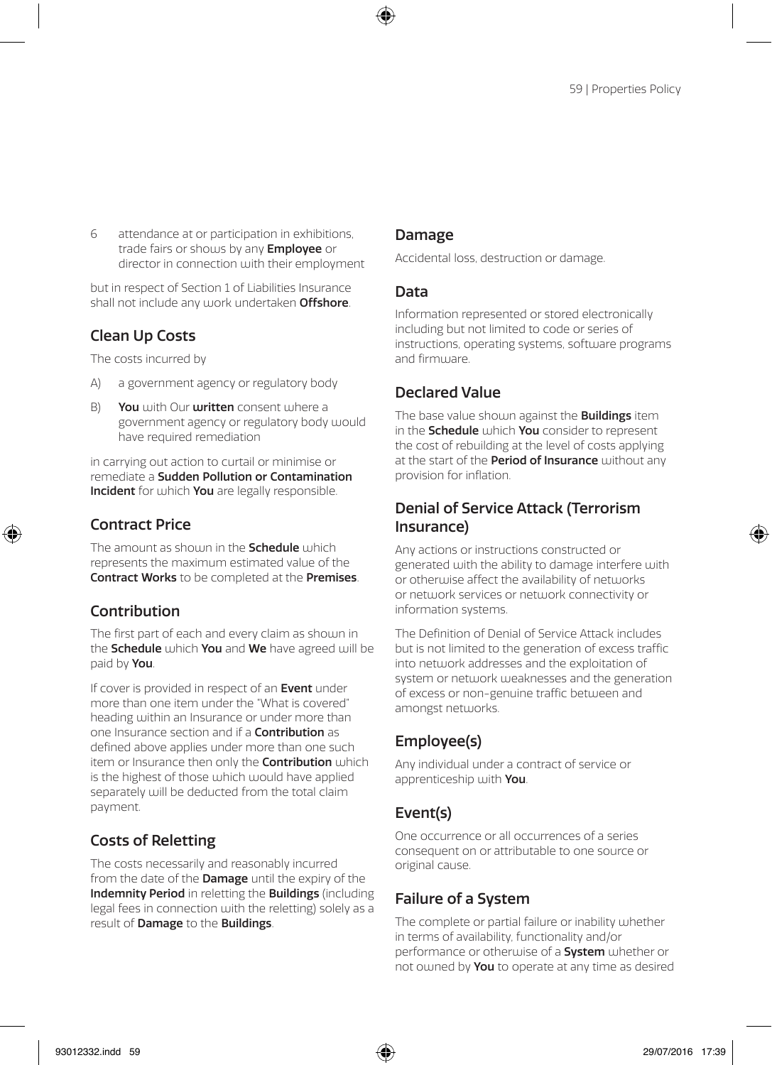6 attendance at or participation in exhibitions, trade fairs or shows by any **Employee** or director in connection with their employment

but in respect of Section 1 of Liabilities Insurance shall not include any work undertaken **Offshore**.

## Clean Up Costs

The costs incurred by

A) a government agency or regulatory body

B) **You** with Our **written** consent where a government agency or regulatory body would have required remediation

in carrying out action to curtail or minimise or remediate a **Sudden Pollution or Contamination Incident** for which **You** are legally responsible.

## Contract Price

The amount as shown in the **Schedule** which represents the maximum estimated value of the **Contract Works** to be completed at the **Premises**.

## Contribution

The first part of each and every claim as shown in the **Schedule** which **You** and **We** have agreed will be paid by **You**.

If cover is provided in respect of an **Event** under more than one item under the "What is covered" heading within an Insurance or under more than one Insurance section and if a **Contribution** as defined above applies under more than one such item or Insurance then only the **Contribution** which is the highest of those which would have applied separately will be deducted from the total claim payment.

## Costs of Reletting

The costs necessarily and reasonably incurred from the date of the **Damage** until the expiry of the **Indemnity Period** in reletting the **Buildings** (including legal fees in connection with the reletting) solely as a result of **Damage** to the **Buildings**.

## Damage

Accidental loss, destruction or damage.

## Data

Information represented or stored electronically including but not limited to code or series of instructions, operating systems, software programs and firmware.

## Declared Value

The base value shown against the **Buildings** item in the **Schedule** which **You** consider to represent the cost of rebuilding at the level of costs applying at the start of the **Period of Insurance** without any provision for inflation.

## Denial of Service Attack (Terrorism Insurance)

Any actions or instructions constructed or generated with the ability to damage interfere with or otherwise affect the availability of networks or network services or network connectivity or information systems.

The Definition of Denial of Service Attack includes but is not limited to the generation of excess traffic into network addresses and the exploitation of system or network weaknesses and the generation of excess or non-genuine traffic between and amongst networks.

## Employee(s)

Any individual under a contract of service or apprenticeship with **You**.

## Event(s)

One occurrence or all occurrences of a series consequent on or attributable to one source or original cause.

## Failure of a System

The complete or partial failure or inability whether in terms of availability, functionality and/or performance or otherwise of a **System** whether or not owned by **You** to operate at any time as desired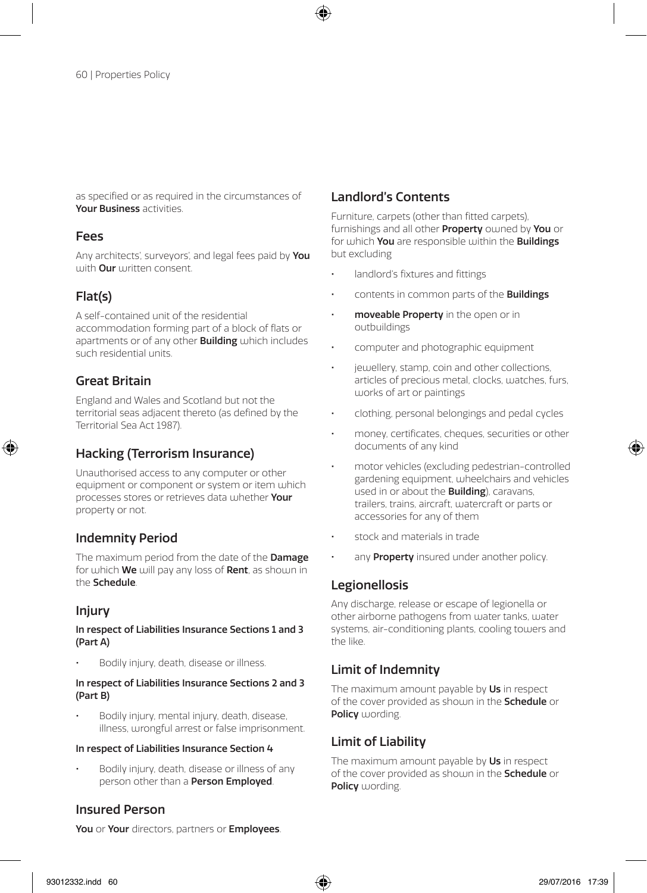as specified or as required in the circumstances of **Your Business** activities.

## Fees

Any architects', surveyors', and legal fees paid by **You** with **Our** written consent.

## Flat(s)

A self-contained unit of the residential accommodation forming part of a block of flats or apartments or of any other **Building** which includes such residential units.

## Great Britain

England and Wales and Scotland but not the territorial seas adjacent thereto (as defined by the Territorial Sea Act 1987).

## Hacking (Terrorism Insurance)

Unauthorised access to any computer or other equipment or component or system or item which processes stores or retrieves data whether **Your** property or not.

## Indemnity Period

The maximum period from the date of the **Damage** for which **We** will pay any loss of **Rent**, as shown in the **Schedule**.

## Injury

**In respect of Liabilities Insurance Sections 1 and 3 (Part A)**

- Bodily injury, death, disease or illness.

**In respect of Liabilities Insurance Sections 2 and 3 (Part B)**

- Bodily injury, mental injury, death, disease, illness, wrongful arrest or false imprisonment.

**In respect of Liabilities Insurance Section 4**

- Bodily injury, death, disease or illness of any person other than a **Person Employed**.

## Insured Person

**You** or **Your** directors, partners or **Employees**.

## Landlord's Contents

Furniture, carpets (other than fitted carpets), furnishings and all other **Property** owned by **You** or for which **You** are responsible within the **Buildings** but excluding

- landlord's fixtures and fittings
- contents in common parts of the **Buildings**
- **moveable Property** in the open or in outbuildings
- computer and photographic equipment
- jewellery, stamp, coin and other collections, articles of precious metal, clocks, watches, furs, works of art or paintings
- clothing, personal belongings and pedal cycles
- money, certificates, cheques, securities or other documents of any kind
- motor vehicles (excluding pedestrian-controlled gardening equipment, wheelchairs and vehicles used in or about the **Building**), caravans, trailers, trains, aircraft, watercraft or parts or accessories for any of them
- stock and materials in trade
- any **Property** insured under another policy.

## Legionellosis

Any discharge, release or escape of legionella or other airborne pathogens from water tanks, water systems, air-conditioning plants, cooling towers and the like.

## Limit of Indemnity

The maximum amount payable by **Us** in respect of the cover provided as shown in the **Schedule** or **Policy** wording.

## Limit of Liability

The maximum amount payable by **Us** in respect of the cover provided as shown in the **Schedule** or **Policy** wording.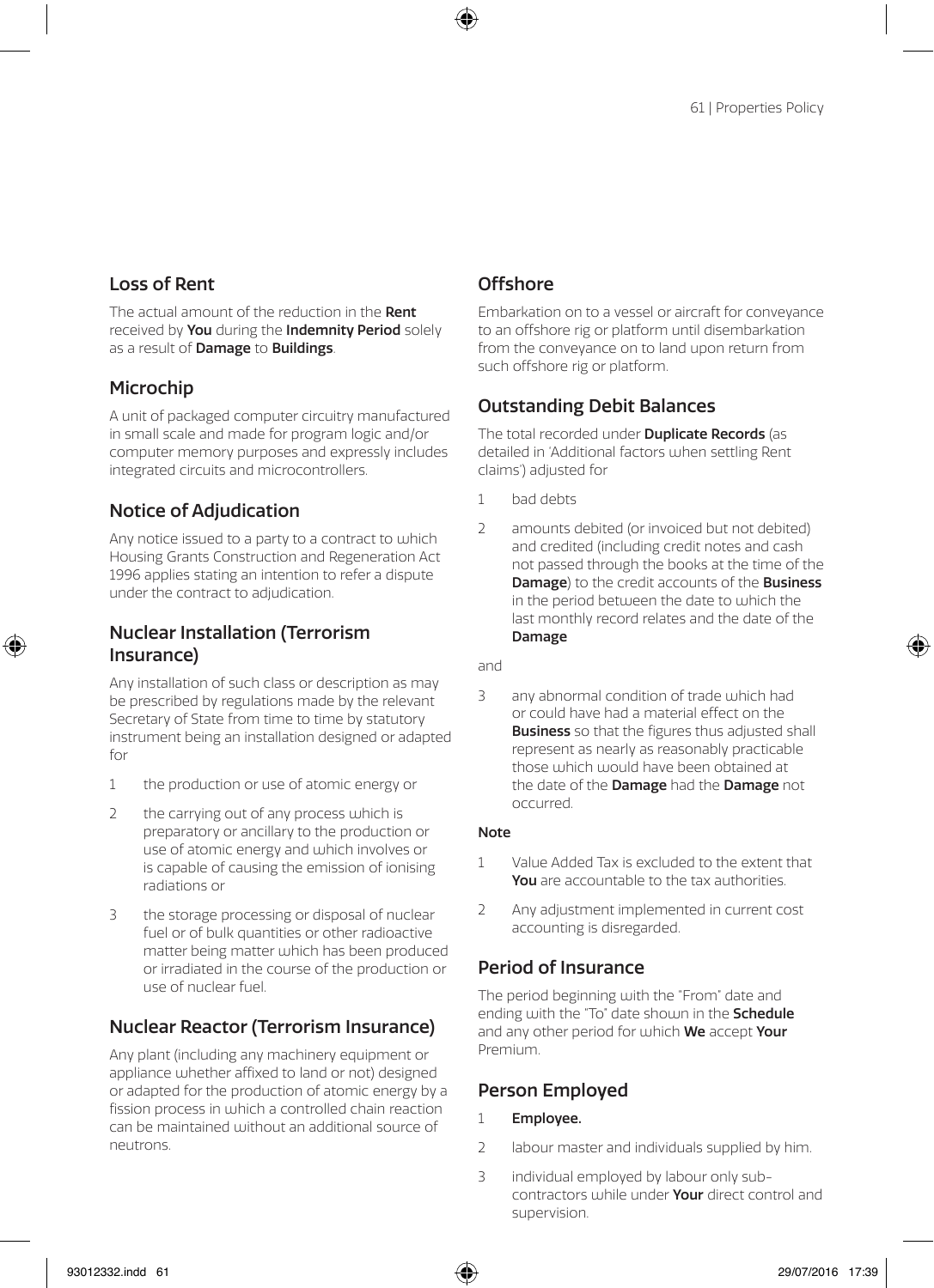## Loss of Rent

The actual amount of the reduction in the **Rent** received by **You** during the **Indemnity Period** solely as a result of **Damage** to **Buildings**.

## Microchip

A unit of packaged computer circuitry manufactured in small scale and made for program logic and/or computer memory purposes and expressly includes integrated circuits and microcontrollers.

## Notice of Adjudication

Any notice issued to a party to a contract to which Housing Grants Construction and Regeneration Act 1996 applies stating an intention to refer a dispute under the contract to adjudication.

## Nuclear Installation (Terrorism Insurance)

Any installation of such class or description as may be prescribed by regulations made by the relevant Secretary of State from time to time by statutory instrument being an installation designed or adapted for

1 the production or use of atomic energy or

2 the carrying out of any process which is preparatory or ancillary to the production or use of atomic energy and which involves or is capable of causing the emission of ionising radiations or

3 the storage processing or disposal of nuclear fuel or of bulk quantities or other radioactive matter being matter which has been produced or irradiated in the course of the production or use of nuclear fuel.

## Nuclear Reactor (Terrorism Insurance)

Any plant (including any machinery equipment or appliance whether affixed to land or not) designed or adapted for the production of atomic energy by a fission process in which a controlled chain reaction can be maintained without an additional source of neutrons.

## Offshore

Embarkation on to a vessel or aircraft for conveyance to an offshore rig or platform until disembarkation from the conveyance on to land upon return from such offshore rig or platform.

## Outstanding Debit Balances

The total recorded under **Duplicate Records** (as detailed in 'Additional factors when settling Rent claims') adjusted for

1 bad debts

2 amounts debited (or invoiced but not debited) and credited (including credit notes and cash not passed through the books at the time of the **Damage**) to the credit accounts of the **Business** in the period between the date to which the last monthly record relates and the date of the **Damage**

and

3 any abnormal condition of trade which had or could have had a material effect on the **Business** so that the figures thus adjusted shall represent as nearly as reasonably practicable those which would have been obtained at the date of the **Damage** had the **Damage** not occurred.

**Note**

1 Value Added Tax is excluded to the extent that **You** are accountable to the tax authorities.

2 Any adjustment implemented in current cost accounting is disregarded.

## Period of Insurance

The period beginning with the "From" date and ending with the "To" date shown in the **Schedule** and any other period for which **We** accept **Your** Premium.

## Person Employed

1 **Employee.**

2 labour master and individuals supplied by him.

3 individual employed by labour only sub-contractors while under **Your** direct control and supervision.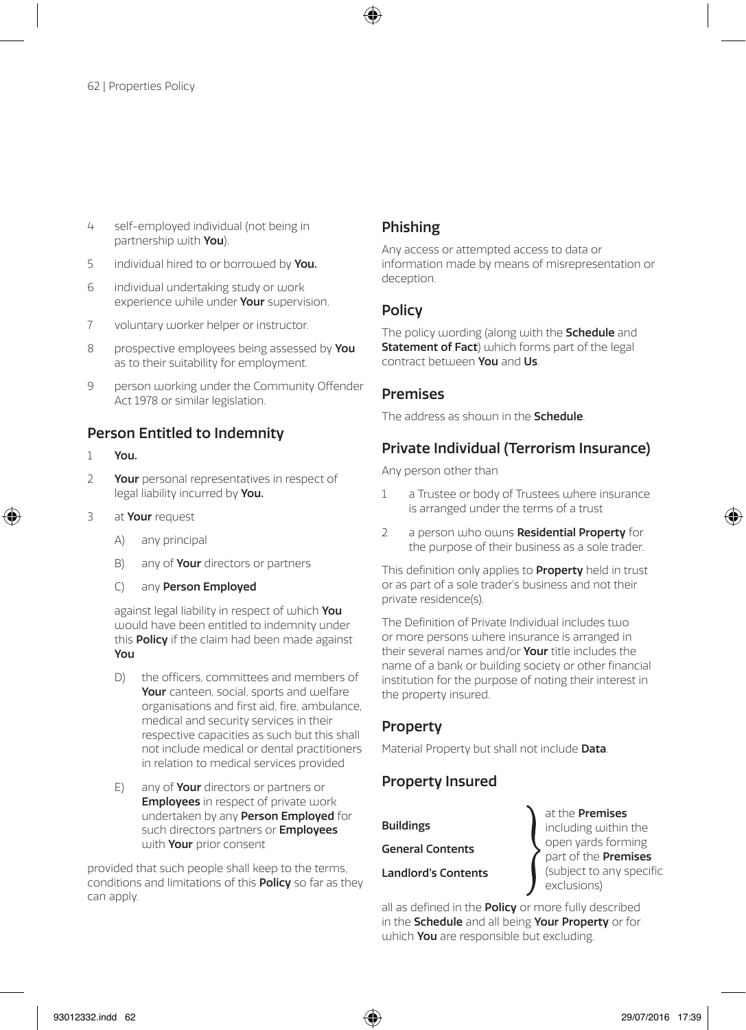4 self-employed individual (not being in partnership with **You**).

5 individual hired to or borrowed by **You.**

6 individual undertaking study or work experience while under **Your** supervision.

7 voluntary worker helper or instructor.

8 prospective employees being assessed by **You** as to their suitability for employment.

9 person working under the Community Offender Act 1978 or similar legislation.

## Person Entitled to Indemnity

1 **You.**

2 **Your** personal representatives in respect of legal liability incurred by **You.**

3 at **Your** request

   A) any principal

   B) any of **Your** directors or partners

   C) any **Person Employed**

   against legal liability in respect of which **You** would have been entitled to indemnity under this **Policy** if the claim had been made against **You**

   D) the officers, committees and members of **Your** canteen, social, sports and welfare organisations and first aid, fire, ambulance, medical and security services in their respective capacities as such but this shall not include medical or dental practitioners in relation to medical services provided

   E) any of **Your** directors or partners or **Employees** in respect of private work undertaken by any **Person Employed** for such directors partners or **Employees** with **Your** prior consent

provided that such people shall keep to the terms, conditions and limitations of this **Policy** so far as they can apply.

## Phishing

Any access or attempted access to data or information made by means of misrepresentation or deception.

## Policy

The policy wording (along with the **Schedule** and **Statement of Fact**) which forms part of the legal contract between **You** and **Us**.

## Premises

The address as shown in the **Schedule**.

## Private Individual (Terrorism Insurance)

Any person other than

1 a Trustee or body of Trustees where insurance is arranged under the terms of a trust

2 a person who owns **Residential Property** for the purpose of their business as a sole trader.

This definition only applies to **Property** held in trust or as part of a sole trader's business and not their private residence(s).

The Definition of Private Individual includes two or more persons where insurance is arranged in their several names and/or **Your** title includes the name of a bank or building society or other financial institution for the purpose of noting their interest in the property insured.

## Property

Material Property but shall not include **Data**.

## Property Insured

**Buildings**

**General Contents**

**Landlord's Contents**

at the **Premises** including within the open yards forming part of the **Premises** (subject to any specific exclusions)

all as defined in the **Policy** or more fully described in the **Schedule** and all being **Your Property** or for which **You** are responsible but excluding.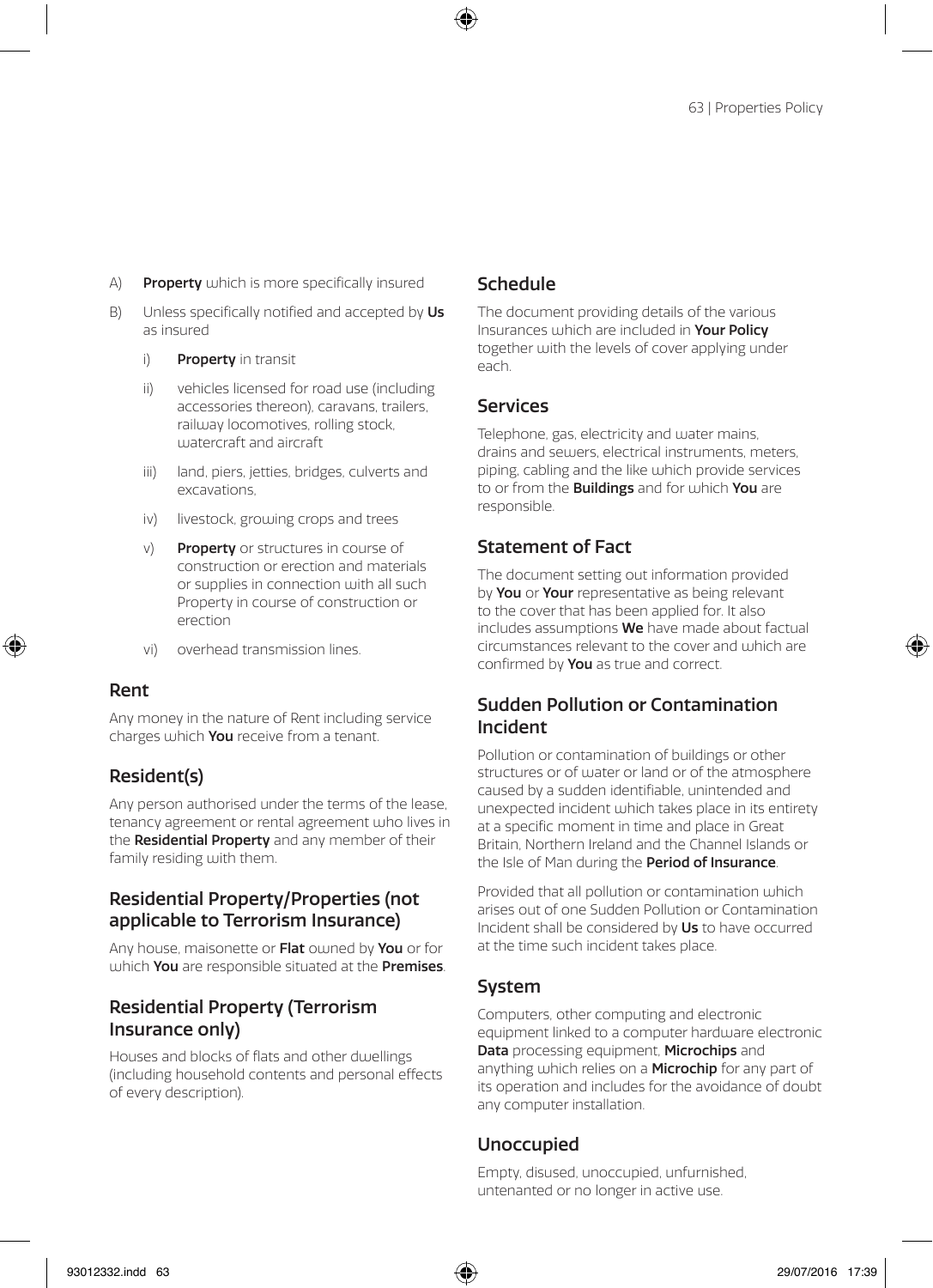A) **Property** which is more specifically insured

B) Unless specifically notified and accepted by **Us** as insured

   i) **Property** in transit

   ii) vehicles licensed for road use (including accessories thereon), caravans, trailers, railway locomotives, rolling stock, watercraft and aircraft

   iii) land, piers, jetties, bridges, culverts and excavations,

   iv) livestock, growing crops and trees

   v) **Property** or structures in course of construction or erection and materials or supplies in connection with all such Property in course of construction or erection

   vi) overhead transmission lines.

## Rent

Any money in the nature of Rent including service charges which **You** receive from a tenant.

## Resident(s)

Any person authorised under the terms of the lease, tenancy agreement or rental agreement who lives in the **Residential Property** and any member of their family residing with them.

## Residential Property/Properties (not applicable to Terrorism Insurance)

Any house, maisonette or **Flat** owned by **You** or for which **You** are responsible situated at the **Premises**.

## Residential Property (Terrorism Insurance only)

Houses and blocks of flats and other dwellings (including household contents and personal effects of every description).

## Schedule

The document providing details of the various Insurances which are included in **Your Policy** together with the levels of cover applying under each.

## Services

Telephone, gas, electricity and water mains, drains and sewers, electrical instruments, meters, piping, cabling and the like which provide services to or from the **Buildings** and for which **You** are responsible.

## Statement of Fact

The document setting out information provided by **You** or **Your** representative as being relevant to the cover that has been applied for. It also includes assumptions **We** have made about factual circumstances relevant to the cover and which are confirmed by **You** as true and correct.

## Sudden Pollution or Contamination Incident

Pollution or contamination of buildings or other structures or of water or land or of the atmosphere caused by a sudden identifiable, unintended and unexpected incident which takes place in its entirety at a specific moment in time and place in Great Britain, Northern Ireland and the Channel Islands or the Isle of Man during the **Period of Insurance**.

Provided that all pollution or contamination which arises out of one Sudden Pollution or Contamination Incident shall be considered by **Us** to have occurred at the time such incident takes place.

## System

Computers, other computing and electronic equipment linked to a computer hardware electronic **Data** processing equipment, **Microchips** and anything which relies on a **Microchip** for any part of its operation and includes for the avoidance of doubt any computer installation.

## Unoccupied

Empty, disused, unoccupied, unfurnished, untenanted or no longer in active use.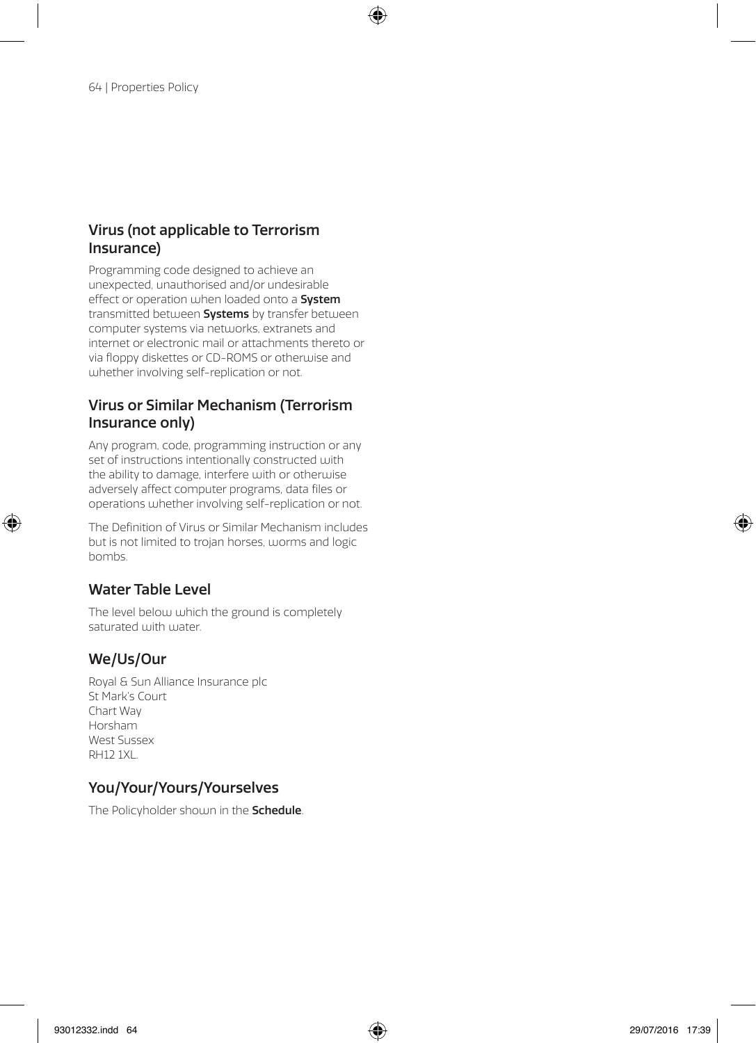## Virus (not applicable to Terrorism Insurance)

Programming code designed to achieve an unexpected, unauthorised and/or undesirable effect or operation when loaded onto a **System** transmitted between **Systems** by transfer between computer systems via networks, extranets and internet or electronic mail or attachments thereto or via floppy diskettes or CD-ROMS or otherwise and whether involving self-replication or not.

## Virus or Similar Mechanism (Terrorism Insurance only)

Any program, code, programming instruction or any set of instructions intentionally constructed with the ability to damage, interfere with or otherwise adversely affect computer programs, data files or operations whether involving self-replication or not.

The Definition of Virus or Similar Mechanism includes but is not limited to trojan horses, worms and logic bombs.

## Water Table Level

The level below which the ground is completely saturated with water.

## We/Us/Our

Royal & Sun Alliance Insurance plc
St Mark's Court
Chart Way
Horsham
West Sussex
RH12 1XL.

## You/Your/Yours/Yourselves

The Policyholder shown in the **Schedule**.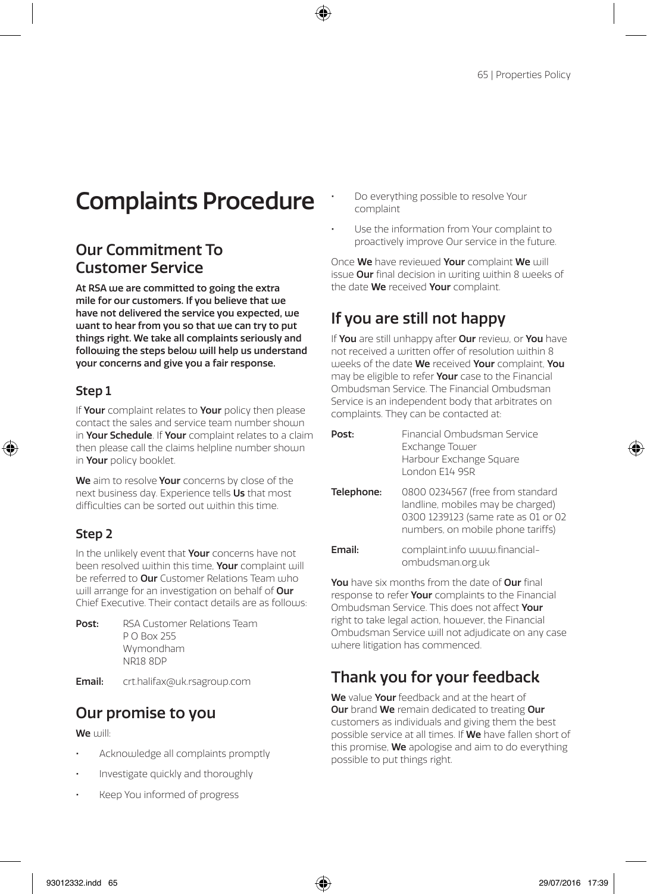# Complaints Procedure

## Our Commitment To Customer Service

**At RSA we are committed to going the extra mile for our customers. If you believe that we have not delivered the service you expected, we want to hear from you so that we can try to put things right. We take all complaints seriously and following the steps below will help us understand your concerns and give you a fair response.**

### Step 1

If **Your** complaint relates to **Your** policy then please contact the sales and service team number shown in **Your Schedule**. If **Your** complaint relates to a claim then please call the claims helpline number shown in **Your** policy booklet.

**We** aim to resolve **Your** concerns by close of the next business day. Experience tells **Us** that most difficulties can be sorted out within this time.

### Step 2

In the unlikely event that **Your** concerns have not been resolved within this time, **Your** complaint will be referred to **Our** Customer Relations Team who will arrange for an investigation on behalf of **Our** Chief Executive. Their contact details are as follows:

**Post:** RSA Customer Relations Team
P O Box 255
Wymondham
NR18 8DP

**Email:** crt.halifax@uk.rsagroup.com

## Our promise to you

**We** will:

- Acknowledge all complaints promptly
- Investigate quickly and thoroughly
- Keep You informed of progress
- Do everything possible to resolve Your complaint
- Use the information from Your complaint to proactively improve Our service in the future.

Once **We** have reviewed **Your** complaint **We** will issue **Our** final decision in writing within 8 weeks of the date **We** received **Your** complaint.

## If you are still not happy

If **You** are still unhappy after **Our** review, or **You** have not received a written offer of resolution within 8 weeks of the date **We** received **Your** complaint, **You** may be eligible to refer **Your** case to the Financial Ombudsman Service. The Financial Ombudsman Service is an independent body that arbitrates on complaints. They can be contacted at:

**Post:** Financial Ombudsman Service
Exchange Tower
Harbour Exchange Square
London E14 9SR

**Telephone:** 0800 0234567 (free from standard landline, mobiles may be charged)
0300 1239123 (same rate as 01 or 02 numbers, on mobile phone tariffs)

**Email:** complaint.info www.financial-ombudsman.org.uk

**You** have six months from the date of **Our** final response to refer **Your** complaints to the Financial Ombudsman Service. This does not affect **Your** right to take legal action, however, the Financial Ombudsman Service will not adjudicate on any case where litigation has commenced.

## Thank you for your feedback

**We** value **Your** feedback and at the heart of **Our** brand **We** remain dedicated to treating **Our** customers as individuals and giving them the best possible service at all times. If **We** have fallen short of this promise, **We** apologise and aim to do everything possible to put things right.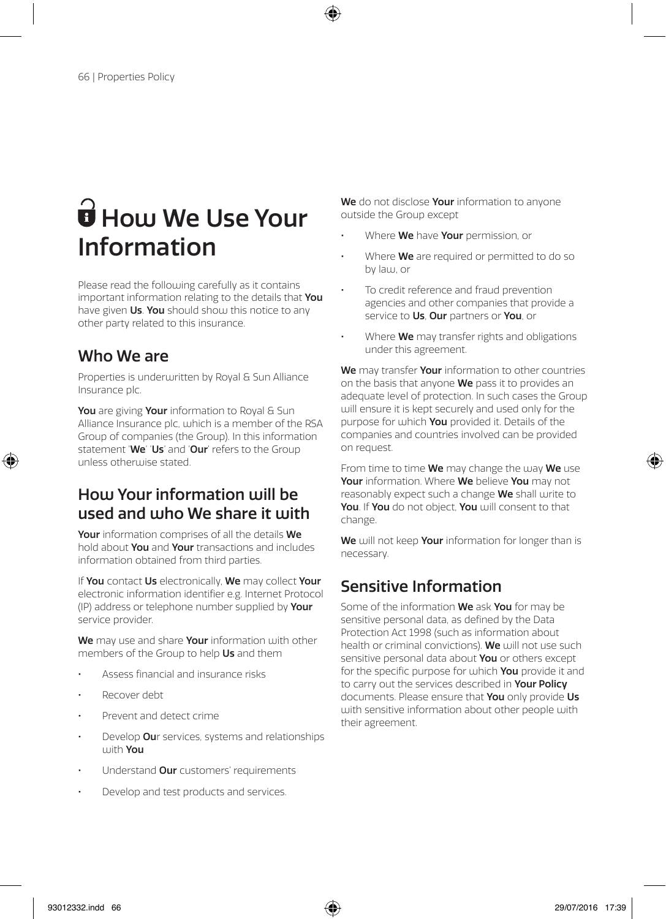# How We Use Your Information

Please read the following carefully as it contains important information relating to the details that **You** have given **Us**. **You** should show this notice to any other party related to this insurance.

## Who We are

Properties is underwritten by Royal & Sun Alliance Insurance plc.

**You** are giving **Your** information to Royal & Sun Alliance Insurance plc, which is a member of the RSA Group of companies (the Group). In this information statement '**We**' '**Us**' and '**Our**' refers to the Group unless otherwise stated.

## How Your information will be used and who We share it with

**Your** information comprises of all the details **We** hold about **You** and **Your** transactions and includes information obtained from third parties.

If **You** contact **Us** electronically, **We** may collect **Your** electronic information identifier e.g. Internet Protocol (IP) address or telephone number supplied by **Your** service provider.

**We** may use and share **Your** information with other members of the Group to help **Us** and them

- Assess financial and insurance risks
- Recover debt
- Prevent and detect crime
- Develop **Ou**r services, systems and relationships with **You**
- Understand **Our** customers' requirements
- Develop and test products and services.

**We** do not disclose **Your** information to anyone outside the Group except

- Where **We** have **Your** permission, or
- Where **We** are required or permitted to do so by law, or
- To credit reference and fraud prevention agencies and other companies that provide a service to **Us**, **Our** partners or **You**, or
- Where **We** may transfer rights and obligations under this agreement.

**We** may transfer **Your** information to other countries on the basis that anyone **We** pass it to provides an adequate level of protection. In such cases the Group will ensure it is kept securely and used only for the purpose for which **You** provided it. Details of the companies and countries involved can be provided on request.

From time to time **We** may change the way **We** use **Your** information. Where **We** believe **You** may not reasonably expect such a change **We** shall write to **You**. If **You** do not object, **You** will consent to that change.

**We** will not keep **Your** information for longer than is necessary.

## Sensitive Information

Some of the information **We** ask **You** for may be sensitive personal data, as defined by the Data Protection Act 1998 (such as information about health or criminal convictions). **We** will not use such sensitive personal data about **You** or others except for the specific purpose for which **You** provide it and to carry out the services described in **Your Policy** documents. Please ensure that **You** only provide **Us** with sensitive information about other people with their agreement.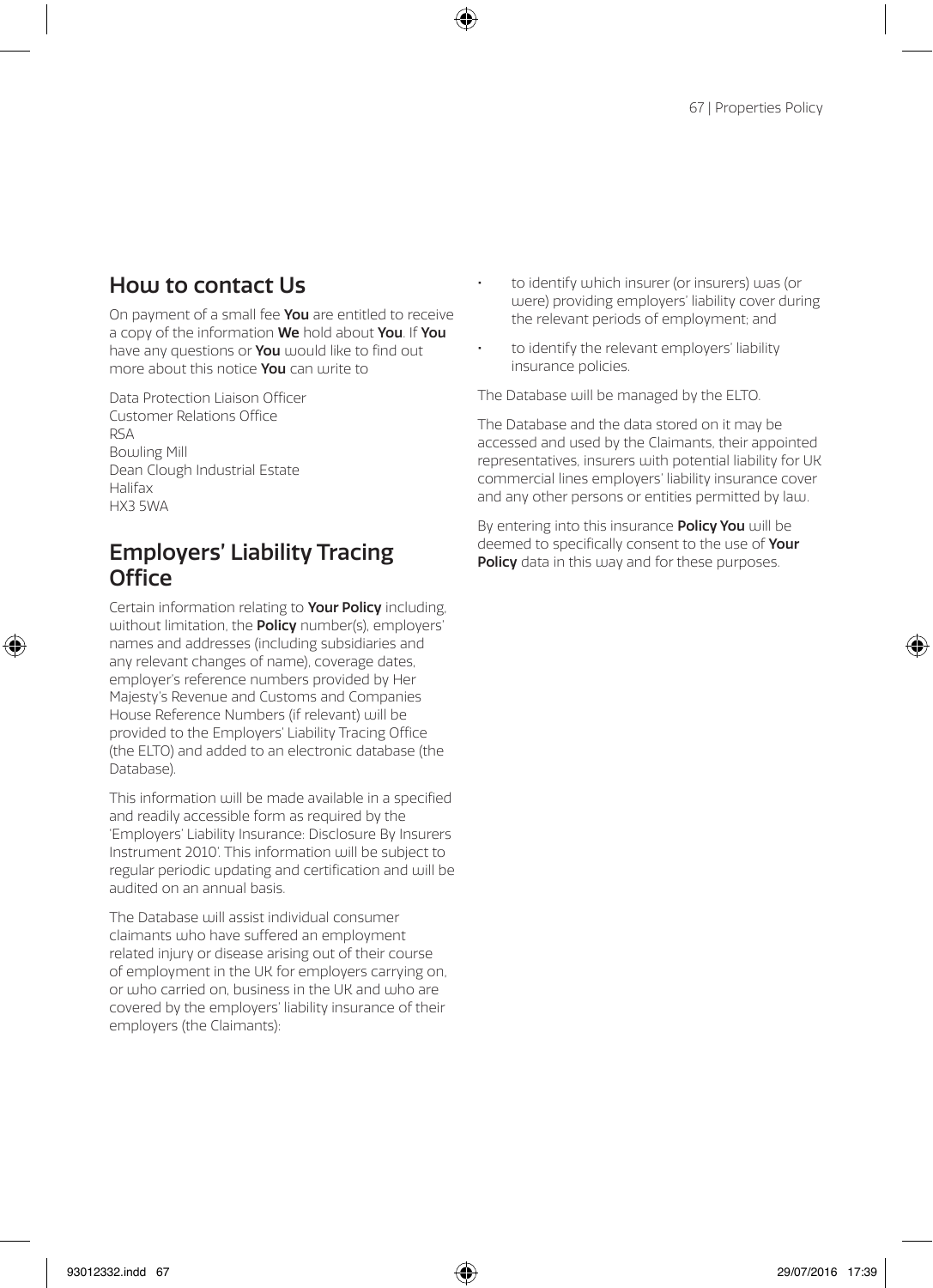## How to contact Us

On payment of a small fee **You** are entitled to receive a copy of the information **We** hold about **You**. If **You** have any questions or **You** would like to find out more about this notice **You** can write to

Data Protection Liaison Officer
Customer Relations Office
RSA
Bowling Mill
Dean Clough Industrial Estate
Halifax
HX3 5WA

## Employers' Liability Tracing Office

Certain information relating to **Your Policy** including, without limitation, the **Policy** number(s), employers' names and addresses (including subsidiaries and any relevant changes of name), coverage dates, employer's reference numbers provided by Her Majesty's Revenue and Customs and Companies House Reference Numbers (if relevant) will be provided to the Employers' Liability Tracing Office (the ELTO) and added to an electronic database (the Database).

This information will be made available in a specified and readily accessible form as required by the 'Employers' Liability Insurance: Disclosure By Insurers Instrument 2010'. This information will be subject to regular periodic updating and certification and will be audited on an annual basis.

The Database will assist individual consumer claimants who have suffered an employment related injury or disease arising out of their course of employment in the UK for employers carrying on, or who carried on, business in the UK and who are covered by the employers' liability insurance of their employers (the Claimants):

- to identify which insurer (or insurers) was (or were) providing employers' liability cover during the relevant periods of employment; and
- to identify the relevant employers' liability insurance policies.

The Database will be managed by the ELTO.

The Database and the data stored on it may be accessed and used by the Claimants, their appointed representatives, insurers with potential liability for UK commercial lines employers' liability insurance cover and any other persons or entities permitted by law.

By entering into this insurance **Policy You** will be deemed to specifically consent to the use of **Your Policy** data in this way and for these purposes.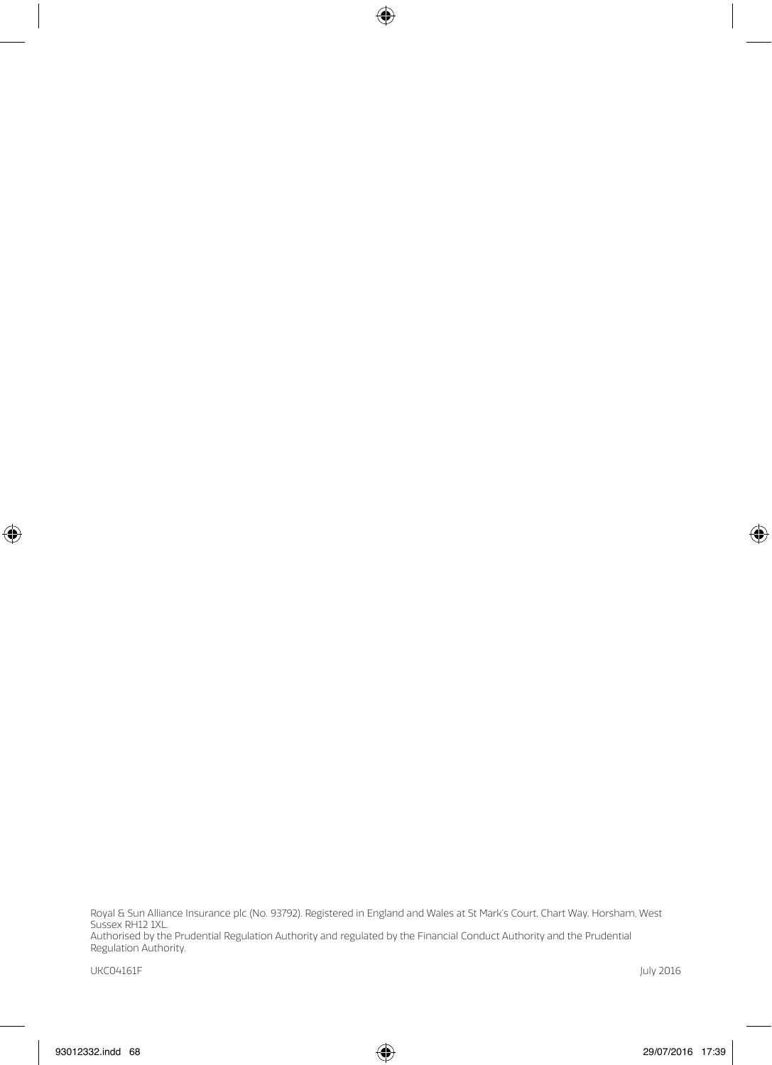Royal & Sun Alliance Insurance plc (No. 93792). Registered in England and Wales at St Mark's Court, Chart Way, Horsham, West Sussex RH12 1XL.
Authorised by the Prudential Regulation Authority and regulated by the Financial Conduct Authority and the Prudential Regulation Authority.

UKC04161F

July 2016